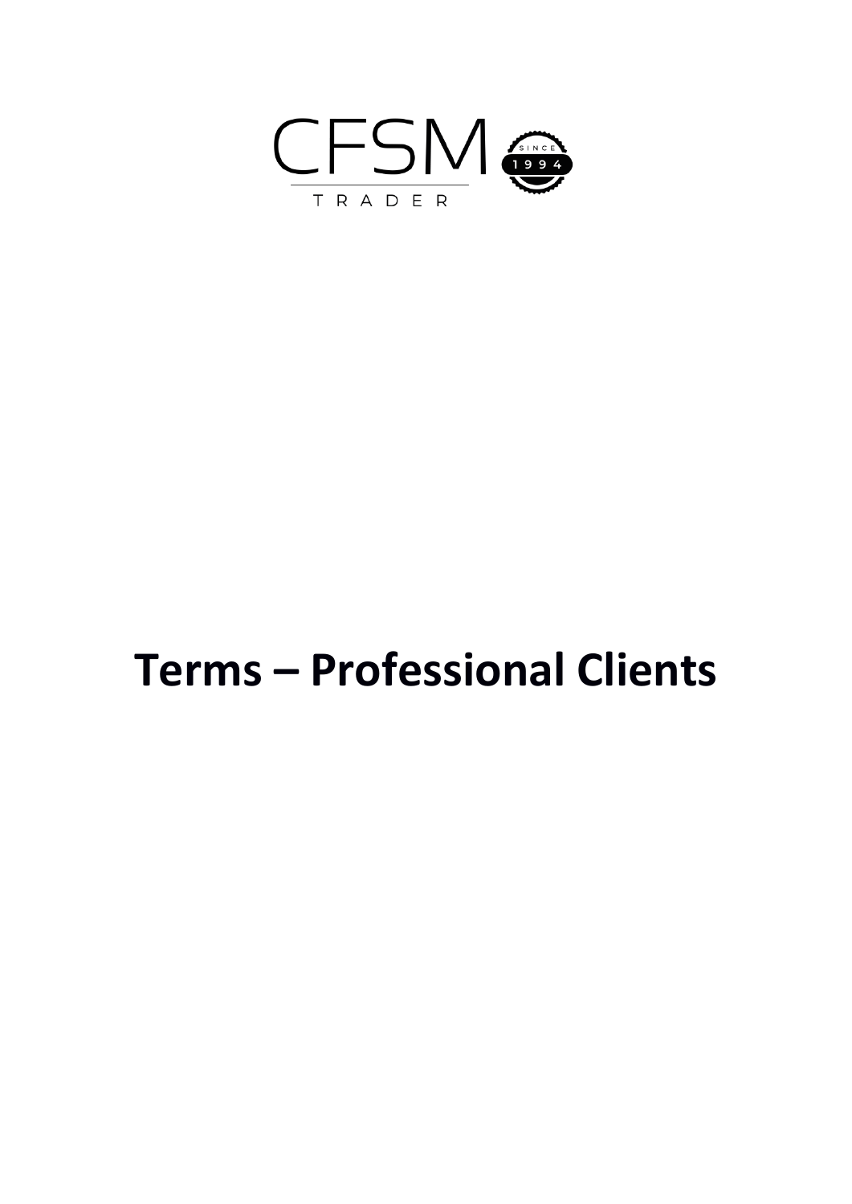CFSM

TRADER

SINCE 1994

# Terms – Professional Clients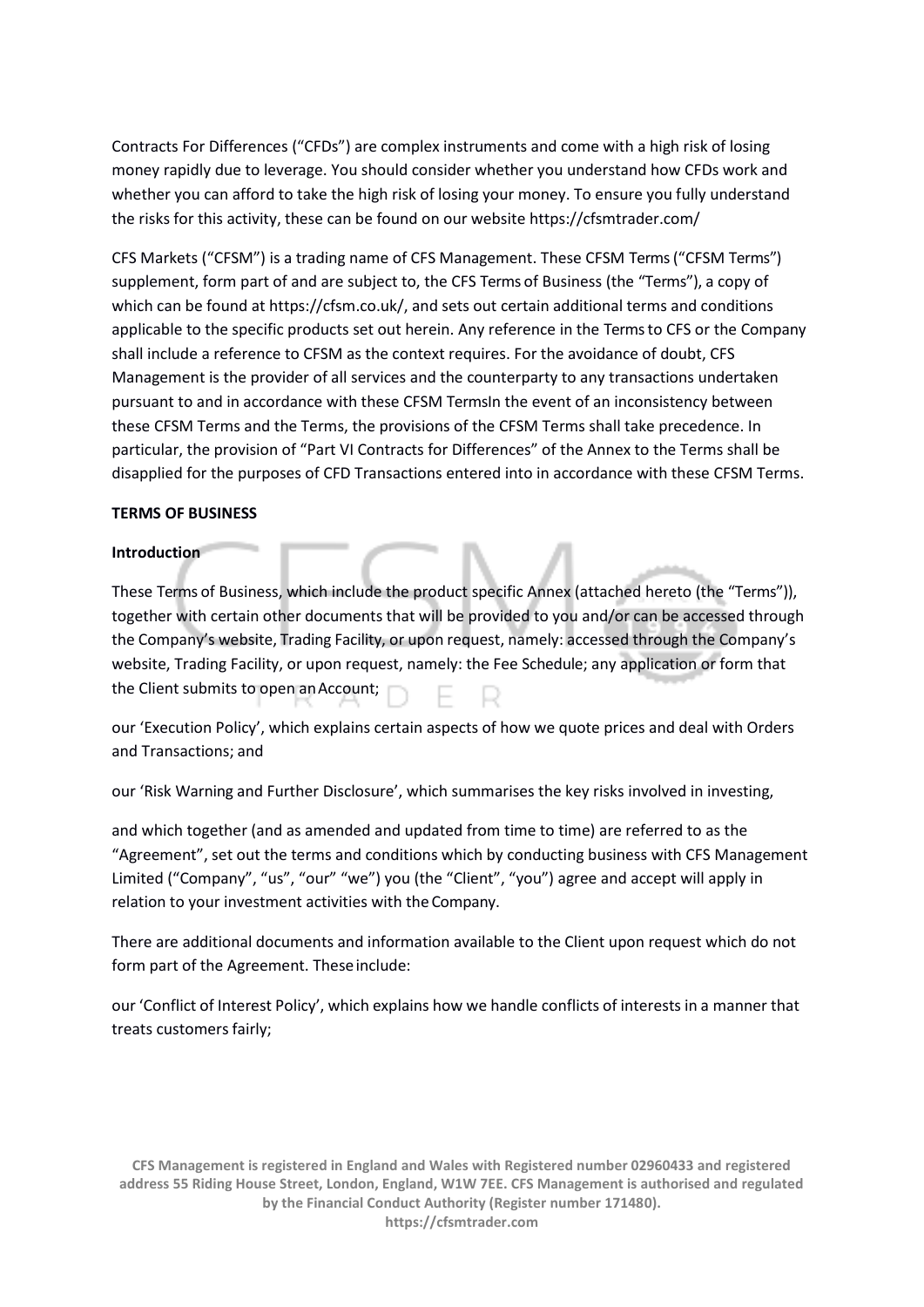Contracts For Differences ("CFDs") are complex instruments and come with a high risk of losing money rapidly due to leverage. You should consider whether you understand how CFDs work and whether you can afford to take the high risk of losing your money. To ensure you fully understand the risks for this activity, these can be found on our website https://cfsmtrader.com/

CFS Markets ("CFSM") is a trading name of CFS Management. These CFSM Terms ("CFSM Terms") supplement, form part of and are subject to, the CFS Terms of Business (the "Terms"), a copy of which can be found at https://cfsm.co.uk/, and sets out certain additional terms and conditions applicable to the specific products set out herein. Any reference in the Terms to CFS or the Company shall include a reference to CFSM as the context requires. For the avoidance of doubt, CFS Management is the provider of all services and the counterparty to any transactions undertaken pursuant to and in accordance with these CFSM TermsIn the event of an inconsistency between these CFSM Terms and the Terms, the provisions of the CFSM Terms shall take precedence. In particular, the provision of "Part VI Contracts for Differences" of the Annex to the Terms shall be disapplied for the purposes of CFD Transactions entered into in accordance with these CFSM Terms.

**TERMS OF BUSINESS**

**Introduction**

These Terms of Business, which include the product specific Annex (attached hereto (the "Terms")), together with certain other documents that will be provided to you and/or can be accessed through the Company's website, Trading Facility, or upon request, namely: accessed through the Company's website, Trading Facility, or upon request, namely: the Fee Schedule; any application or form that the Client submits to open an Account;

our 'Execution Policy', which explains certain aspects of how we quote prices and deal with Orders and Transactions; and

our 'Risk Warning and Further Disclosure', which summarises the key risks involved in investing,

and which together (and as amended and updated from time to time) are referred to as the "Agreement", set out the terms and conditions which by conducting business with CFS Management Limited ("Company", "us", "our" "we") you (the "Client", "you") agree and accept will apply in relation to your investment activities with the Company.

There are additional documents and information available to the Client upon request which do not form part of the Agreement. These include:

our 'Conflict of Interest Policy', which explains how we handle conflicts of interests in a manner that treats customers fairly;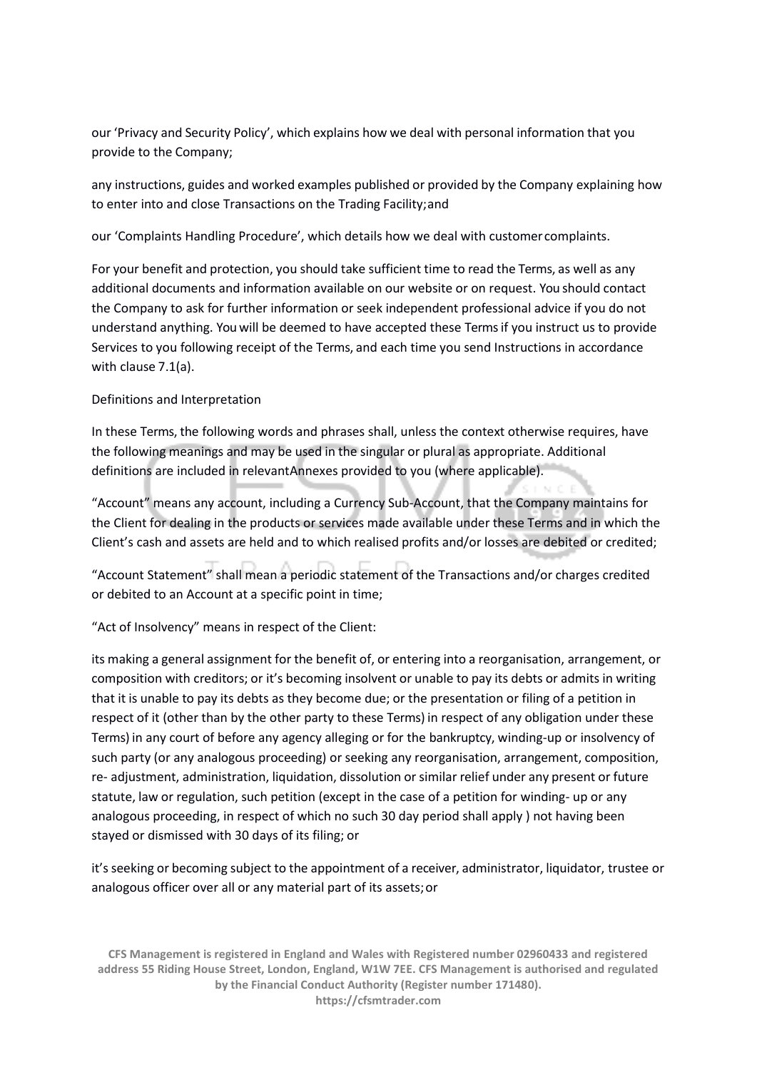our 'Privacy and Security Policy', which explains how we deal with personal information that you provide to the Company;

any instructions, guides and worked examples published or provided by the Company explaining how to enter into and close Transactions on the Trading Facility; and

our 'Complaints Handling Procedure', which details how we deal with customer complaints.

For your benefit and protection, you should take sufficient time to read the Terms, as well as any additional documents and information available on our website or on request. You should contact the Company to ask for further information or seek independent professional advice if you do not understand anything. You will be deemed to have accepted these Terms if you instruct us to provide Services to you following receipt of the Terms, and each time you send Instructions in accordance with clause 7.1(a).

## Definitions and Interpretation

In these Terms, the following words and phrases shall, unless the context otherwise requires, have the following meanings and may be used in the singular or plural as appropriate. Additional definitions are included in relevantAnnexes provided to you (where applicable).

"Account" means any account, including a Currency Sub-Account, that the Company maintains for the Client for dealing in the products or services made available under these Terms and in which the Client's cash and assets are held and to which realised profits and/or losses are debited or credited;

"Account Statement" shall mean a periodic statement of the Transactions and/or charges credited or debited to an Account at a specific point in time;

"Act of Insolvency" means in respect of the Client:

its making a general assignment for the benefit of, or entering into a reorganisation, arrangement, or composition with creditors; or it's becoming insolvent or unable to pay its debts or admits in writing that it is unable to pay its debts as they become due; or the presentation or filing of a petition in respect of it (other than by the other party to these Terms) in respect of any obligation under these Terms) in any court of before any agency alleging or for the bankruptcy, winding-up or insolvency of such party (or any analogous proceeding) or seeking any reorganisation, arrangement, composition, re- adjustment, administration, liquidation, dissolution or similar relief under any present or future statute, law or regulation, such petition (except in the case of a petition for winding- up or any analogous proceeding, in respect of which no such 30 day period shall apply ) not having been stayed or dismissed with 30 days of its filing; or

it's seeking or becoming subject to the appointment of a receiver, administrator, liquidator, trustee or analogous officer over all or any material part of its assets; or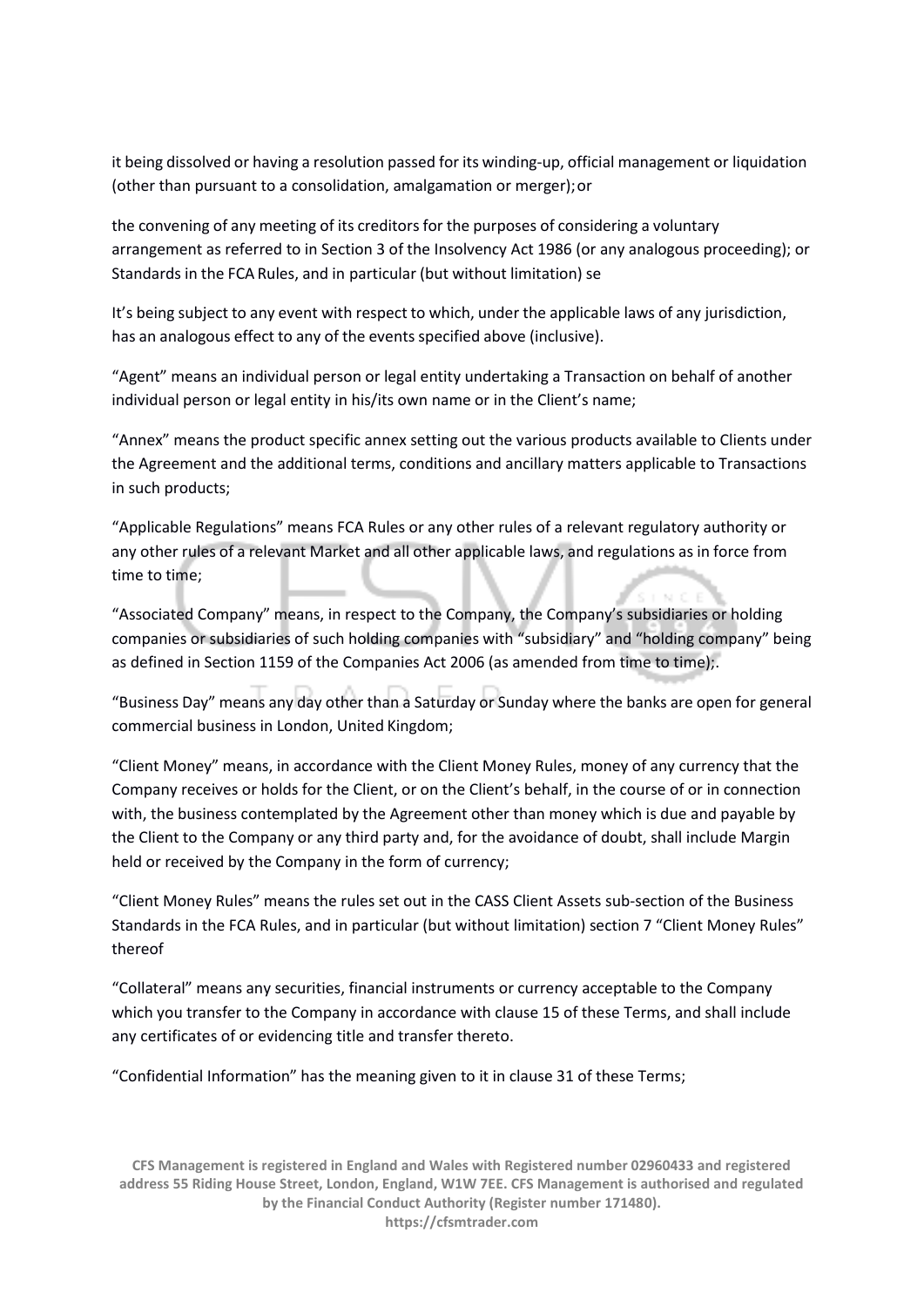it being dissolved or having a resolution passed for its winding-up, official management or liquidation (other than pursuant to a consolidation, amalgamation or merger); or

the convening of any meeting of its creditors for the purposes of considering a voluntary arrangement as referred to in Section 3 of the Insolvency Act 1986 (or any analogous proceeding); or Standards in the FCA Rules, and in particular (but without limitation) se

It's being subject to any event with respect to which, under the applicable laws of any jurisdiction, has an analogous effect to any of the events specified above (inclusive).

"Agent" means an individual person or legal entity undertaking a Transaction on behalf of another individual person or legal entity in his/its own name or in the Client's name;

"Annex" means the product specific annex setting out the various products available to Clients under the Agreement and the additional terms, conditions and ancillary matters applicable to Transactions in such products;

"Applicable Regulations" means FCA Rules or any other rules of a relevant regulatory authority or any other rules of a relevant Market and all other applicable laws, and regulations as in force from time to time;

"Associated Company" means, in respect to the Company, the Company's subsidiaries or holding companies or subsidiaries of such holding companies with "subsidiary" and "holding company" being as defined in Section 1159 of the Companies Act 2006 (as amended from time to time);.

"Business Day" means any day other than a Saturday or Sunday where the banks are open for general commercial business in London, United Kingdom;

"Client Money" means, in accordance with the Client Money Rules, money of any currency that the Company receives or holds for the Client, or on the Client's behalf, in the course of or in connection with, the business contemplated by the Agreement other than money which is due and payable by the Client to the Company or any third party and, for the avoidance of doubt, shall include Margin held or received by the Company in the form of currency;

"Client Money Rules" means the rules set out in the CASS Client Assets sub-section of the Business Standards in the FCA Rules, and in particular (but without limitation) section 7 "Client Money Rules" thereof

"Collateral" means any securities, financial instruments or currency acceptable to the Company which you transfer to the Company in accordance with clause 15 of these Terms, and shall include any certificates of or evidencing title and transfer thereto.

"Confidential Information" has the meaning given to it in clause 31 of these Terms;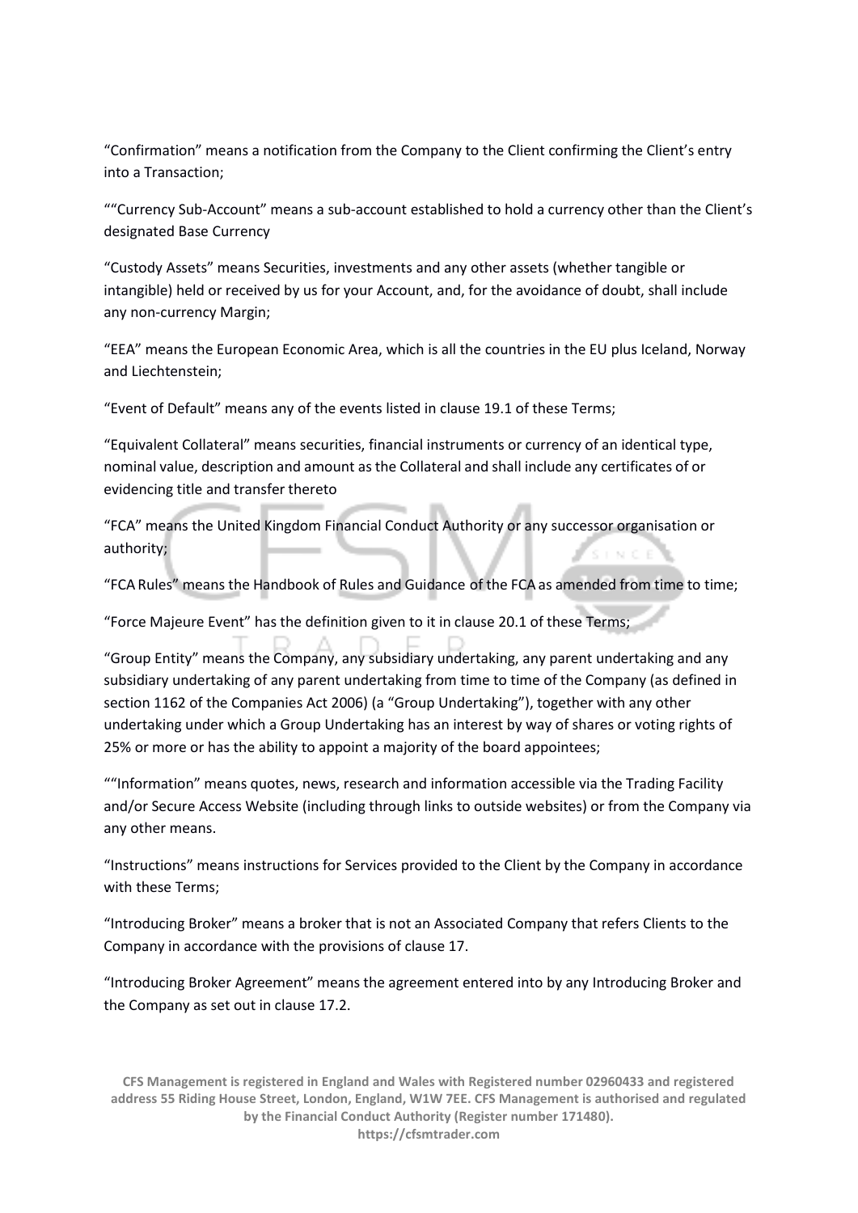“Confirmation” means a notification from the Company to the Client confirming the Client’s entry into a Transaction;

““Currency Sub-Account” means a sub-account established to hold a currency other than the Client’s designated Base Currency

“Custody Assets” means Securities, investments and any other assets (whether tangible or intangible) held or received by us for your Account, and, for the avoidance of doubt, shall include any non-currency Margin;

“EEA” means the European Economic Area, which is all the countries in the EU plus Iceland, Norway and Liechtenstein;

“Event of Default” means any of the events listed in clause 19.1 of these Terms;

“Equivalent Collateral” means securities, financial instruments or currency of an identical type, nominal value, description and amount as the Collateral and shall include any certificates of or evidencing title and transfer thereto

“FCA” means the United Kingdom Financial Conduct Authority or any successor organisation or authority;

“FCA Rules” means the Handbook of Rules and Guidance of the FCA as amended from time to time;

“Force Majeure Event” has the definition given to it in clause 20.1 of these Terms;

“Group Entity” means the Company, any subsidiary undertaking, any parent undertaking and any subsidiary undertaking of any parent undertaking from time to time of the Company (as defined in section 1162 of the Companies Act 2006) (a “Group Undertaking”), together with any other undertaking under which a Group Undertaking has an interest by way of shares or voting rights of 25% or more or has the ability to appoint a majority of the board appointees;

““Information” means quotes, news, research and information accessible via the Trading Facility and/or Secure Access Website (including through links to outside websites) or from the Company via any other means.

“Instructions” means instructions for Services provided to the Client by the Company in accordance with these Terms;

“Introducing Broker” means a broker that is not an Associated Company that refers Clients to the Company in accordance with the provisions of clause 17.

“Introducing Broker Agreement” means the agreement entered into by any Introducing Broker and the Company as set out in clause 17.2.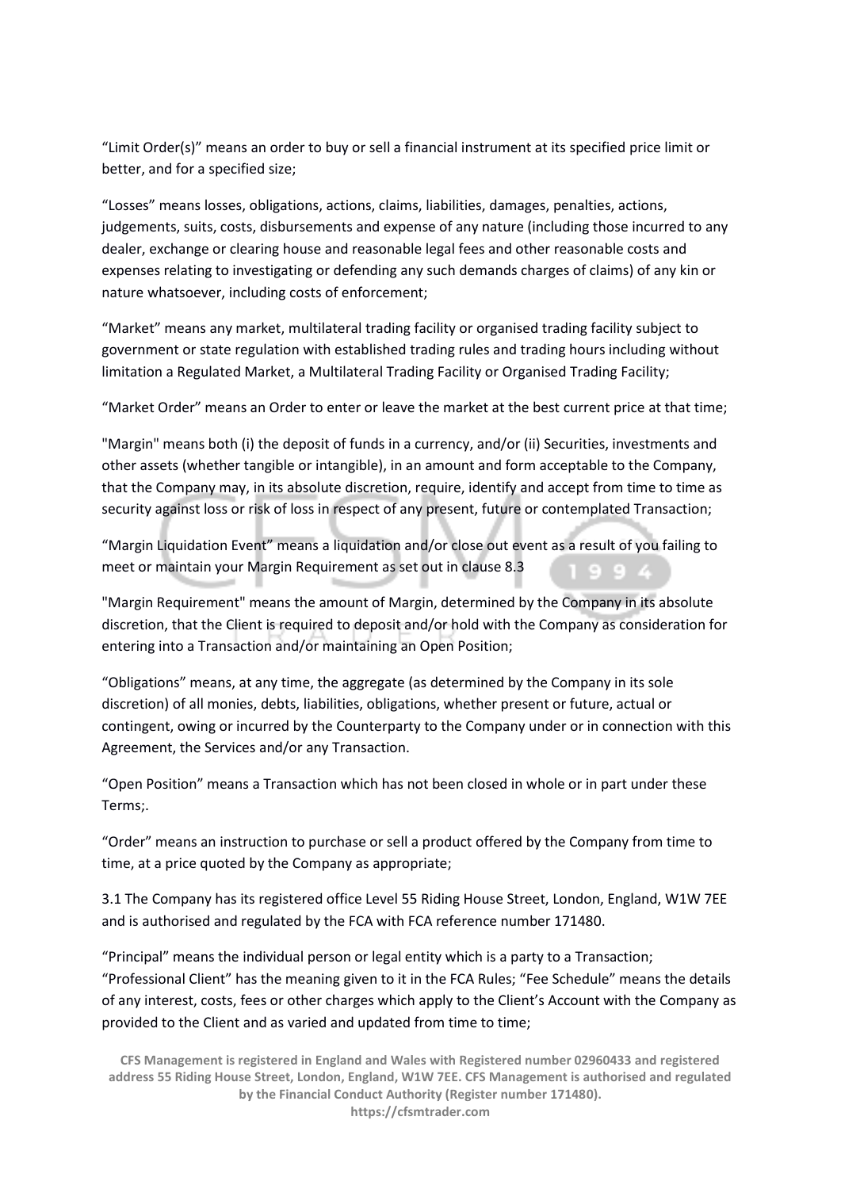"Limit Order(s)" means an order to buy or sell a financial instrument at its specified price limit or better, and for a specified size;

"Losses" means losses, obligations, actions, claims, liabilities, damages, penalties, actions, judgements, suits, costs, disbursements and expense of any nature (including those incurred to any dealer, exchange or clearing house and reasonable legal fees and other reasonable costs and expenses relating to investigating or defending any such demands charges of claims) of any kin or nature whatsoever, including costs of enforcement;

"Market" means any market, multilateral trading facility or organised trading facility subject to government or state regulation with established trading rules and trading hours including without limitation a Regulated Market, a Multilateral Trading Facility or Organised Trading Facility;

"Market Order" means an Order to enter or leave the market at the best current price at that time;

"Margin" means both (i) the deposit of funds in a currency, and/or (ii) Securities, investments and other assets (whether tangible or intangible), in an amount and form acceptable to the Company, that the Company may, in its absolute discretion, require, identify and accept from time to time as security against loss or risk of loss in respect of any present, future or contemplated Transaction;

"Margin Liquidation Event" means a liquidation and/or close out event as a result of you failing to meet or maintain your Margin Requirement as set out in clause 8.3

"Margin Requirement" means the amount of Margin, determined by the Company in its absolute discretion, that the Client is required to deposit and/or hold with the Company as consideration for entering into a Transaction and/or maintaining an Open Position;

"Obligations" means, at any time, the aggregate (as determined by the Company in its sole discretion) of all monies, debts, liabilities, obligations, whether present or future, actual or contingent, owing or incurred by the Counterparty to the Company under or in connection with this Agreement, the Services and/or any Transaction.

"Open Position" means a Transaction which has not been closed in whole or in part under these Terms;.

"Order" means an instruction to purchase or sell a product offered by the Company from time to time, at a price quoted by the Company as appropriate;

3.1 The Company has its registered office Level 55 Riding House Street, London, England, W1W 7EE and is authorised and regulated by the FCA with FCA reference number 171480.

"Principal" means the individual person or legal entity which is a party to a Transaction; "Professional Client" has the meaning given to it in the FCA Rules; "Fee Schedule" means the details of any interest, costs, fees or other charges which apply to the Client's Account with the Company as provided to the Client and as varied and updated from time to time;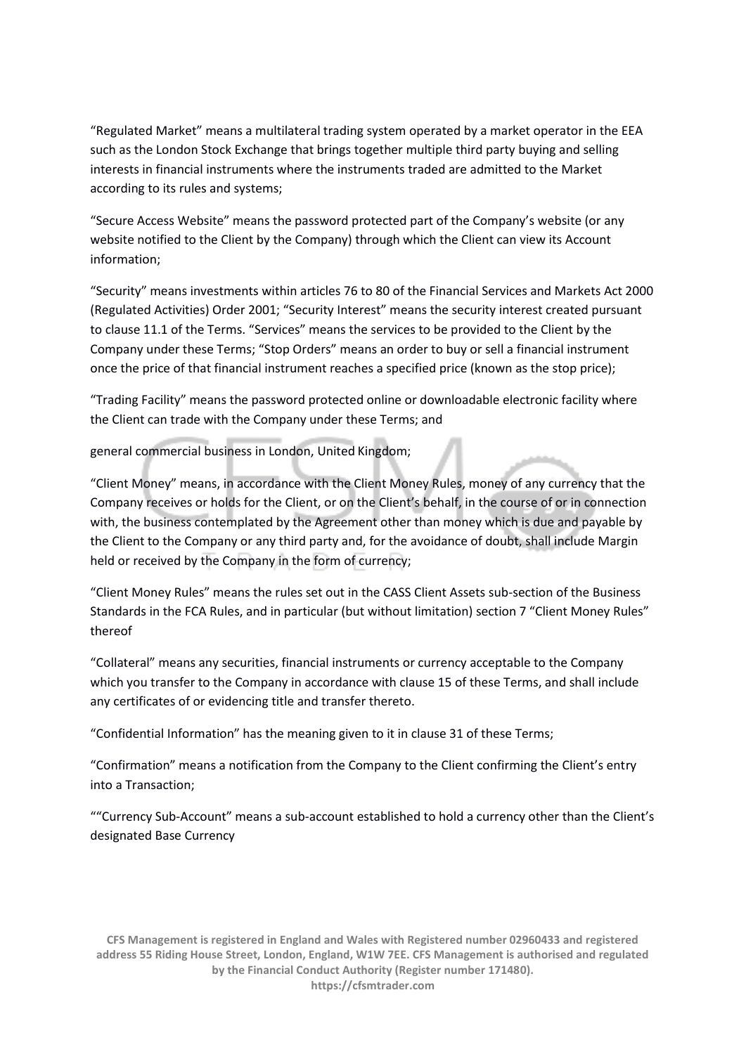"Regulated Market" means a multilateral trading system operated by a market operator in the EEA such as the London Stock Exchange that brings together multiple third party buying and selling interests in financial instruments where the instruments traded are admitted to the Market according to its rules and systems;

"Secure Access Website" means the password protected part of the Company's website (or any website notified to the Client by the Company) through which the Client can view its Account information;

"Security" means investments within articles 76 to 80 of the Financial Services and Markets Act 2000 (Regulated Activities) Order 2001; "Security Interest" means the security interest created pursuant to clause 11.1 of the Terms. "Services" means the services to be provided to the Client by the Company under these Terms; "Stop Orders" means an order to buy or sell a financial instrument once the price of that financial instrument reaches a specified price (known as the stop price);

"Trading Facility" means the password protected online or downloadable electronic facility where the Client can trade with the Company under these Terms; and

general commercial business in London, United Kingdom;

"Client Money" means, in accordance with the Client Money Rules, money of any currency that the Company receives or holds for the Client, or on the Client's behalf, in the course of or in connection with, the business contemplated by the Agreement other than money which is due and payable by the Client to the Company or any third party and, for the avoidance of doubt, shall include Margin held or received by the Company in the form of currency;

"Client Money Rules" means the rules set out in the CASS Client Assets sub-section of the Business Standards in the FCA Rules, and in particular (but without limitation) section 7 "Client Money Rules" thereof

"Collateral" means any securities, financial instruments or currency acceptable to the Company which you transfer to the Company in accordance with clause 15 of these Terms, and shall include any certificates of or evidencing title and transfer thereto.

"Confidential Information" has the meaning given to it in clause 31 of these Terms;

"Confirmation" means a notification from the Company to the Client confirming the Client's entry into a Transaction;

""Currency Sub-Account" means a sub-account established to hold a currency other than the Client's designated Base Currency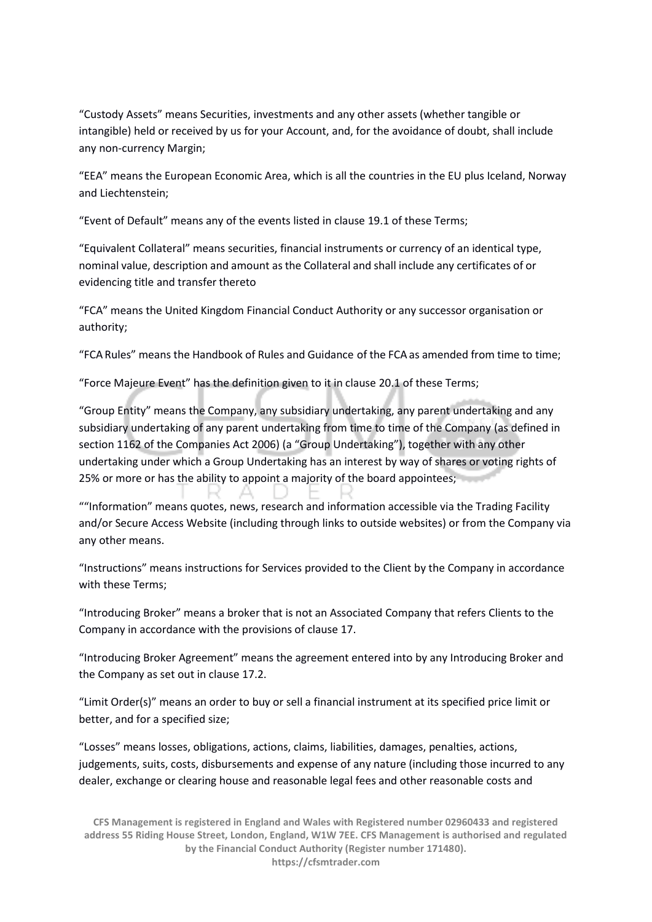“Custody Assets” means Securities, investments and any other assets (whether tangible or intangible) held or received by us for your Account, and, for the avoidance of doubt, shall include any non-currency Margin;

“EEA” means the European Economic Area, which is all the countries in the EU plus Iceland, Norway and Liechtenstein;

“Event of Default” means any of the events listed in clause 19.1 of these Terms;

“Equivalent Collateral” means securities, financial instruments or currency of an identical type, nominal value, description and amount as the Collateral and shall include any certificates of or evidencing title and transfer thereto

“FCA” means the United Kingdom Financial Conduct Authority or any successor organisation or authority;

“FCA Rules” means the Handbook of Rules and Guidance of the FCA as amended from time to time;

“Force Majeure Event” has the definition given to it in clause 20.1 of these Terms;

“Group Entity” means the Company, any subsidiary undertaking, any parent undertaking and any subsidiary undertaking of any parent undertaking from time to time of the Company (as defined in section 1162 of the Companies Act 2006) (a “Group Undertaking”), together with any other undertaking under which a Group Undertaking has an interest by way of shares or voting rights of 25% or more or has the ability to appoint a majority of the board appointees;

““Information” means quotes, news, research and information accessible via the Trading Facility and/or Secure Access Website (including through links to outside websites) or from the Company via any other means.

“Instructions” means instructions for Services provided to the Client by the Company in accordance with these Terms;

“Introducing Broker” means a broker that is not an Associated Company that refers Clients to the Company in accordance with the provisions of clause 17.

“Introducing Broker Agreement” means the agreement entered into by any Introducing Broker and the Company as set out in clause 17.2.

“Limit Order(s)” means an order to buy or sell a financial instrument at its specified price limit or better, and for a specified size;

“Losses” means losses, obligations, actions, claims, liabilities, damages, penalties, actions, judgements, suits, costs, disbursements and expense of any nature (including those incurred to any dealer, exchange or clearing house and reasonable legal fees and other reasonable costs and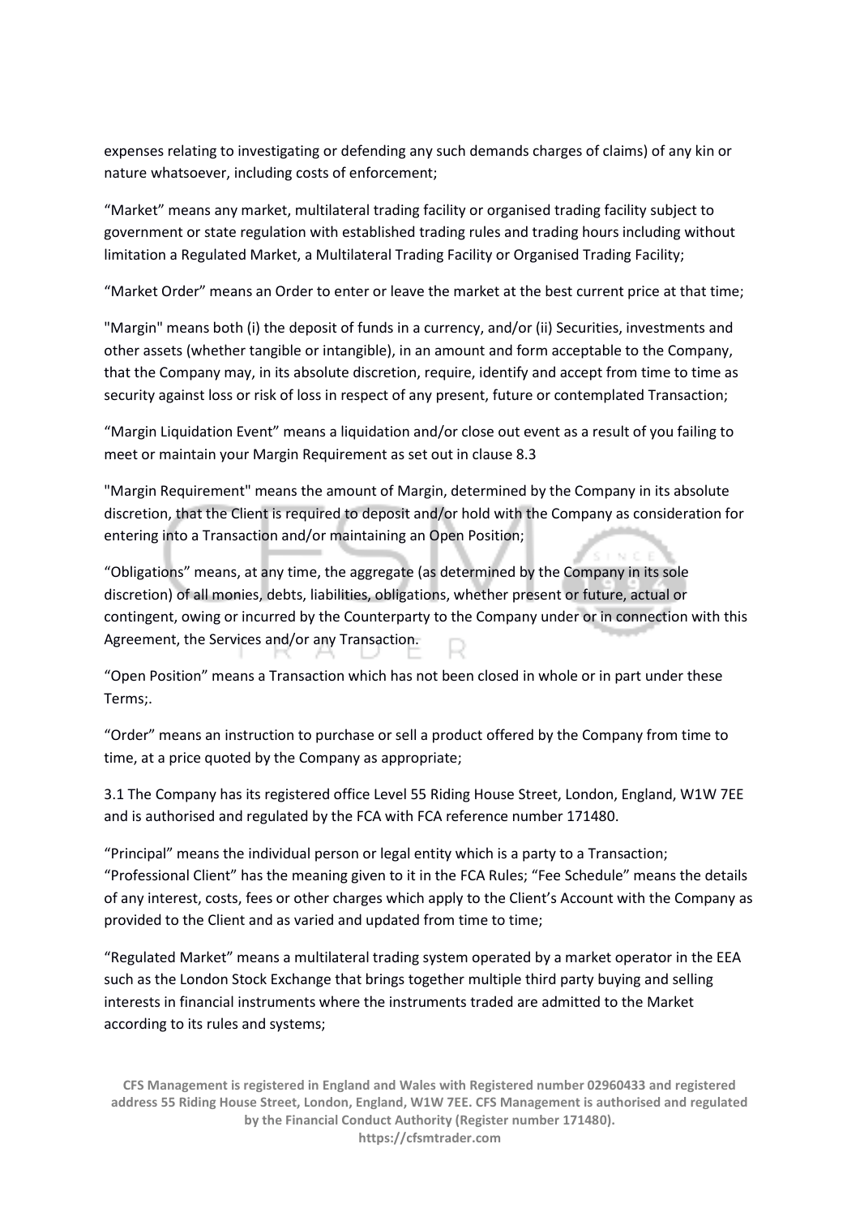expenses relating to investigating or defending any such demands charges of claims) of any kin or nature whatsoever, including costs of enforcement;

“Market” means any market, multilateral trading facility or organised trading facility subject to government or state regulation with established trading rules and trading hours including without limitation a Regulated Market, a Multilateral Trading Facility or Organised Trading Facility;

“Market Order” means an Order to enter or leave the market at the best current price at that time;

"Margin" means both (i) the deposit of funds in a currency, and/or (ii) Securities, investments and other assets (whether tangible or intangible), in an amount and form acceptable to the Company, that the Company may, in its absolute discretion, require, identify and accept from time to time as security against loss or risk of loss in respect of any present, future or contemplated Transaction;

“Margin Liquidation Event” means a liquidation and/or close out event as a result of you failing to meet or maintain your Margin Requirement as set out in clause 8.3

"Margin Requirement" means the amount of Margin, determined by the Company in its absolute discretion, that the Client is required to deposit and/or hold with the Company as consideration for entering into a Transaction and/or maintaining an Open Position;

“Obligations” means, at any time, the aggregate (as determined by the Company in its sole discretion) of all monies, debts, liabilities, obligations, whether present or future, actual or contingent, owing or incurred by the Counterparty to the Company under or in connection with this Agreement, the Services and/or any Transaction.

“Open Position” means a Transaction which has not been closed in whole or in part under these Terms;.

“Order” means an instruction to purchase or sell a product offered by the Company from time to time, at a price quoted by the Company as appropriate;

3.1 The Company has its registered office Level 55 Riding House Street, London, England, W1W 7EE and is authorised and regulated by the FCA with FCA reference number 171480.

“Principal” means the individual person or legal entity which is a party to a Transaction; “Professional Client” has the meaning given to it in the FCA Rules; “Fee Schedule” means the details of any interest, costs, fees or other charges which apply to the Client’s Account with the Company as provided to the Client and as varied and updated from time to time;

“Regulated Market” means a multilateral trading system operated by a market operator in the EEA such as the London Stock Exchange that brings together multiple third party buying and selling interests in financial instruments where the instruments traded are admitted to the Market according to its rules and systems;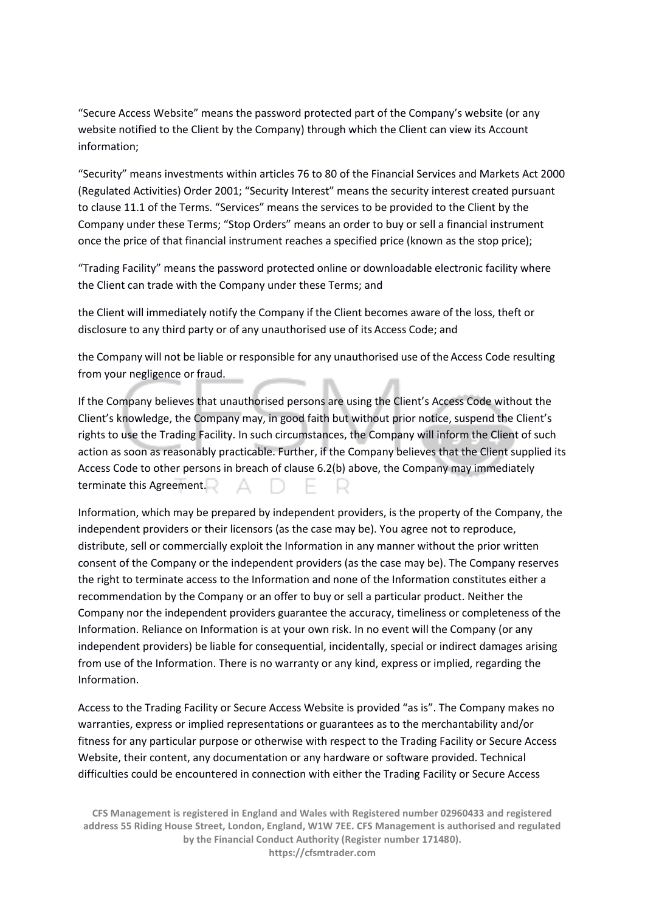"Secure Access Website" means the password protected part of the Company's website (or any website notified to the Client by the Company) through which the Client can view its Account information;

"Security" means investments within articles 76 to 80 of the Financial Services and Markets Act 2000 (Regulated Activities) Order 2001; "Security Interest" means the security interest created pursuant to clause 11.1 of the Terms. "Services" means the services to be provided to the Client by the Company under these Terms; "Stop Orders" means an order to buy or sell a financial instrument once the price of that financial instrument reaches a specified price (known as the stop price);

"Trading Facility" means the password protected online or downloadable electronic facility where the Client can trade with the Company under these Terms; and

the Client will immediately notify the Company if the Client becomes aware of the loss, theft or disclosure to any third party or of any unauthorised use of its Access Code; and

the Company will not be liable or responsible for any unauthorised use of the Access Code resulting from your negligence or fraud.

If the Company believes that unauthorised persons are using the Client's Access Code without the Client's knowledge, the Company may, in good faith but without prior notice, suspend the Client's rights to use the Trading Facility. In such circumstances, the Company will inform the Client of such action as soon as reasonably practicable. Further, if the Company believes that the Client supplied its Access Code to other persons in breach of clause 6.2(b) above, the Company may immediately terminate this Agreement.

Information, which may be prepared by independent providers, is the property of the Company, the independent providers or their licensors (as the case may be). You agree not to reproduce, distribute, sell or commercially exploit the Information in any manner without the prior written consent of the Company or the independent providers (as the case may be). The Company reserves the right to terminate access to the Information and none of the Information constitutes either a recommendation by the Company or an offer to buy or sell a particular product. Neither the Company nor the independent providers guarantee the accuracy, timeliness or completeness of the Information. Reliance on Information is at your own risk. In no event will the Company (or any independent providers) be liable for consequential, incidentally, special or indirect damages arising from use of the Information. There is no warranty or any kind, express or implied, regarding the Information.

Access to the Trading Facility or Secure Access Website is provided "as is". The Company makes no warranties, express or implied representations or guarantees as to the merchantability and/or fitness for any particular purpose or otherwise with respect to the Trading Facility or Secure Access Website, their content, any documentation or any hardware or software provided. Technical difficulties could be encountered in connection with either the Trading Facility or Secure Access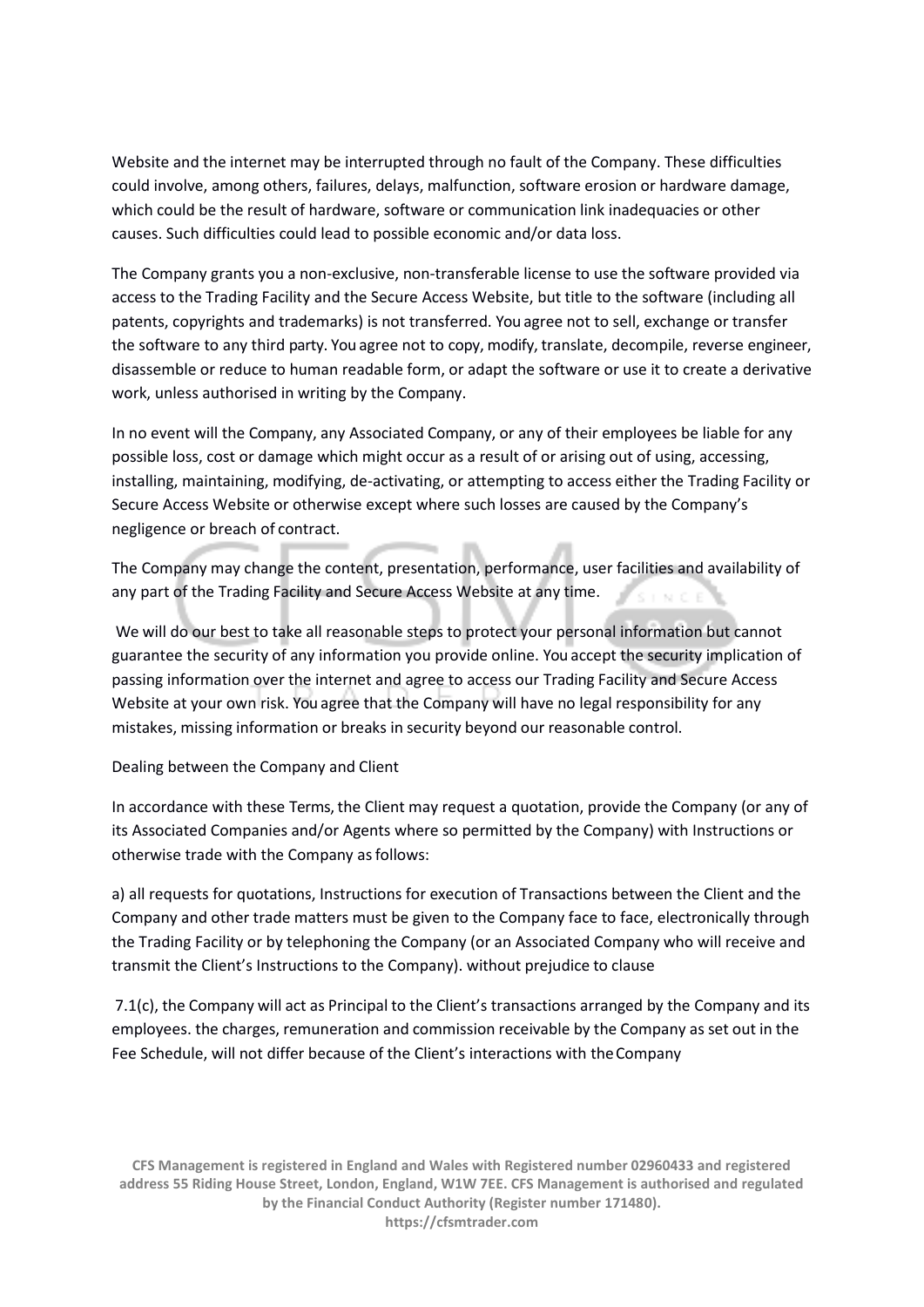Website and the internet may be interrupted through no fault of the Company. These difficulties could involve, among others, failures, delays, malfunction, software erosion or hardware damage, which could be the result of hardware, software or communication link inadequacies or other causes. Such difficulties could lead to possible economic and/or data loss.

The Company grants you a non-exclusive, non-transferable license to use the software provided via access to the Trading Facility and the Secure Access Website, but title to the software (including all patents, copyrights and trademarks) is not transferred. You agree not to sell, exchange or transfer the software to any third party. You agree not to copy, modify, translate, decompile, reverse engineer, disassemble or reduce to human readable form, or adapt the software or use it to create a derivative work, unless authorised in writing by the Company.

In no event will the Company, any Associated Company, or any of their employees be liable for any possible loss, cost or damage which might occur as a result of or arising out of using, accessing, installing, maintaining, modifying, de-activating, or attempting to access either the Trading Facility or Secure Access Website or otherwise except where such losses are caused by the Company's negligence or breach of contract.

The Company may change the content, presentation, performance, user facilities and availability of any part of the Trading Facility and Secure Access Website at any time.

We will do our best to take all reasonable steps to protect your personal information but cannot guarantee the security of any information you provide online. You accept the security implication of passing information over the internet and agree to access our Trading Facility and Secure Access Website at your own risk. You agree that the Company will have no legal responsibility for any mistakes, missing information or breaks in security beyond our reasonable control.

Dealing between the Company and Client

In accordance with these Terms, the Client may request a quotation, provide the Company (or any of its Associated Companies and/or Agents where so permitted by the Company) with Instructions or otherwise trade with the Company as follows:

a) all requests for quotations, Instructions for execution of Transactions between the Client and the Company and other trade matters must be given to the Company face to face, electronically through the Trading Facility or by telephoning the Company (or an Associated Company who will receive and transmit the Client's Instructions to the Company). without prejudice to clause

7.1(c), the Company will act as Principal to the Client's transactions arranged by the Company and its employees. the charges, remuneration and commission receivable by the Company as set out in the Fee Schedule, will not differ because of the Client's interactions with the Company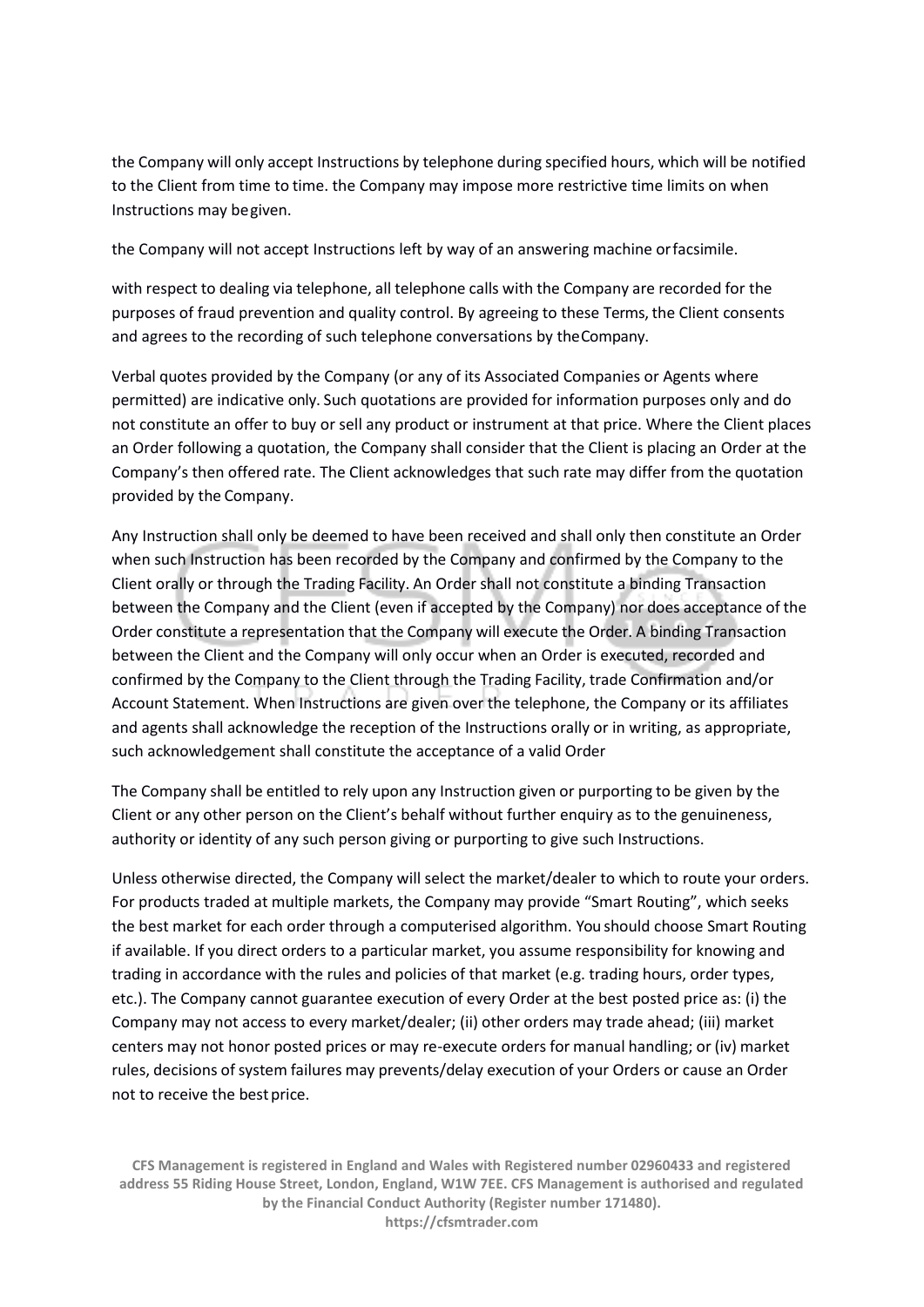the Company will only accept Instructions by telephone during specified hours, which will be notified to the Client from time to time. the Company may impose more restrictive time limits on when Instructions may be given.

the Company will not accept Instructions left by way of an answering machine or facsimile.

with respect to dealing via telephone, all telephone calls with the Company are recorded for the purposes of fraud prevention and quality control. By agreeing to these Terms, the Client consents and agrees to the recording of such telephone conversations by the Company.

Verbal quotes provided by the Company (or any of its Associated Companies or Agents where permitted) are indicative only. Such quotations are provided for information purposes only and do not constitute an offer to buy or sell any product or instrument at that price. Where the Client places an Order following a quotation, the Company shall consider that the Client is placing an Order at the Company's then offered rate. The Client acknowledges that such rate may differ from the quotation provided by the Company.

Any Instruction shall only be deemed to have been received and shall only then constitute an Order when such Instruction has been recorded by the Company and confirmed by the Company to the Client orally or through the Trading Facility. An Order shall not constitute a binding Transaction between the Company and the Client (even if accepted by the Company) nor does acceptance of the Order constitute a representation that the Company will execute the Order. A binding Transaction between the Client and the Company will only occur when an Order is executed, recorded and confirmed by the Company to the Client through the Trading Facility, trade Confirmation and/or Account Statement. When Instructions are given over the telephone, the Company or its affiliates and agents shall acknowledge the reception of the Instructions orally or in writing, as appropriate, such acknowledgement shall constitute the acceptance of a valid Order

The Company shall be entitled to rely upon any Instruction given or purporting to be given by the Client or any other person on the Client's behalf without further enquiry as to the genuineness, authority or identity of any such person giving or purporting to give such Instructions.

Unless otherwise directed, the Company will select the market/dealer to which to route your orders. For products traded at multiple markets, the Company may provide "Smart Routing", which seeks the best market for each order through a computerised algorithm. You should choose Smart Routing if available. If you direct orders to a particular market, you assume responsibility for knowing and trading in accordance with the rules and policies of that market (e.g. trading hours, order types, etc.). The Company cannot guarantee execution of every Order at the best posted price as: (i) the Company may not access to every market/dealer; (ii) other orders may trade ahead; (iii) market centers may not honor posted prices or may re-execute orders for manual handling; or (iv) market rules, decisions of system failures may prevents/delay execution of your Orders or cause an Order not to receive the best price.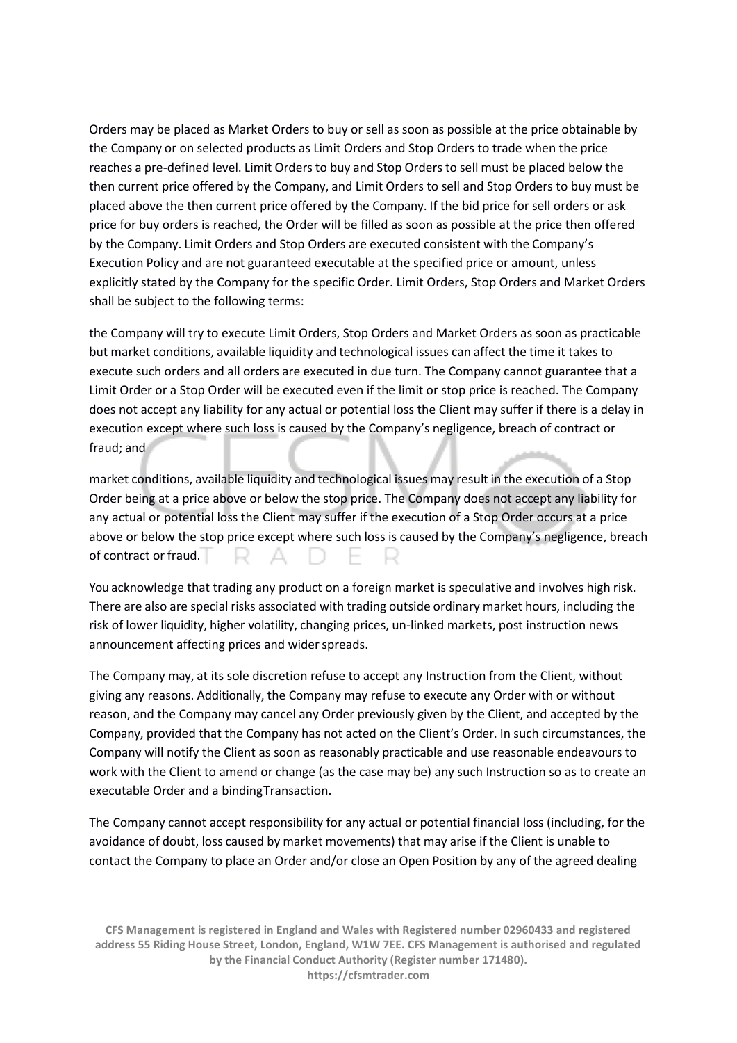Orders may be placed as Market Orders to buy or sell as soon as possible at the price obtainable by the Company or on selected products as Limit Orders and Stop Orders to trade when the price reaches a pre-defined level. Limit Orders to buy and Stop Orders to sell must be placed below the then current price offered by the Company, and Limit Orders to sell and Stop Orders to buy must be placed above the then current price offered by the Company. If the bid price for sell orders or ask price for buy orders is reached, the Order will be filled as soon as possible at the price then offered by the Company. Limit Orders and Stop Orders are executed consistent with the Company's Execution Policy and are not guaranteed executable at the specified price or amount, unless explicitly stated by the Company for the specific Order. Limit Orders, Stop Orders and Market Orders shall be subject to the following terms:

the Company will try to execute Limit Orders, Stop Orders and Market Orders as soon as practicable but market conditions, available liquidity and technological issues can affect the time it takes to execute such orders and all orders are executed in due turn. The Company cannot guarantee that a Limit Order or a Stop Order will be executed even if the limit or stop price is reached. The Company does not accept any liability for any actual or potential loss the Client may suffer if there is a delay in execution except where such loss is caused by the Company's negligence, breach of contract or fraud; and

market conditions, available liquidity and technological issues may result in the execution of a Stop Order being at a price above or below the stop price. The Company does not accept any liability for any actual or potential loss the Client may suffer if the execution of a Stop Order occurs at a price above or below the stop price except where such loss is caused by the Company's negligence, breach of contract or fraud.

You acknowledge that trading any product on a foreign market is speculative and involves high risk. There are also are special risks associated with trading outside ordinary market hours, including the risk of lower liquidity, higher volatility, changing prices, un-linked markets, post instruction news announcement affecting prices and wider spreads.

The Company may, at its sole discretion refuse to accept any Instruction from the Client, without giving any reasons. Additionally, the Company may refuse to execute any Order with or without reason, and the Company may cancel any Order previously given by the Client, and accepted by the Company, provided that the Company has not acted on the Client's Order. In such circumstances, the Company will notify the Client as soon as reasonably practicable and use reasonable endeavours to work with the Client to amend or change (as the case may be) any such Instruction so as to create an executable Order and a bindingTransaction.

The Company cannot accept responsibility for any actual or potential financial loss (including, for the avoidance of doubt, loss caused by market movements) that may arise if the Client is unable to contact the Company to place an Order and/or close an Open Position by any of the agreed dealing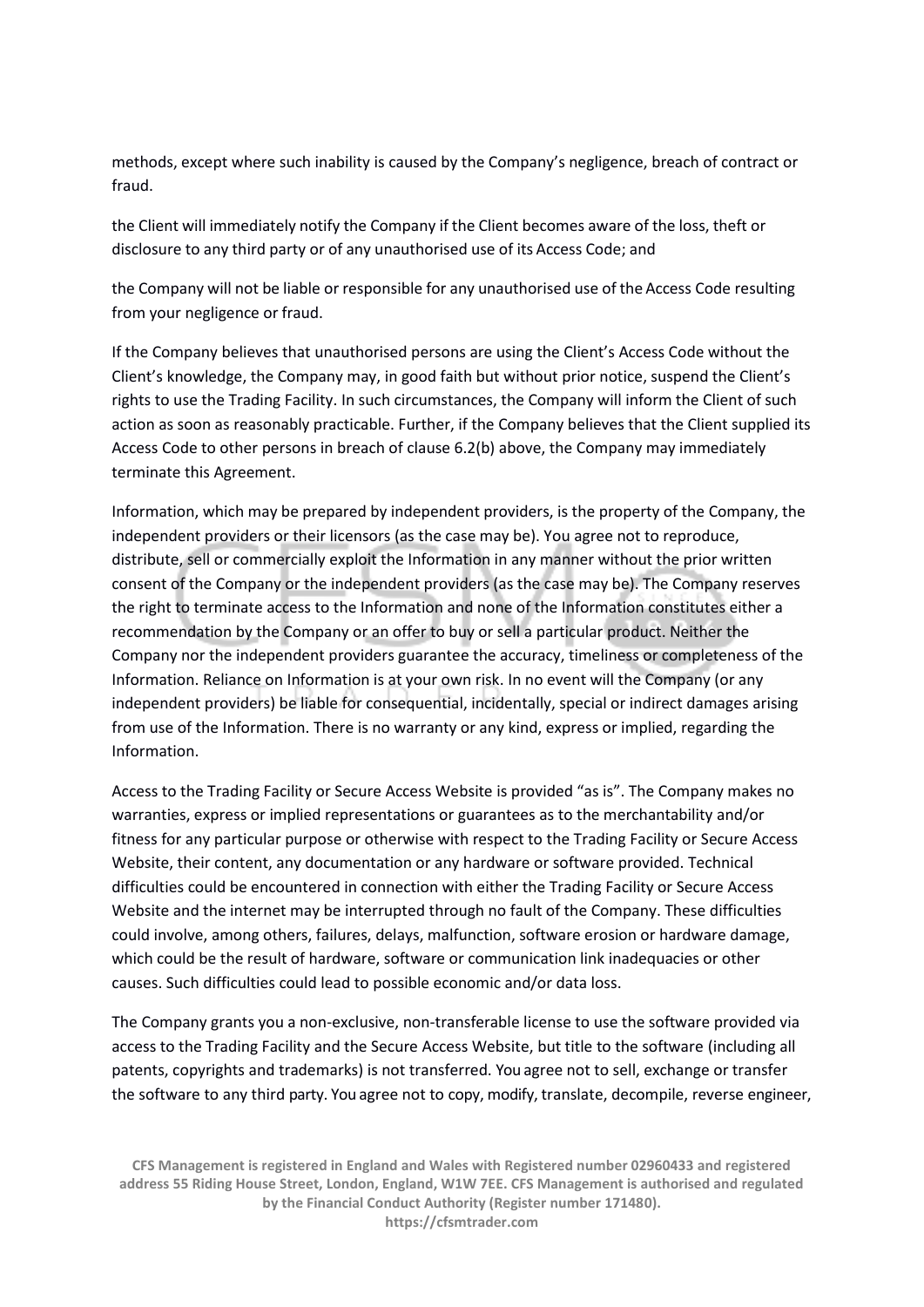methods, except where such inability is caused by the Company's negligence, breach of contract or fraud.

the Client will immediately notify the Company if the Client becomes aware of the loss, theft or disclosure to any third party or of any unauthorised use of its Access Code; and

the Company will not be liable or responsible for any unauthorised use of the Access Code resulting from your negligence or fraud.

If the Company believes that unauthorised persons are using the Client's Access Code without the Client's knowledge, the Company may, in good faith but without prior notice, suspend the Client's rights to use the Trading Facility. In such circumstances, the Company will inform the Client of such action as soon as reasonably practicable. Further, if the Company believes that the Client supplied its Access Code to other persons in breach of clause 6.2(b) above, the Company may immediately terminate this Agreement.

Information, which may be prepared by independent providers, is the property of the Company, the independent providers or their licensors (as the case may be). You agree not to reproduce, distribute, sell or commercially exploit the Information in any manner without the prior written consent of the Company or the independent providers (as the case may be). The Company reserves the right to terminate access to the Information and none of the Information constitutes either a recommendation by the Company or an offer to buy or sell a particular product. Neither the Company nor the independent providers guarantee the accuracy, timeliness or completeness of the Information. Reliance on Information is at your own risk. In no event will the Company (or any independent providers) be liable for consequential, incidentally, special or indirect damages arising from use of the Information. There is no warranty or any kind, express or implied, regarding the Information.

Access to the Trading Facility or Secure Access Website is provided "as is". The Company makes no warranties, express or implied representations or guarantees as to the merchantability and/or fitness for any particular purpose or otherwise with respect to the Trading Facility or Secure Access Website, their content, any documentation or any hardware or software provided. Technical difficulties could be encountered in connection with either the Trading Facility or Secure Access Website and the internet may be interrupted through no fault of the Company. These difficulties could involve, among others, failures, delays, malfunction, software erosion or hardware damage, which could be the result of hardware, software or communication link inadequacies or other causes. Such difficulties could lead to possible economic and/or data loss.

The Company grants you a non-exclusive, non-transferable license to use the software provided via access to the Trading Facility and the Secure Access Website, but title to the software (including all patents, copyrights and trademarks) is not transferred. You agree not to sell, exchange or transfer the software to any third party. You agree not to copy, modify, translate, decompile, reverse engineer,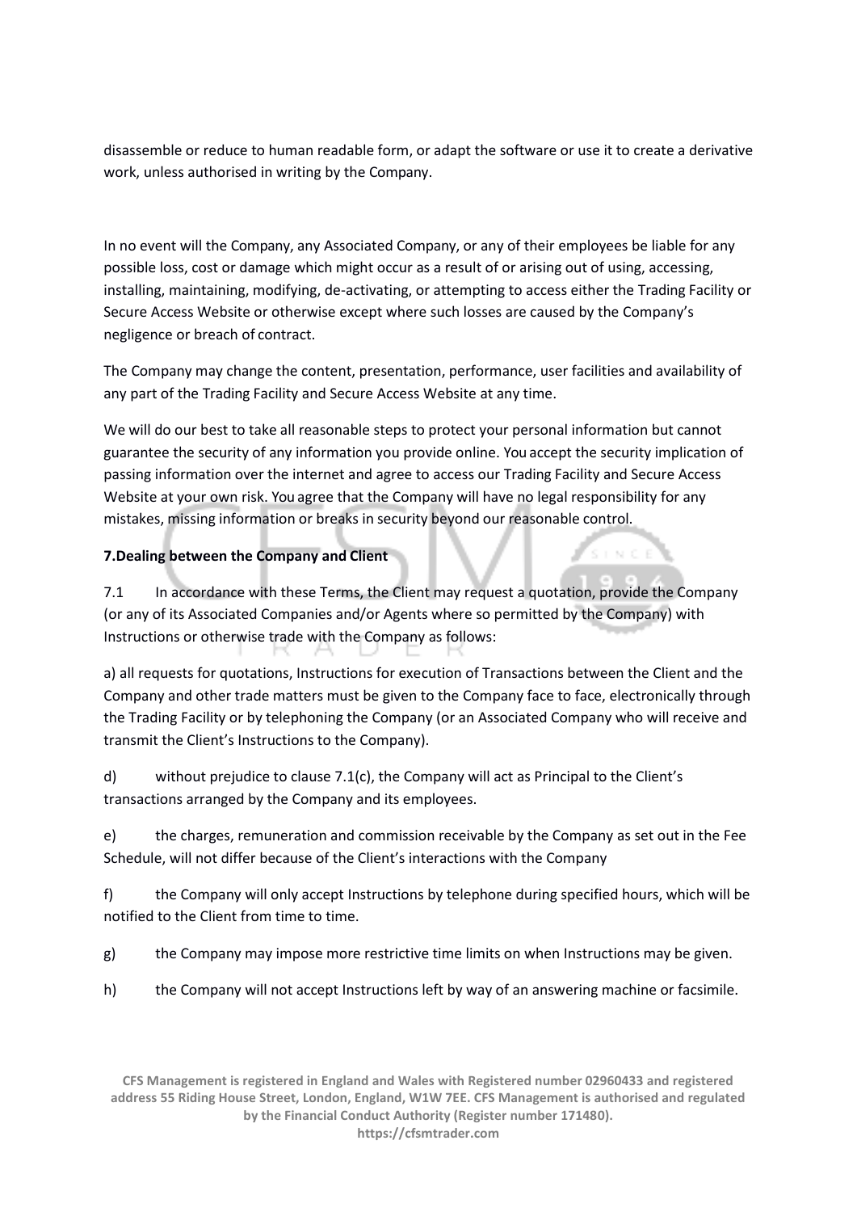disassemble or reduce to human readable form, or adapt the software or use it to create a derivative work, unless authorised in writing by the Company.

In no event will the Company, any Associated Company, or any of their employees be liable for any possible loss, cost or damage which might occur as a result of or arising out of using, accessing, installing, maintaining, modifying, de-activating, or attempting to access either the Trading Facility or Secure Access Website or otherwise except where such losses are caused by the Company's negligence or breach of contract.

The Company may change the content, presentation, performance, user facilities and availability of any part of the Trading Facility and Secure Access Website at any time.

We will do our best to take all reasonable steps to protect your personal information but cannot guarantee the security of any information you provide online. You accept the security implication of passing information over the internet and agree to access our Trading Facility and Secure Access Website at your own risk. You agree that the Company will have no legal responsibility for any mistakes, missing information or breaks in security beyond our reasonable control.

**7.Dealing between the Company and Client**

7.1 In accordance with these Terms, the Client may request a quotation, provide the Company (or any of its Associated Companies and/or Agents where so permitted by the Company) with Instructions or otherwise trade with the Company as follows:

a) all requests for quotations, Instructions for execution of Transactions between the Client and the Company and other trade matters must be given to the Company face to face, electronically through the Trading Facility or by telephoning the Company (or an Associated Company who will receive and transmit the Client's Instructions to the Company).

d) without prejudice to clause 7.1(c), the Company will act as Principal to the Client's transactions arranged by the Company and its employees.

e) the charges, remuneration and commission receivable by the Company as set out in the Fee Schedule, will not differ because of the Client's interactions with the Company

f) the Company will only accept Instructions by telephone during specified hours, which will be notified to the Client from time to time.

g) the Company may impose more restrictive time limits on when Instructions may be given.

h) the Company will not accept Instructions left by way of an answering machine or facsimile.

**CFS Management is registered in England and Wales with Registered number 02960433 and registered address 55 Riding House Street, London, England, W1W 7EE. CFS Management is authorised and regulated by the Financial Conduct Authority (Register number 171480).**
**https://cfsmtrader.com**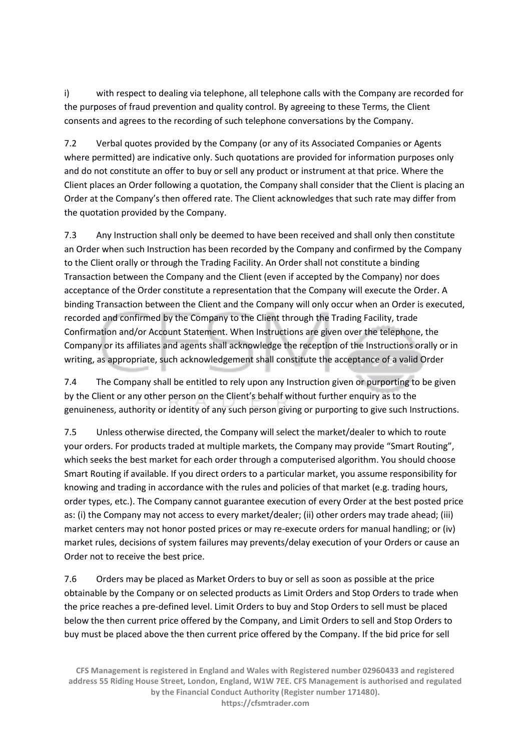i) with respect to dealing via telephone, all telephone calls with the Company are recorded for the purposes of fraud prevention and quality control. By agreeing to these Terms, the Client consents and agrees to the recording of such telephone conversations by the Company.

7.2 Verbal quotes provided by the Company (or any of its Associated Companies or Agents where permitted) are indicative only. Such quotations are provided for information purposes only and do not constitute an offer to buy or sell any product or instrument at that price. Where the Client places an Order following a quotation, the Company shall consider that the Client is placing an Order at the Company's then offered rate. The Client acknowledges that such rate may differ from the quotation provided by the Company.

7.3 Any Instruction shall only be deemed to have been received and shall only then constitute an Order when such Instruction has been recorded by the Company and confirmed by the Company to the Client orally or through the Trading Facility. An Order shall not constitute a binding Transaction between the Company and the Client (even if accepted by the Company) nor does acceptance of the Order constitute a representation that the Company will execute the Order. A binding Transaction between the Client and the Company will only occur when an Order is executed, recorded and confirmed by the Company to the Client through the Trading Facility, trade Confirmation and/or Account Statement. When Instructions are given over the telephone, the Company or its affiliates and agents shall acknowledge the reception of the Instructions orally or in writing, as appropriate, such acknowledgement shall constitute the acceptance of a valid Order

7.4 The Company shall be entitled to rely upon any Instruction given or purporting to be given by the Client or any other person on the Client's behalf without further enquiry as to the genuineness, authority or identity of any such person giving or purporting to give such Instructions.

7.5 Unless otherwise directed, the Company will select the market/dealer to which to route your orders. For products traded at multiple markets, the Company may provide "Smart Routing", which seeks the best market for each order through a computerised algorithm. You should choose Smart Routing if available. If you direct orders to a particular market, you assume responsibility for knowing and trading in accordance with the rules and policies of that market (e.g. trading hours, order types, etc.). The Company cannot guarantee execution of every Order at the best posted price as: (i) the Company may not access to every market/dealer; (ii) other orders may trade ahead; (iii) market centers may not honor posted prices or may re-execute orders for manual handling; or (iv) market rules, decisions of system failures may prevents/delay execution of your Orders or cause an Order not to receive the best price.

7.6 Orders may be placed as Market Orders to buy or sell as soon as possible at the price obtainable by the Company or on selected products as Limit Orders and Stop Orders to trade when the price reaches a pre-defined level. Limit Orders to buy and Stop Orders to sell must be placed below the then current price offered by the Company, and Limit Orders to sell and Stop Orders to buy must be placed above the then current price offered by the Company. If the bid price for sell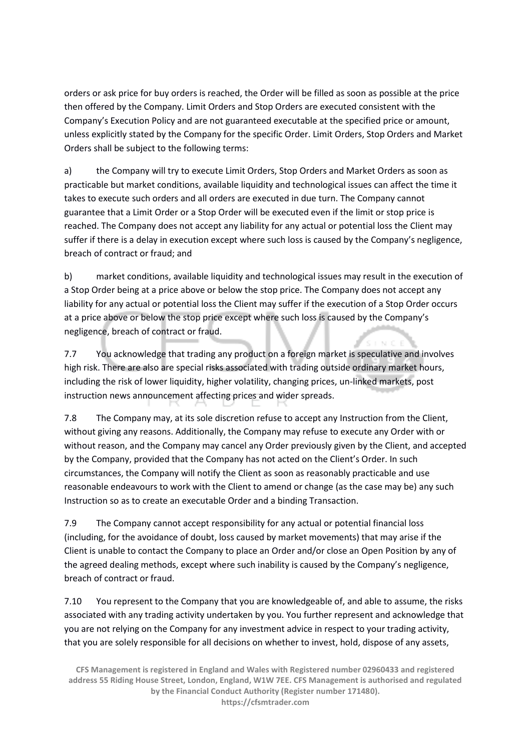orders or ask price for buy orders is reached, the Order will be filled as soon as possible at the price then offered by the Company. Limit Orders and Stop Orders are executed consistent with the Company's Execution Policy and are not guaranteed executable at the specified price or amount, unless explicitly stated by the Company for the specific Order. Limit Orders, Stop Orders and Market Orders shall be subject to the following terms:

a) the Company will try to execute Limit Orders, Stop Orders and Market Orders as soon as practicable but market conditions, available liquidity and technological issues can affect the time it takes to execute such orders and all orders are executed in due turn. The Company cannot guarantee that a Limit Order or a Stop Order will be executed even if the limit or stop price is reached. The Company does not accept any liability for any actual or potential loss the Client may suffer if there is a delay in execution except where such loss is caused by the Company's negligence, breach of contract or fraud; and

b) market conditions, available liquidity and technological issues may result in the execution of a Stop Order being at a price above or below the stop price. The Company does not accept any liability for any actual or potential loss the Client may suffer if the execution of a Stop Order occurs at a price above or below the stop price except where such loss is caused by the Company's negligence, breach of contract or fraud.

7.7 You acknowledge that trading any product on a foreign market is speculative and involves high risk. There are also are special risks associated with trading outside ordinary market hours, including the risk of lower liquidity, higher volatility, changing prices, un-linked markets, post instruction news announcement affecting prices and wider spreads.

7.8 The Company may, at its sole discretion refuse to accept any Instruction from the Client, without giving any reasons. Additionally, the Company may refuse to execute any Order with or without reason, and the Company may cancel any Order previously given by the Client, and accepted by the Company, provided that the Company has not acted on the Client's Order. In such circumstances, the Company will notify the Client as soon as reasonably practicable and use reasonable endeavours to work with the Client to amend or change (as the case may be) any such Instruction so as to create an executable Order and a binding Transaction.

7.9 The Company cannot accept responsibility for any actual or potential financial loss (including, for the avoidance of doubt, loss caused by market movements) that may arise if the Client is unable to contact the Company to place an Order and/or close an Open Position by any of the agreed dealing methods, except where such inability is caused by the Company's negligence, breach of contract or fraud.

7.10 You represent to the Company that you are knowledgeable of, and able to assume, the risks associated with any trading activity undertaken by you. You further represent and acknowledge that you are not relying on the Company for any investment advice in respect to your trading activity, that you are solely responsible for all decisions on whether to invest, hold, dispose of any assets,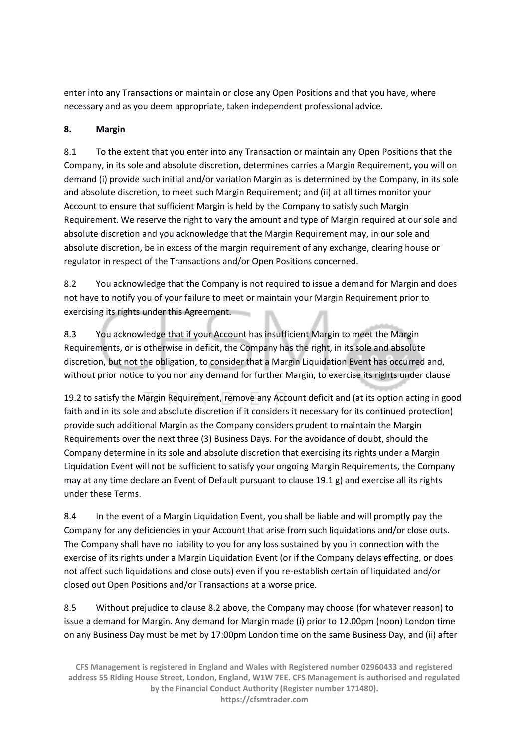enter into any Transactions or maintain or close any Open Positions and that you have, where necessary and as you deem appropriate, taken independent professional advice.

**8. Margin**

8.1 To the extent that you enter into any Transaction or maintain any Open Positions that the Company, in its sole and absolute discretion, determines carries a Margin Requirement, you will on demand (i) provide such initial and/or variation Margin as is determined by the Company, in its sole and absolute discretion, to meet such Margin Requirement; and (ii) at all times monitor your Account to ensure that sufficient Margin is held by the Company to satisfy such Margin Requirement. We reserve the right to vary the amount and type of Margin required at our sole and absolute discretion and you acknowledge that the Margin Requirement may, in our sole and absolute discretion, be in excess of the margin requirement of any exchange, clearing house or regulator in respect of the Transactions and/or Open Positions concerned.

8.2 You acknowledge that the Company is not required to issue a demand for Margin and does not have to notify you of your failure to meet or maintain your Margin Requirement prior to exercising its rights under this Agreement.

8.3 You acknowledge that if your Account has insufficient Margin to meet the Margin Requirements, or is otherwise in deficit, the Company has the right, in its sole and absolute discretion, but not the obligation, to consider that a Margin Liquidation Event has occurred and, without prior notice to you nor any demand for further Margin, to exercise its rights under clause 19.2 to satisfy the Margin Requirement, remove any Account deficit and (at its option acting in good faith and in its sole and absolute discretion if it considers it necessary for its continued protection) provide such additional Margin as the Company considers prudent to maintain the Margin Requirements over the next three (3) Business Days. For the avoidance of doubt, should the Company determine in its sole and absolute discretion that exercising its rights under a Margin Liquidation Event will not be sufficient to satisfy your ongoing Margin Requirements, the Company may at any time declare an Event of Default pursuant to clause 19.1 g) and exercise all its rights under these Terms.

8.4 In the event of a Margin Liquidation Event, you shall be liable and will promptly pay the Company for any deficiencies in your Account that arise from such liquidations and/or close outs. The Company shall have no liability to you for any loss sustained by you in connection with the exercise of its rights under a Margin Liquidation Event (or if the Company delays effecting, or does not affect such liquidations and close outs) even if you re-establish certain of liquidated and/or closed out Open Positions and/or Transactions at a worse price.

8.5 Without prejudice to clause 8.2 above, the Company may choose (for whatever reason) to issue a demand for Margin. Any demand for Margin made (i) prior to 12.00pm (noon) London time on any Business Day must be met by 17:00pm London time on the same Business Day, and (ii) after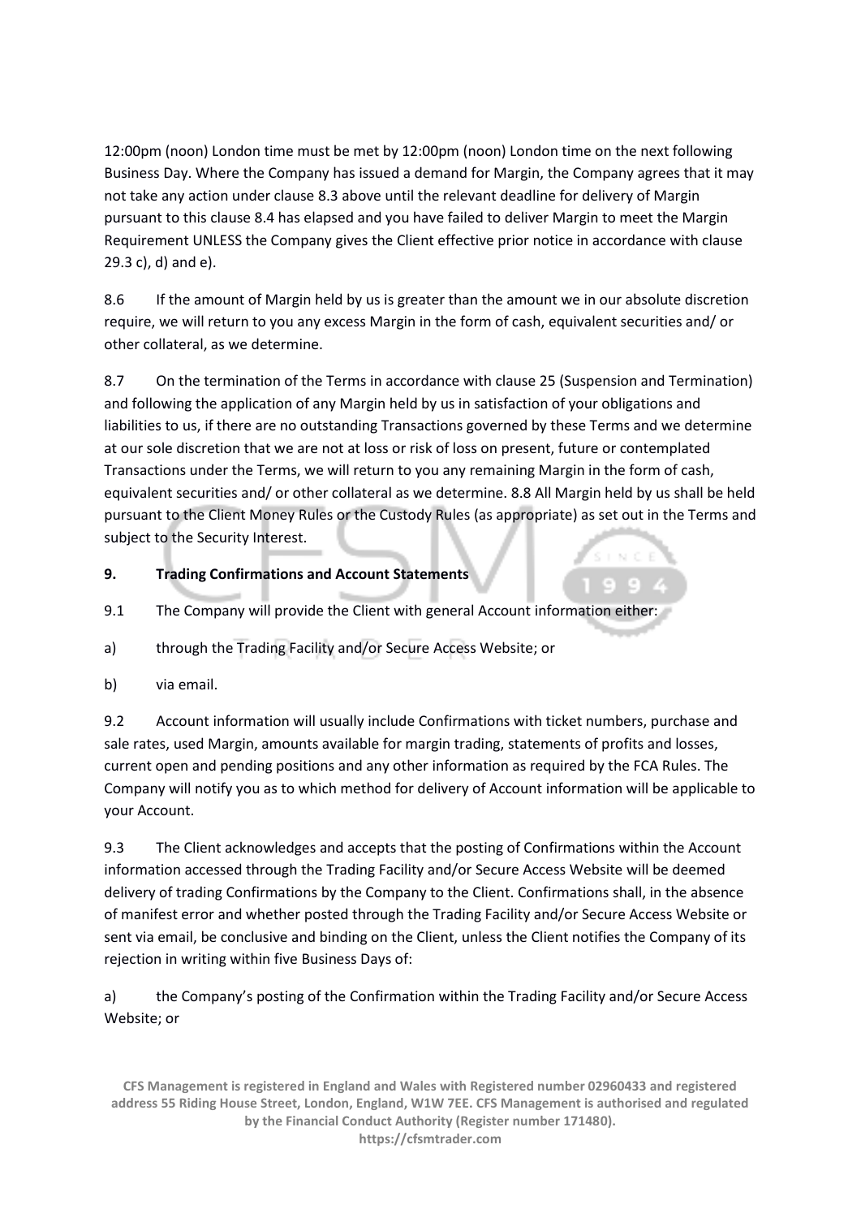12:00pm (noon) London time must be met by 12:00pm (noon) London time on the next following Business Day. Where the Company has issued a demand for Margin, the Company agrees that it may not take any action under clause 8.3 above until the relevant deadline for delivery of Margin pursuant to this clause 8.4 has elapsed and you have failed to deliver Margin to meet the Margin Requirement UNLESS the Company gives the Client effective prior notice in accordance with clause 29.3 c), d) and e).

8.6 If the amount of Margin held by us is greater than the amount we in our absolute discretion require, we will return to you any excess Margin in the form of cash, equivalent securities and/ or other collateral, as we determine.

8.7 On the termination of the Terms in accordance with clause 25 (Suspension and Termination) and following the application of any Margin held by us in satisfaction of your obligations and liabilities to us, if there are no outstanding Transactions governed by these Terms and we determine at our sole discretion that we are not at loss or risk of loss on present, future or contemplated Transactions under the Terms, we will return to you any remaining Margin in the form of cash, equivalent securities and/ or other collateral as we determine. 8.8 All Margin held by us shall be held pursuant to the Client Money Rules or the Custody Rules (as appropriate) as set out in the Terms and subject to the Security Interest.

## 9. Trading Confirmations and Account Statements

9.1 The Company will provide the Client with general Account information either:

a) through the Trading Facility and/or Secure Access Website; or

b) via email.

9.2 Account information will usually include Confirmations with ticket numbers, purchase and sale rates, used Margin, amounts available for margin trading, statements of profits and losses, current open and pending positions and any other information as required by the FCA Rules. The Company will notify you as to which method for delivery of Account information will be applicable to your Account.

9.3 The Client acknowledges and accepts that the posting of Confirmations within the Account information accessed through the Trading Facility and/or Secure Access Website will be deemed delivery of trading Confirmations by the Company to the Client. Confirmations shall, in the absence of manifest error and whether posted through the Trading Facility and/or Secure Access Website or sent via email, be conclusive and binding on the Client, unless the Client notifies the Company of its rejection in writing within five Business Days of:

a) the Company's posting of the Confirmation within the Trading Facility and/or Secure Access Website; or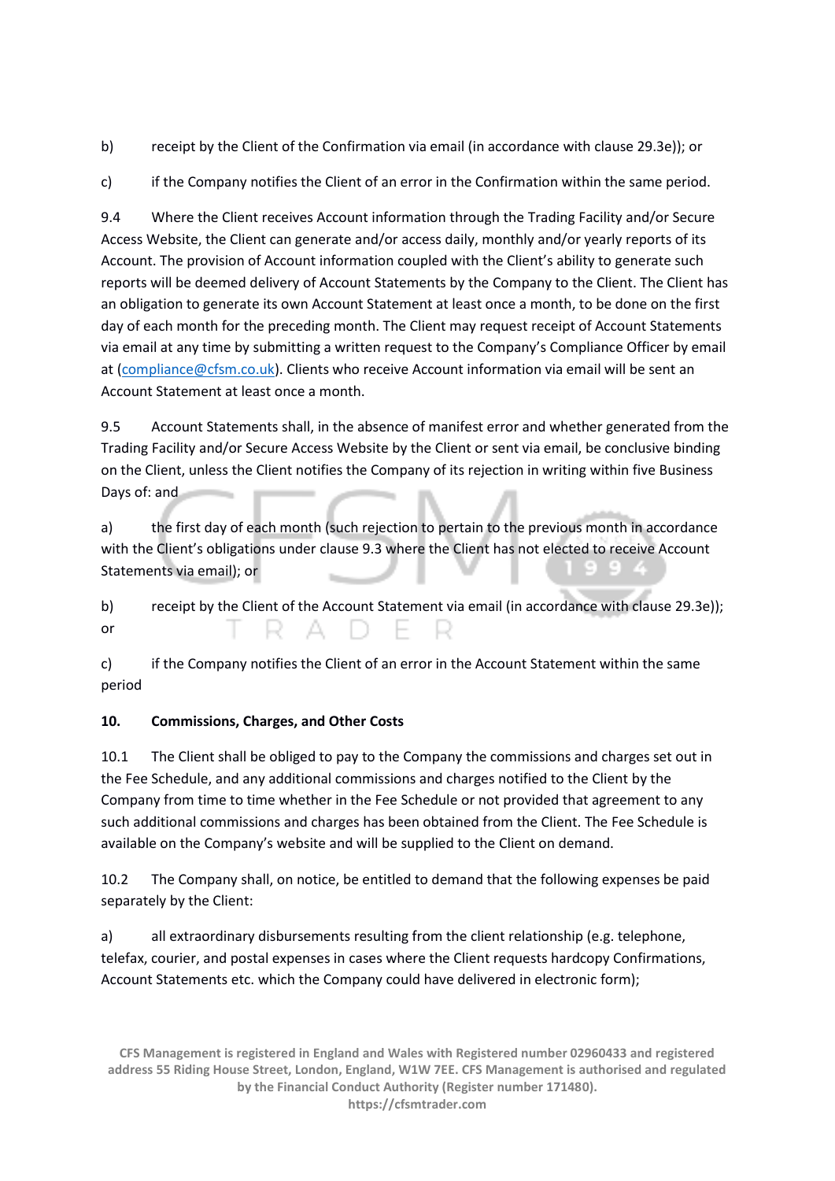b) receipt by the Client of the Confirmation via email (in accordance with clause 29.3e)); or

c) if the Company notifies the Client of an error in the Confirmation within the same period.

9.4 Where the Client receives Account information through the Trading Facility and/or Secure Access Website, the Client can generate and/or access daily, monthly and/or yearly reports of its Account. The provision of Account information coupled with the Client's ability to generate such reports will be deemed delivery of Account Statements by the Company to the Client. The Client has an obligation to generate its own Account Statement at least once a month, to be done on the first day of each month for the preceding month. The Client may request receipt of Account Statements via email at any time by submitting a written request to the Company's Compliance Officer by email at (compliance@cfsm.co.uk). Clients who receive Account information via email will be sent an Account Statement at least once a month.

9.5 Account Statements shall, in the absence of manifest error and whether generated from the Trading Facility and/or Secure Access Website by the Client or sent via email, be conclusive binding on the Client, unless the Client notifies the Company of its rejection in writing within five Business Days of: and

a) the first day of each month (such rejection to pertain to the previous month in accordance with the Client's obligations under clause 9.3 where the Client has not elected to receive Account Statements via email); or

b) receipt by the Client of the Account Statement via email (in accordance with clause 29.3e)); or

c) if the Company notifies the Client of an error in the Account Statement within the same period

**10. Commissions, Charges, and Other Costs**

10.1 The Client shall be obliged to pay to the Company the commissions and charges set out in the Fee Schedule, and any additional commissions and charges notified to the Client by the Company from time to time whether in the Fee Schedule or not provided that agreement to any such additional commissions and charges has been obtained from the Client. The Fee Schedule is available on the Company's website and will be supplied to the Client on demand.

10.2 The Company shall, on notice, be entitled to demand that the following expenses be paid separately by the Client:

a) all extraordinary disbursements resulting from the client relationship (e.g. telephone, telefax, courier, and postal expenses in cases where the Client requests hardcopy Confirmations, Account Statements etc. which the Company could have delivered in electronic form);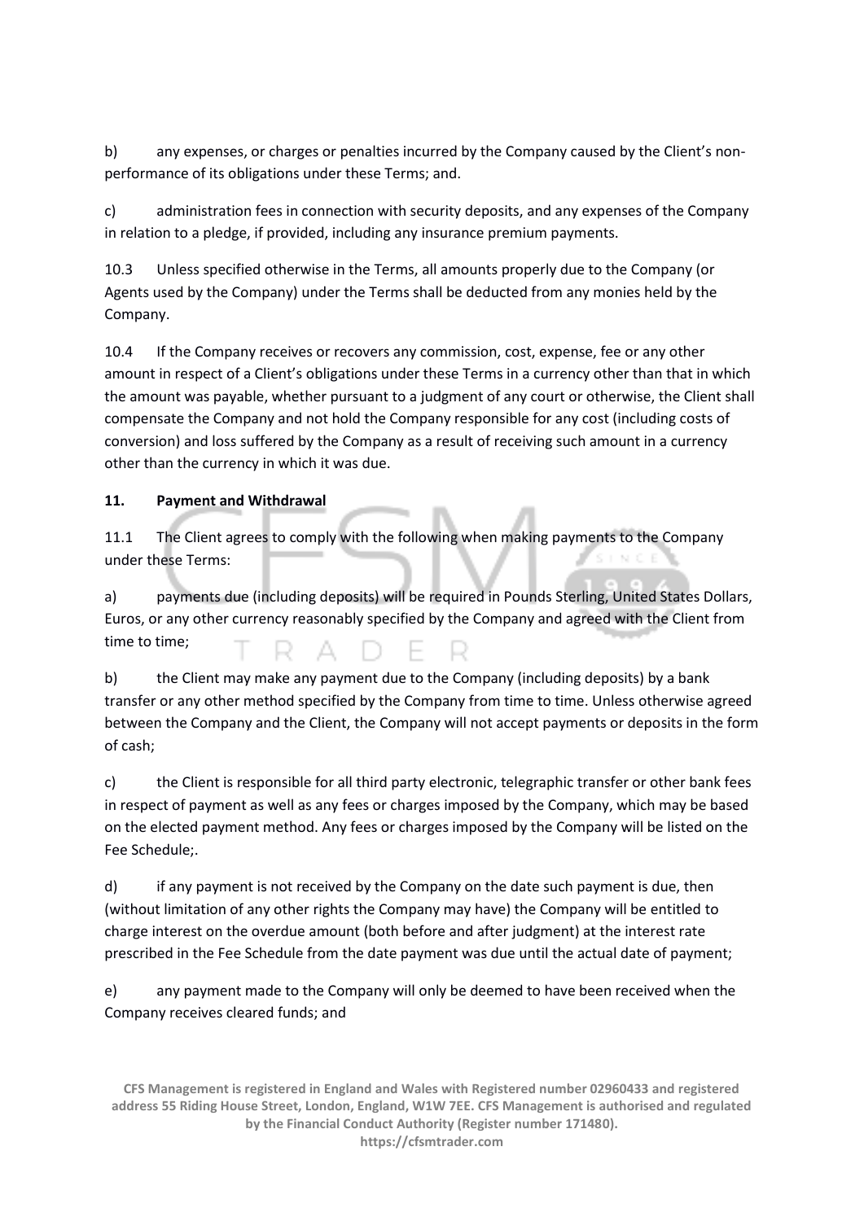b) any expenses, or charges or penalties incurred by the Company caused by the Client's non-performance of its obligations under these Terms; and.

c) administration fees in connection with security deposits, and any expenses of the Company in relation to a pledge, if provided, including any insurance premium payments.

10.3 Unless specified otherwise in the Terms, all amounts properly due to the Company (or Agents used by the Company) under the Terms shall be deducted from any monies held by the Company.

10.4 If the Company receives or recovers any commission, cost, expense, fee or any other amount in respect of a Client's obligations under these Terms in a currency other than that in which the amount was payable, whether pursuant to a judgment of any court or otherwise, the Client shall compensate the Company and not hold the Company responsible for any cost (including costs of conversion) and loss suffered by the Company as a result of receiving such amount in a currency other than the currency in which it was due.

## 11. Payment and Withdrawal

11.1 The Client agrees to comply with the following when making payments to the Company under these Terms:

a) payments due (including deposits) will be required in Pounds Sterling, United States Dollars, Euros, or any other currency reasonably specified by the Company and agreed with the Client from time to time;

b) the Client may make any payment due to the Company (including deposits) by a bank transfer or any other method specified by the Company from time to time. Unless otherwise agreed between the Company and the Client, the Company will not accept payments or deposits in the form of cash;

c) the Client is responsible for all third party electronic, telegraphic transfer or other bank fees in respect of payment as well as any fees or charges imposed by the Company, which may be based on the elected payment method. Any fees or charges imposed by the Company will be listed on the Fee Schedule;.

d) if any payment is not received by the Company on the date such payment is due, then (without limitation of any other rights the Company may have) the Company will be entitled to charge interest on the overdue amount (both before and after judgment) at the interest rate prescribed in the Fee Schedule from the date payment was due until the actual date of payment;

e) any payment made to the Company will only be deemed to have been received when the Company receives cleared funds; and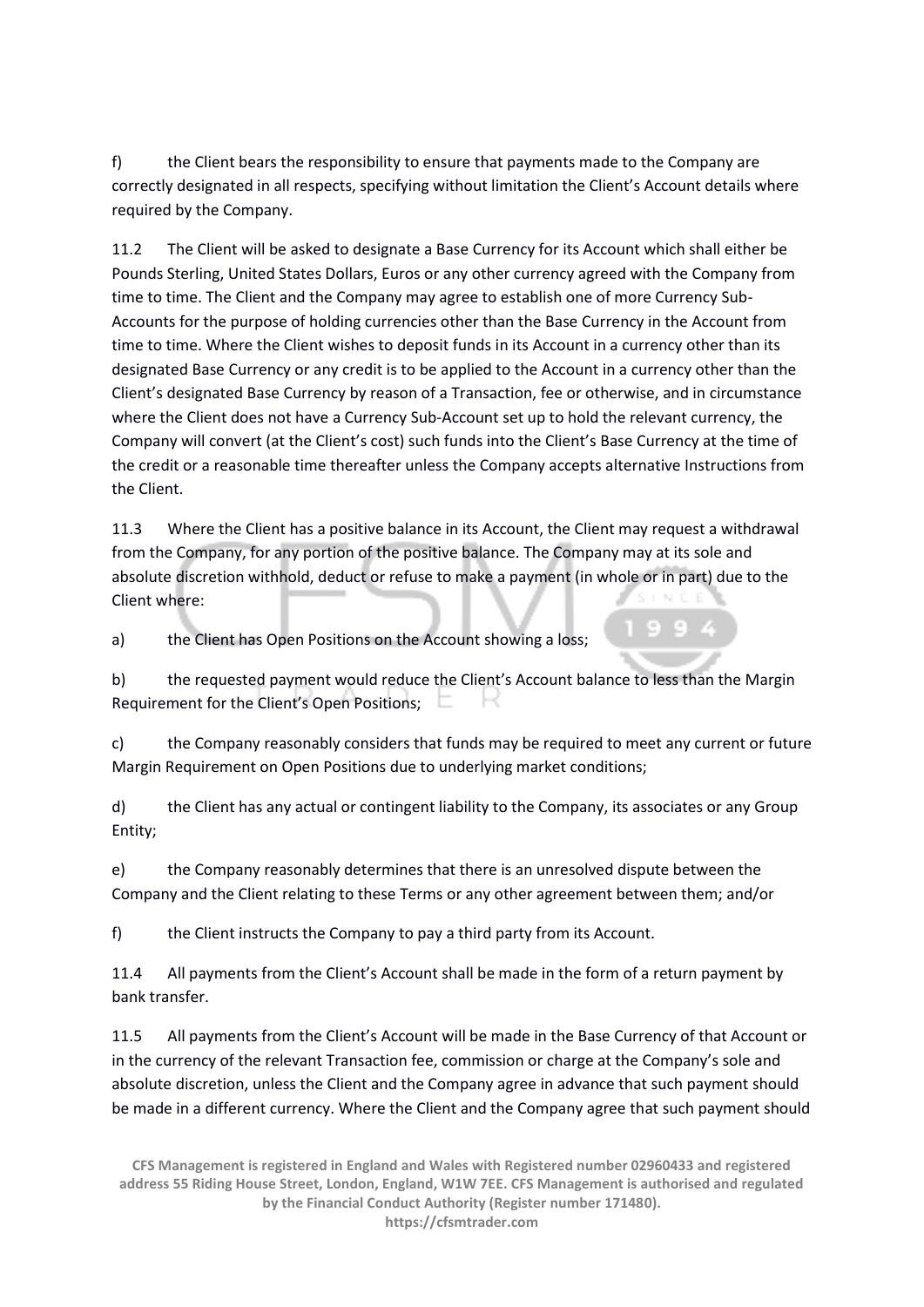f) the Client bears the responsibility to ensure that payments made to the Company are correctly designated in all respects, specifying without limitation the Client's Account details where required by the Company.

11.2 The Client will be asked to designate a Base Currency for its Account which shall either be Pounds Sterling, United States Dollars, Euros or any other currency agreed with the Company from time to time. The Client and the Company may agree to establish one of more Currency Sub-Accounts for the purpose of holding currencies other than the Base Currency in the Account from time to time. Where the Client wishes to deposit funds in its Account in a currency other than its designated Base Currency or any credit is to be applied to the Account in a currency other than the Client's designated Base Currency by reason of a Transaction, fee or otherwise, and in circumstance where the Client does not have a Currency Sub-Account set up to hold the relevant currency, the Company will convert (at the Client's cost) such funds into the Client's Base Currency at the time of the credit or a reasonable time thereafter unless the Company accepts alternative Instructions from the Client.

11.3 Where the Client has a positive balance in its Account, the Client may request a withdrawal from the Company, for any portion of the positive balance. The Company may at its sole and absolute discretion withhold, deduct or refuse to make a payment (in whole or in part) due to the Client where:

a) the Client has Open Positions on the Account showing a loss;

b) the requested payment would reduce the Client's Account balance to less than the Margin Requirement for the Client's Open Positions;

c) the Company reasonably considers that funds may be required to meet any current or future Margin Requirement on Open Positions due to underlying market conditions;

d) the Client has any actual or contingent liability to the Company, its associates or any Group Entity;

e) the Company reasonably determines that there is an unresolved dispute between the Company and the Client relating to these Terms or any other agreement between them; and/or

f) the Client instructs the Company to pay a third party from its Account.

11.4 All payments from the Client's Account shall be made in the form of a return payment by bank transfer.

11.5 All payments from the Client's Account will be made in the Base Currency of that Account or in the currency of the relevant Transaction fee, commission or charge at the Company's sole and absolute discretion, unless the Client and the Company agree in advance that such payment should be made in a different currency. Where the Client and the Company agree that such payment should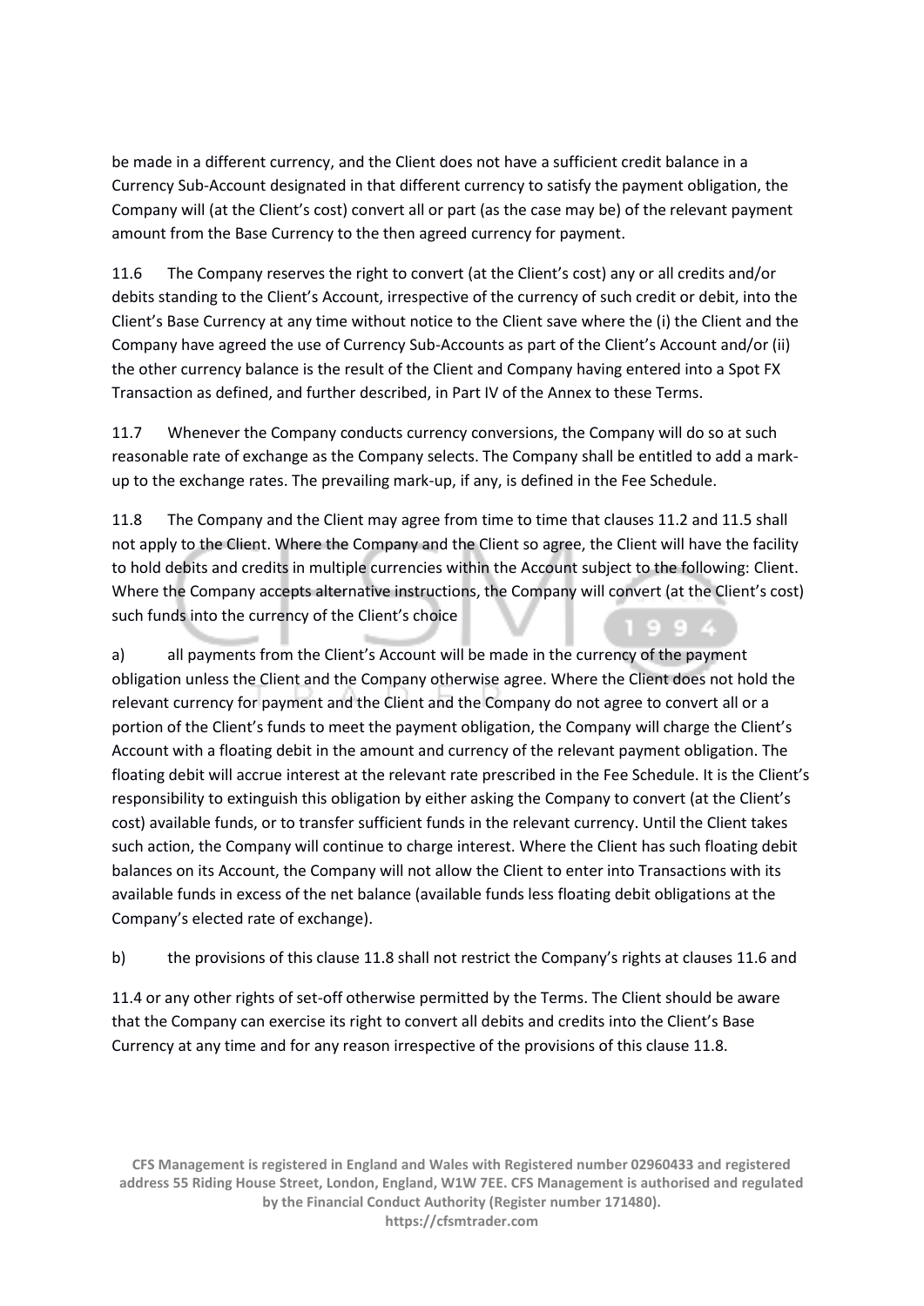be made in a different currency, and the Client does not have a sufficient credit balance in a Currency Sub-Account designated in that different currency to satisfy the payment obligation, the Company will (at the Client's cost) convert all or part (as the case may be) of the relevant payment amount from the Base Currency to the then agreed currency for payment.

11.6 The Company reserves the right to convert (at the Client's cost) any or all credits and/or debits standing to the Client's Account, irrespective of the currency of such credit or debit, into the Client's Base Currency at any time without notice to the Client save where the (i) the Client and the Company have agreed the use of Currency Sub-Accounts as part of the Client's Account and/or (ii) the other currency balance is the result of the Client and Company having entered into a Spot FX Transaction as defined, and further described, in Part IV of the Annex to these Terms.

11.7 Whenever the Company conducts currency conversions, the Company will do so at such reasonable rate of exchange as the Company selects. The Company shall be entitled to add a mark-up to the exchange rates. The prevailing mark-up, if any, is defined in the Fee Schedule.

11.8 The Company and the Client may agree from time to time that clauses 11.2 and 11.5 shall not apply to the Client. Where the Company and the Client so agree, the Client will have the facility to hold debits and credits in multiple currencies within the Account subject to the following: Client. Where the Company accepts alternative instructions, the Company will convert (at the Client's cost) such funds into the currency of the Client's choice

a) all payments from the Client's Account will be made in the currency of the payment obligation unless the Client and the Company otherwise agree. Where the Client does not hold the relevant currency for payment and the Client and the Company do not agree to convert all or a portion of the Client's funds to meet the payment obligation, the Company will charge the Client's Account with a floating debit in the amount and currency of the relevant payment obligation. The floating debit will accrue interest at the relevant rate prescribed in the Fee Schedule. It is the Client's responsibility to extinguish this obligation by either asking the Company to convert (at the Client's cost) available funds, or to transfer sufficient funds in the relevant currency. Until the Client takes such action, the Company will continue to charge interest. Where the Client has such floating debit balances on its Account, the Company will not allow the Client to enter into Transactions with its available funds in excess of the net balance (available funds less floating debit obligations at the Company's elected rate of exchange).

b) the provisions of this clause 11.8 shall not restrict the Company's rights at clauses 11.6 and 11.4 or any other rights of set-off otherwise permitted by the Terms. The Client should be aware that the Company can exercise its right to convert all debits and credits into the Client's Base Currency at any time and for any reason irrespective of the provisions of this clause 11.8.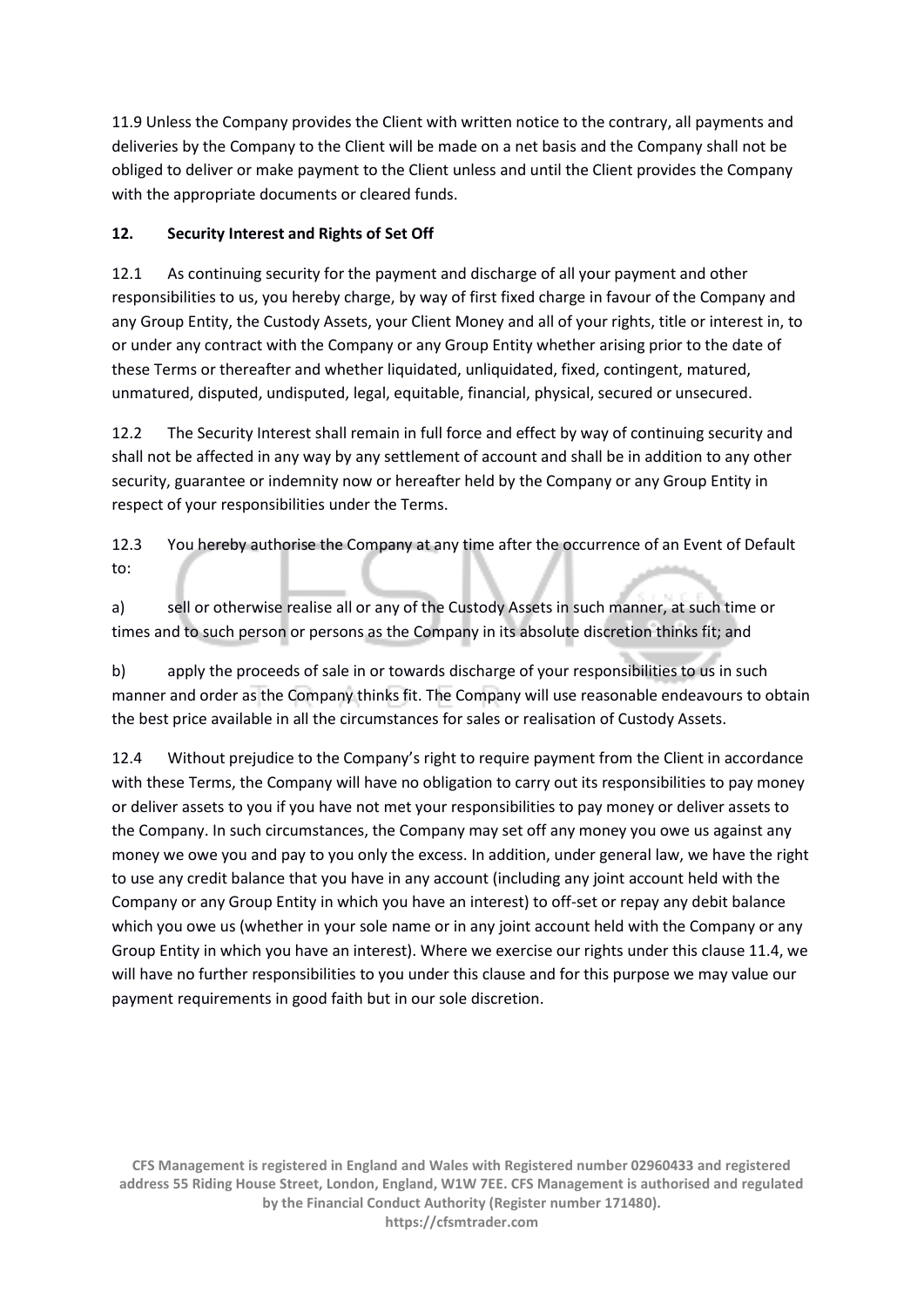11.9 Unless the Company provides the Client with written notice to the contrary, all payments and deliveries by the Company to the Client will be made on a net basis and the Company shall not be obliged to deliver or make payment to the Client unless and until the Client provides the Company with the appropriate documents or cleared funds.

## 12. Security Interest and Rights of Set Off

12.1 As continuing security for the payment and discharge of all your payment and other responsibilities to us, you hereby charge, by way of first fixed charge in favour of the Company and any Group Entity, the Custody Assets, your Client Money and all of your rights, title or interest in, to or under any contract with the Company or any Group Entity whether arising prior to the date of these Terms or thereafter and whether liquidated, unliquidated, fixed, contingent, matured, unmatured, disputed, undisputed, legal, equitable, financial, physical, secured or unsecured.

12.2 The Security Interest shall remain in full force and effect by way of continuing security and shall not be affected in any way by any settlement of account and shall be in addition to any other security, guarantee or indemnity now or hereafter held by the Company or any Group Entity in respect of your responsibilities under the Terms.

12.3 You hereby authorise the Company at any time after the occurrence of an Event of Default to:

a) sell or otherwise realise all or any of the Custody Assets in such manner, at such time or times and to such person or persons as the Company in its absolute discretion thinks fit; and

b) apply the proceeds of sale in or towards discharge of your responsibilities to us in such manner and order as the Company thinks fit. The Company will use reasonable endeavours to obtain the best price available in all the circumstances for sales or realisation of Custody Assets.

12.4 Without prejudice to the Company's right to require payment from the Client in accordance with these Terms, the Company will have no obligation to carry out its responsibilities to pay money or deliver assets to you if you have not met your responsibilities to pay money or deliver assets to the Company. In such circumstances, the Company may set off any money you owe us against any money we owe you and pay to you only the excess. In addition, under general law, we have the right to use any credit balance that you have in any account (including any joint account held with the Company or any Group Entity in which you have an interest) to off-set or repay any debit balance which you owe us (whether in your sole name or in any joint account held with the Company or any Group Entity in which you have an interest). Where we exercise our rights under this clause 11.4, we will have no further responsibilities to you under this clause and for this purpose we may value our payment requirements in good faith but in our sole discretion.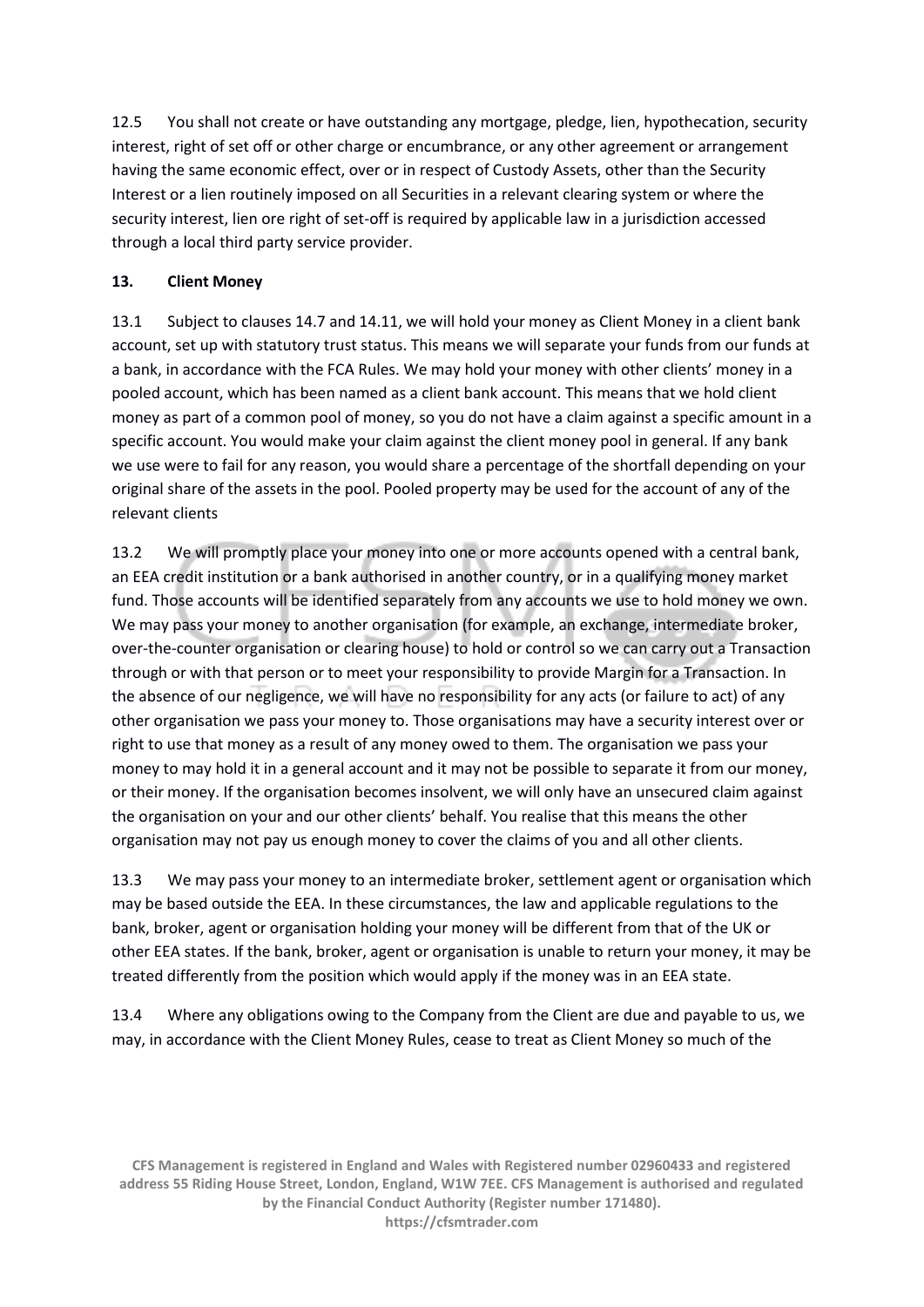12.5 You shall not create or have outstanding any mortgage, pledge, lien, hypothecation, security interest, right of set off or other charge or encumbrance, or any other agreement or arrangement having the same economic effect, over or in respect of Custody Assets, other than the Security Interest or a lien routinely imposed on all Securities in a relevant clearing system or where the security interest, lien ore right of set-off is required by applicable law in a jurisdiction accessed through a local third party service provider.

## 13. Client Money

13.1 Subject to clauses 14.7 and 14.11, we will hold your money as Client Money in a client bank account, set up with statutory trust status. This means we will separate your funds from our funds at a bank, in accordance with the FCA Rules. We may hold your money with other clients' money in a pooled account, which has been named as a client bank account. This means that we hold client money as part of a common pool of money, so you do not have a claim against a specific amount in a specific account. You would make your claim against the client money pool in general. If any bank we use were to fail for any reason, you would share a percentage of the shortfall depending on your original share of the assets in the pool. Pooled property may be used for the account of any of the relevant clients

13.2 We will promptly place your money into one or more accounts opened with a central bank, an EEA credit institution or a bank authorised in another country, or in a qualifying money market fund. Those accounts will be identified separately from any accounts we use to hold money we own. We may pass your money to another organisation (for example, an exchange, intermediate broker, over-the-counter organisation or clearing house) to hold or control so we can carry out a Transaction through or with that person or to meet your responsibility to provide Margin for a Transaction. In the absence of our negligence, we will have no responsibility for any acts (or failure to act) of any other organisation we pass your money to. Those organisations may have a security interest over or right to use that money as a result of any money owed to them. The organisation we pass your money to may hold it in a general account and it may not be possible to separate it from our money, or their money. If the organisation becomes insolvent, we will only have an unsecured claim against the organisation on your and our other clients' behalf. You realise that this means the other organisation may not pay us enough money to cover the claims of you and all other clients.

13.3 We may pass your money to an intermediate broker, settlement agent or organisation which may be based outside the EEA. In these circumstances, the law and applicable regulations to the bank, broker, agent or organisation holding your money will be different from that of the UK or other EEA states. If the bank, broker, agent or organisation is unable to return your money, it may be treated differently from the position which would apply if the money was in an EEA state.

13.4 Where any obligations owing to the Company from the Client are due and payable to us, we may, in accordance with the Client Money Rules, cease to treat as Client Money so much of the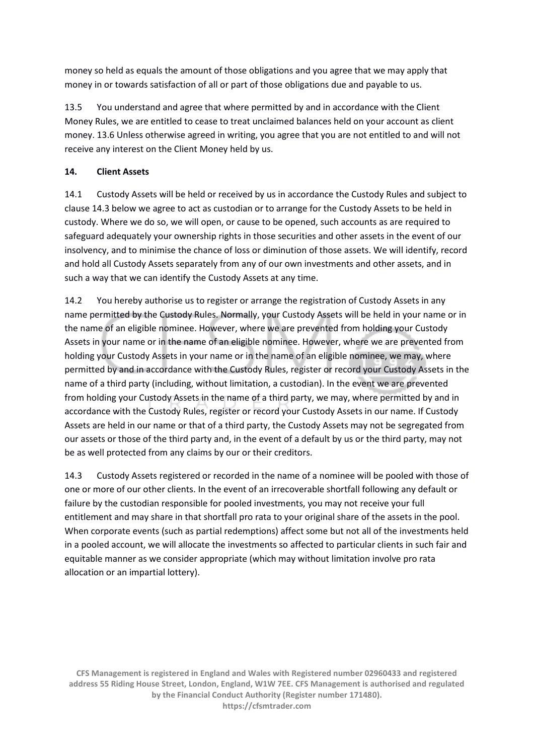money so held as equals the amount of those obligations and you agree that we may apply that money in or towards satisfaction of all or part of those obligations due and payable to us.

13.5 You understand and agree that where permitted by and in accordance with the Client Money Rules, we are entitled to cease to treat unclaimed balances held on your account as client money. 13.6 Unless otherwise agreed in writing, you agree that you are not entitled to and will not receive any interest on the Client Money held by us.

**14. Client Assets**

14.1 Custody Assets will be held or received by us in accordance the Custody Rules and subject to clause 14.3 below we agree to act as custodian or to arrange for the Custody Assets to be held in custody. Where we do so, we will open, or cause to be opened, such accounts as are required to safeguard adequately your ownership rights in those securities and other assets in the event of our insolvency, and to minimise the chance of loss or diminution of those assets. We will identify, record and hold all Custody Assets separately from any of our own investments and other assets, and in such a way that we can identify the Custody Assets at any time.

14.2 You hereby authorise us to register or arrange the registration of Custody Assets in any name permitted by the Custody Rules. Normally, your Custody Assets will be held in your name or in the name of an eligible nominee. However, where we are prevented from holding your Custody Assets in your name or in the name of an eligible nominee. However, where we are prevented from holding your Custody Assets in your name or in the name of an eligible nominee, we may, where permitted by and in accordance with the Custody Rules, register or record your Custody Assets in the name of a third party (including, without limitation, a custodian). In the event we are prevented from holding your Custody Assets in the name of a third party, we may, where permitted by and in accordance with the Custody Rules, register or record your Custody Assets in our name. If Custody Assets are held in our name or that of a third party, the Custody Assets may not be segregated from our assets or those of the third party and, in the event of a default by us or the third party, may not be as well protected from any claims by our or their creditors.

14.3 Custody Assets registered or recorded in the name of a nominee will be pooled with those of one or more of our other clients. In the event of an irrecoverable shortfall following any default or failure by the custodian responsible for pooled investments, you may not receive your full entitlement and may share in that shortfall pro rata to your original share of the assets in the pool. When corporate events (such as partial redemptions) affect some but not all of the investments held in a pooled account, we will allocate the investments so affected to particular clients in such fair and equitable manner as we consider appropriate (which may without limitation involve pro rata allocation or an impartial lottery).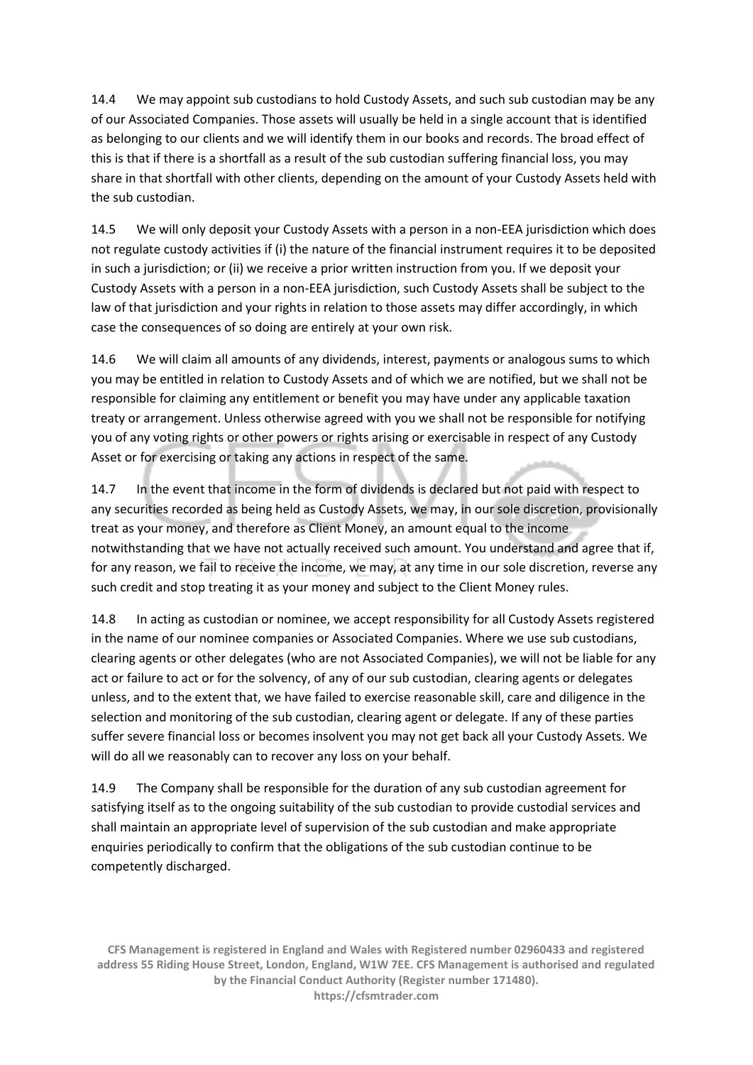14.4 We may appoint sub custodians to hold Custody Assets, and such sub custodian may be any of our Associated Companies. Those assets will usually be held in a single account that is identified as belonging to our clients and we will identify them in our books and records. The broad effect of this is that if there is a shortfall as a result of the sub custodian suffering financial loss, you may share in that shortfall with other clients, depending on the amount of your Custody Assets held with the sub custodian.

14.5 We will only deposit your Custody Assets with a person in a non-EEA jurisdiction which does not regulate custody activities if (i) the nature of the financial instrument requires it to be deposited in such a jurisdiction; or (ii) we receive a prior written instruction from you. If we deposit your Custody Assets with a person in a non-EEA jurisdiction, such Custody Assets shall be subject to the law of that jurisdiction and your rights in relation to those assets may differ accordingly, in which case the consequences of so doing are entirely at your own risk.

14.6 We will claim all amounts of any dividends, interest, payments or analogous sums to which you may be entitled in relation to Custody Assets and of which we are notified, but we shall not be responsible for claiming any entitlement or benefit you may have under any applicable taxation treaty or arrangement. Unless otherwise agreed with you we shall not be responsible for notifying you of any voting rights or other powers or rights arising or exercisable in respect of any Custody Asset or for exercising or taking any actions in respect of the same.

14.7 In the event that income in the form of dividends is declared but not paid with respect to any securities recorded as being held as Custody Assets, we may, in our sole discretion, provisionally treat as your money, and therefore as Client Money, an amount equal to the income notwithstanding that we have not actually received such amount. You understand and agree that if, for any reason, we fail to receive the income, we may, at any time in our sole discretion, reverse any such credit and stop treating it as your money and subject to the Client Money rules.

14.8 In acting as custodian or nominee, we accept responsibility for all Custody Assets registered in the name of our nominee companies or Associated Companies. Where we use sub custodians, clearing agents or other delegates (who are not Associated Companies), we will not be liable for any act or failure to act or for the solvency, of any of our sub custodian, clearing agents or delegates unless, and to the extent that, we have failed to exercise reasonable skill, care and diligence in the selection and monitoring of the sub custodian, clearing agent or delegate. If any of these parties suffer severe financial loss or becomes insolvent you may not get back all your Custody Assets. We will do all we reasonably can to recover any loss on your behalf.

14.9 The Company shall be responsible for the duration of any sub custodian agreement for satisfying itself as to the ongoing suitability of the sub custodian to provide custodial services and shall maintain an appropriate level of supervision of the sub custodian and make appropriate enquiries periodically to confirm that the obligations of the sub custodian continue to be competently discharged.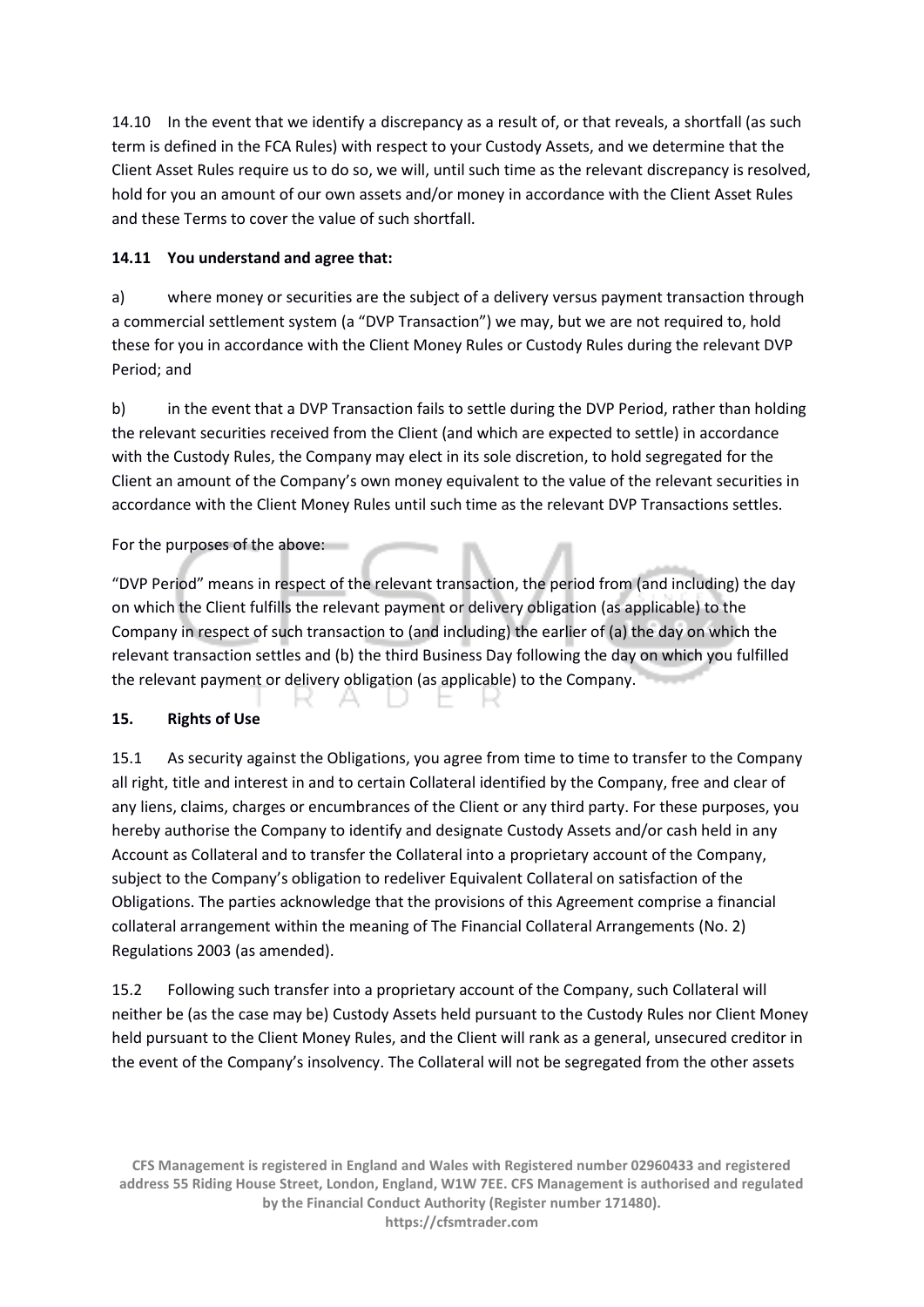14.10 In the event that we identify a discrepancy as a result of, or that reveals, a shortfall (as such term is defined in the FCA Rules) with respect to your Custody Assets, and we determine that the Client Asset Rules require us to do so, we will, until such time as the relevant discrepancy is resolved, hold for you an amount of our own assets and/or money in accordance with the Client Asset Rules and these Terms to cover the value of such shortfall.

**14.11 You understand and agree that:**

a) where money or securities are the subject of a delivery versus payment transaction through a commercial settlement system (a "DVP Transaction") we may, but we are not required to, hold these for you in accordance with the Client Money Rules or Custody Rules during the relevant DVP Period; and

b) in the event that a DVP Transaction fails to settle during the DVP Period, rather than holding the relevant securities received from the Client (and which are expected to settle) in accordance with the Custody Rules, the Company may elect in its sole discretion, to hold segregated for the Client an amount of the Company's own money equivalent to the value of the relevant securities in accordance with the Client Money Rules until such time as the relevant DVP Transactions settles.

For the purposes of the above:

"DVP Period" means in respect of the relevant transaction, the period from (and including) the day on which the Client fulfills the relevant payment or delivery obligation (as applicable) to the Company in respect of such transaction to (and including) the earlier of (a) the day on which the relevant transaction settles and (b) the third Business Day following the day on which you fulfilled the relevant payment or delivery obligation (as applicable) to the Company.

## 15. Rights of Use

15.1 As security against the Obligations, you agree from time to time to transfer to the Company all right, title and interest in and to certain Collateral identified by the Company, free and clear of any liens, claims, charges or encumbrances of the Client or any third party. For these purposes, you hereby authorise the Company to identify and designate Custody Assets and/or cash held in any Account as Collateral and to transfer the Collateral into a proprietary account of the Company, subject to the Company's obligation to redeliver Equivalent Collateral on satisfaction of the Obligations. The parties acknowledge that the provisions of this Agreement comprise a financial collateral arrangement within the meaning of The Financial Collateral Arrangements (No. 2) Regulations 2003 (as amended).

15.2 Following such transfer into a proprietary account of the Company, such Collateral will neither be (as the case may be) Custody Assets held pursuant to the Custody Rules nor Client Money held pursuant to the Client Money Rules, and the Client will rank as a general, unsecured creditor in the event of the Company's insolvency. The Collateral will not be segregated from the other assets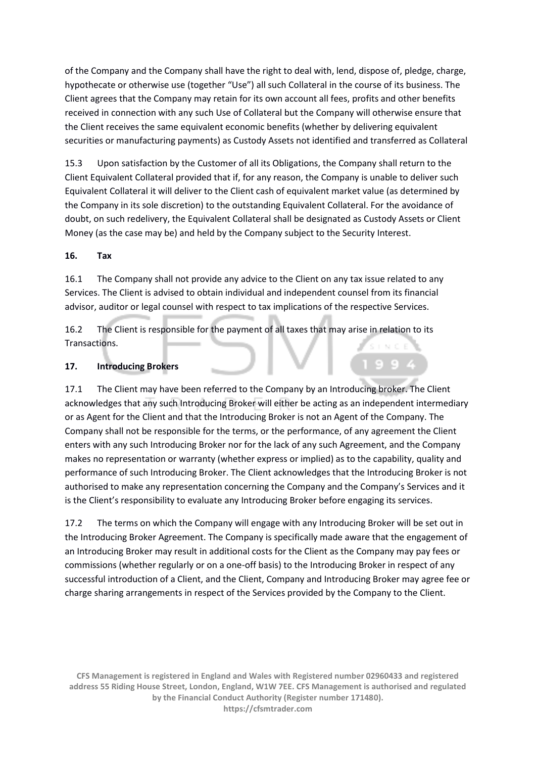of the Company and the Company shall have the right to deal with, lend, dispose of, pledge, charge, hypothecate or otherwise use (together "Use") all such Collateral in the course of its business. The Client agrees that the Company may retain for its own account all fees, profits and other benefits received in connection with any such Use of Collateral but the Company will otherwise ensure that the Client receives the same equivalent economic benefits (whether by delivering equivalent securities or manufacturing payments) as Custody Assets not identified and transferred as Collateral

15.3 Upon satisfaction by the Customer of all its Obligations, the Company shall return to the Client Equivalent Collateral provided that if, for any reason, the Company is unable to deliver such Equivalent Collateral it will deliver to the Client cash of equivalent market value (as determined by the Company in its sole discretion) to the outstanding Equivalent Collateral. For the avoidance of doubt, on such redelivery, the Equivalent Collateral shall be designated as Custody Assets or Client Money (as the case may be) and held by the Company subject to the Security Interest.

## 16. Tax

16.1 The Company shall not provide any advice to the Client on any tax issue related to any Services. The Client is advised to obtain individual and independent counsel from its financial advisor, auditor or legal counsel with respect to tax implications of the respective Services.

16.2 The Client is responsible for the payment of all taxes that may arise in relation to its Transactions.

## 17. Introducing Brokers

17.1 The Client may have been referred to the Company by an Introducing broker. The Client acknowledges that any such Introducing Broker will either be acting as an independent intermediary or as Agent for the Client and that the Introducing Broker is not an Agent of the Company. The Company shall not be responsible for the terms, or the performance, of any agreement the Client enters with any such Introducing Broker nor for the lack of any such Agreement, and the Company makes no representation or warranty (whether express or implied) as to the capability, quality and performance of such Introducing Broker. The Client acknowledges that the Introducing Broker is not authorised to make any representation concerning the Company and the Company's Services and it is the Client's responsibility to evaluate any Introducing Broker before engaging its services.

17.2 The terms on which the Company will engage with any Introducing Broker will be set out in the Introducing Broker Agreement. The Company is specifically made aware that the engagement of an Introducing Broker may result in additional costs for the Client as the Company may pay fees or commissions (whether regularly or on a one-off basis) to the Introducing Broker in respect of any successful introduction of a Client, and the Client, Company and Introducing Broker may agree fee or charge sharing arrangements in respect of the Services provided by the Company to the Client.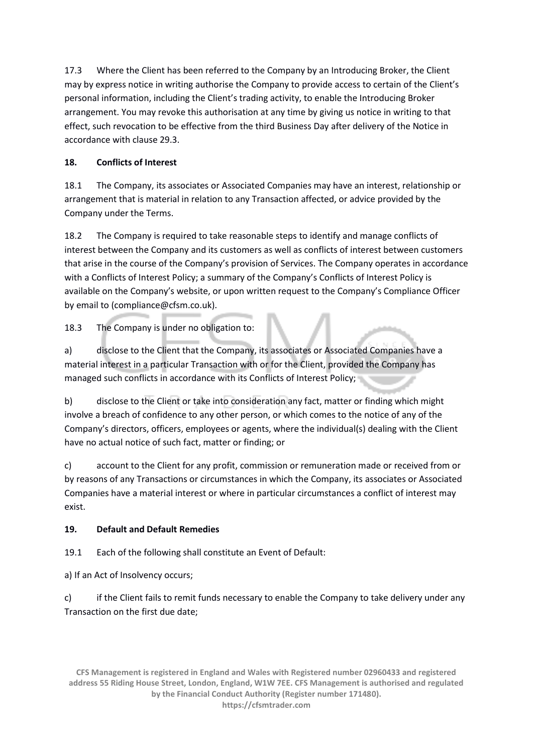17.3 Where the Client has been referred to the Company by an Introducing Broker, the Client may by express notice in writing authorise the Company to provide access to certain of the Client's personal information, including the Client's trading activity, to enable the Introducing Broker arrangement. You may revoke this authorisation at any time by giving us notice in writing to that effect, such revocation to be effective from the third Business Day after delivery of the Notice in accordance with clause 29.3.

## 18. Conflicts of Interest

18.1 The Company, its associates or Associated Companies may have an interest, relationship or arrangement that is material in relation to any Transaction affected, or advice provided by the Company under the Terms.

18.2 The Company is required to take reasonable steps to identify and manage conflicts of interest between the Company and its customers as well as conflicts of interest between customers that arise in the course of the Company's provision of Services. The Company operates in accordance with a Conflicts of Interest Policy; a summary of the Company's Conflicts of Interest Policy is available on the Company's website, or upon written request to the Company's Compliance Officer by email to (compliance@cfsm.co.uk).

18.3 The Company is under no obligation to:

a) disclose to the Client that the Company, its associates or Associated Companies have a material interest in a particular Transaction with or for the Client, provided the Company has managed such conflicts in accordance with its Conflicts of Interest Policy;

b) disclose to the Client or take into consideration any fact, matter or finding which might involve a breach of confidence to any other person, or which comes to the notice of any of the Company's directors, officers, employees or agents, where the individual(s) dealing with the Client have no actual notice of such fact, matter or finding; or

c) account to the Client for any profit, commission or remuneration made or received from or by reasons of any Transactions or circumstances in which the Company, its associates or Associated Companies have a material interest or where in particular circumstances a conflict of interest may exist.

## 19. Default and Default Remedies

19.1 Each of the following shall constitute an Event of Default:

a) If an Act of Insolvency occurs;

c) if the Client fails to remit funds necessary to enable the Company to take delivery under any Transaction on the first due date;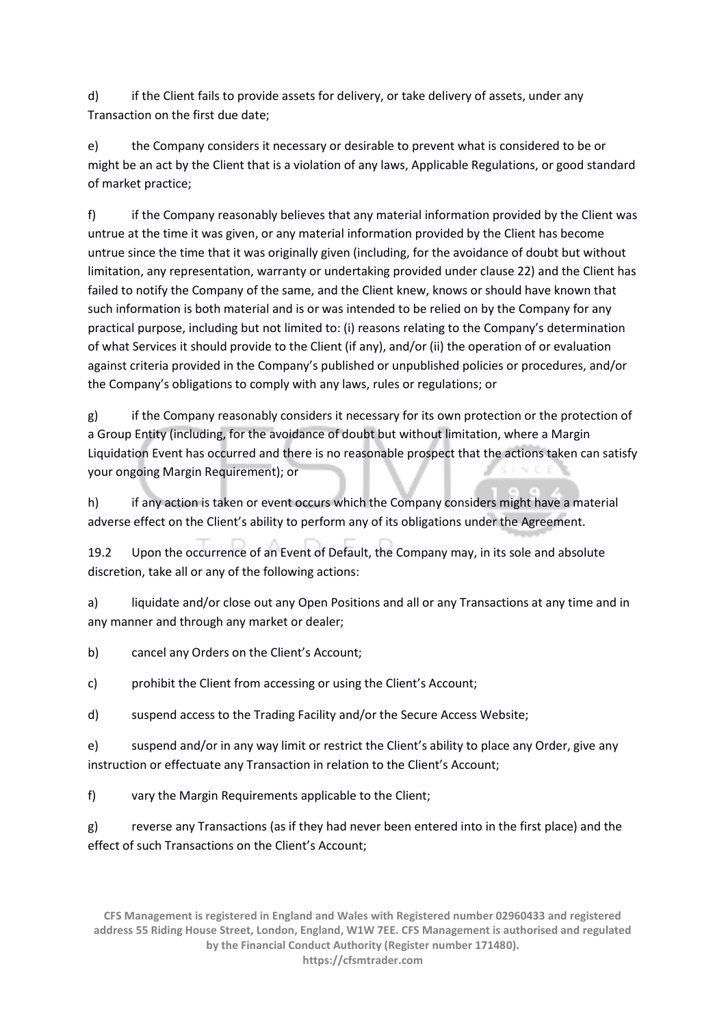d) if the Client fails to provide assets for delivery, or take delivery of assets, under any Transaction on the first due date;

e) the Company considers it necessary or desirable to prevent what is considered to be or might be an act by the Client that is a violation of any laws, Applicable Regulations, or good standard of market practice;

f) if the Company reasonably believes that any material information provided by the Client was untrue at the time it was given, or any material information provided by the Client has become untrue since the time that it was originally given (including, for the avoidance of doubt but without limitation, any representation, warranty or undertaking provided under clause 22) and the Client has failed to notify the Company of the same, and the Client knew, knows or should have known that such information is both material and is or was intended to be relied on by the Company for any practical purpose, including but not limited to: (i) reasons relating to the Company's determination of what Services it should provide to the Client (if any), and/or (ii) the operation of or evaluation against criteria provided in the Company's published or unpublished policies or procedures, and/or the Company's obligations to comply with any laws, rules or regulations; or

g) if the Company reasonably considers it necessary for its own protection or the protection of a Group Entity (including, for the avoidance of doubt but without limitation, where a Margin Liquidation Event has occurred and there is no reasonable prospect that the actions taken can satisfy your ongoing Margin Requirement); or

h) if any action is taken or event occurs which the Company considers might have a material adverse effect on the Client's ability to perform any of its obligations under the Agreement.

19.2 Upon the occurrence of an Event of Default, the Company may, in its sole and absolute discretion, take all or any of the following actions:

a) liquidate and/or close out any Open Positions and all or any Transactions at any time and in any manner and through any market or dealer;

b) cancel any Orders on the Client's Account;

c) prohibit the Client from accessing or using the Client's Account;

d) suspend access to the Trading Facility and/or the Secure Access Website;

e) suspend and/or in any way limit or restrict the Client's ability to place any Order, give any instruction or effectuate any Transaction in relation to the Client's Account;

f) vary the Margin Requirements applicable to the Client;

g) reverse any Transactions (as if they had never been entered into in the first place) and the effect of such Transactions on the Client's Account;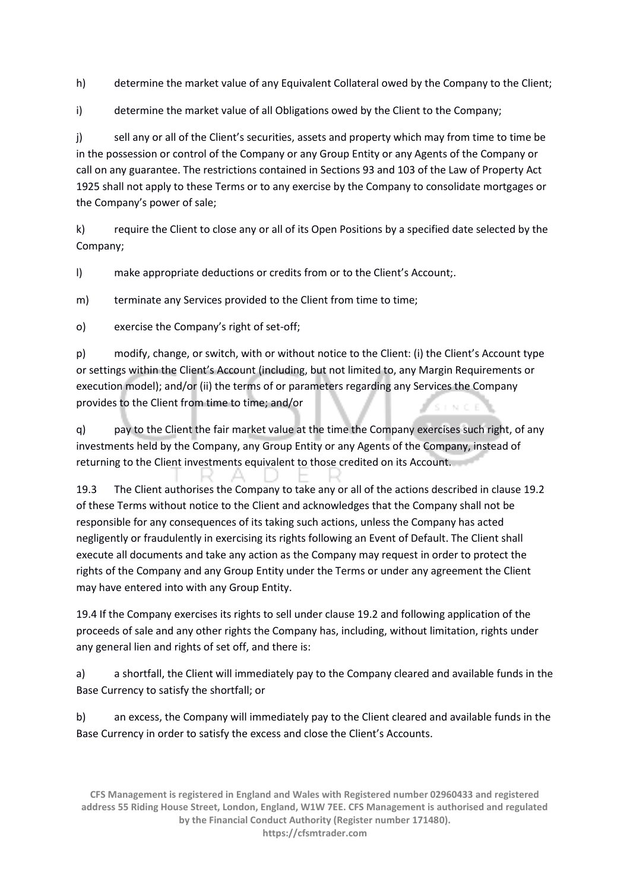h) determine the market value of any Equivalent Collateral owed by the Company to the Client;

i) determine the market value of all Obligations owed by the Client to the Company;

j) sell any or all of the Client's securities, assets and property which may from time to time be in the possession or control of the Company or any Group Entity or any Agents of the Company or call on any guarantee. The restrictions contained in Sections 93 and 103 of the Law of Property Act 1925 shall not apply to these Terms or to any exercise by the Company to consolidate mortgages or the Company's power of sale;

k) require the Client to close any or all of its Open Positions by a specified date selected by the Company;

l) make appropriate deductions or credits from or to the Client's Account;.

m) terminate any Services provided to the Client from time to time;

o) exercise the Company's right of set-off;

p) modify, change, or switch, with or without notice to the Client: (i) the Client's Account type or settings within the Client's Account (including, but not limited to, any Margin Requirements or execution model); and/or (ii) the terms of or parameters regarding any Services the Company provides to the Client from time to time; and/or

q) pay to the Client the fair market value at the time the Company exercises such right, of any investments held by the Company, any Group Entity or any Agents of the Company, instead of returning to the Client investments equivalent to those credited on its Account.

19.3 The Client authorises the Company to take any or all of the actions described in clause 19.2 of these Terms without notice to the Client and acknowledges that the Company shall not be responsible for any consequences of its taking such actions, unless the Company has acted negligently or fraudulently in exercising its rights following an Event of Default. The Client shall execute all documents and take any action as the Company may request in order to protect the rights of the Company and any Group Entity under the Terms or under any agreement the Client may have entered into with any Group Entity.

19.4 If the Company exercises its rights to sell under clause 19.2 and following application of the proceeds of sale and any other rights the Company has, including, without limitation, rights under any general lien and rights of set off, and there is:

a) a shortfall, the Client will immediately pay to the Company cleared and available funds in the Base Currency to satisfy the shortfall; or

b) an excess, the Company will immediately pay to the Client cleared and available funds in the Base Currency in order to satisfy the excess and close the Client's Accounts.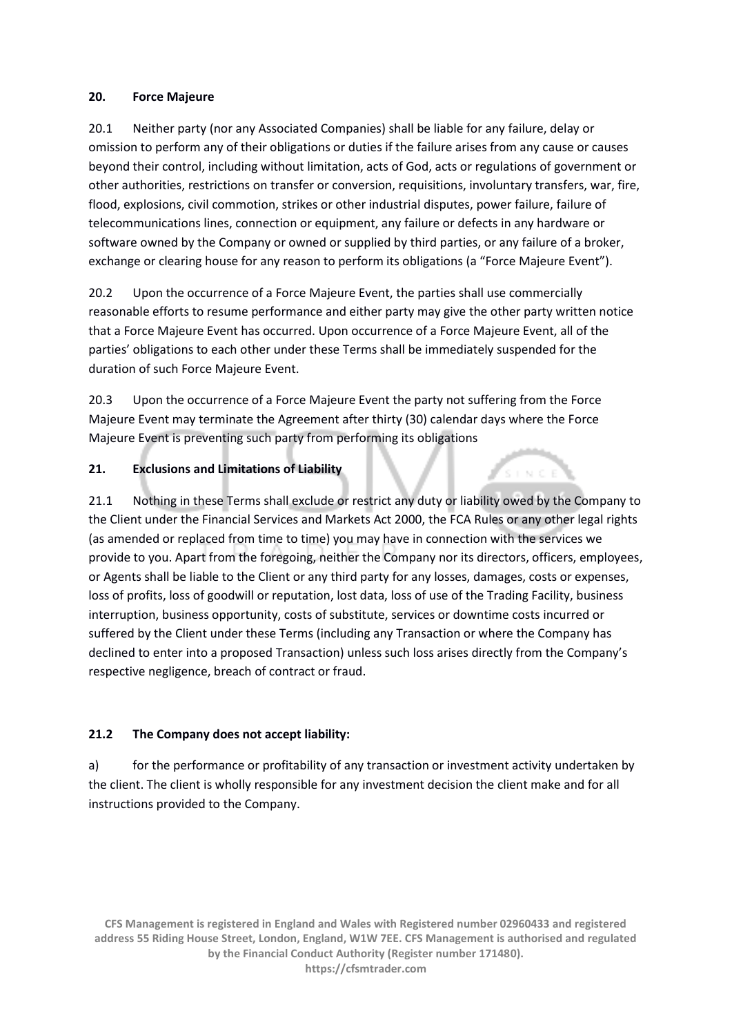## 20. Force Majeure

20.1 Neither party (nor any Associated Companies) shall be liable for any failure, delay or omission to perform any of their obligations or duties if the failure arises from any cause or causes beyond their control, including without limitation, acts of God, acts or regulations of government or other authorities, restrictions on transfer or conversion, requisitions, involuntary transfers, war, fire, flood, explosions, civil commotion, strikes or other industrial disputes, power failure, failure of telecommunications lines, connection or equipment, any failure or defects in any hardware or software owned by the Company or owned or supplied by third parties, or any failure of a broker, exchange or clearing house for any reason to perform its obligations (a "Force Majeure Event").

20.2 Upon the occurrence of a Force Majeure Event, the parties shall use commercially reasonable efforts to resume performance and either party may give the other party written notice that a Force Majeure Event has occurred. Upon occurrence of a Force Majeure Event, all of the parties' obligations to each other under these Terms shall be immediately suspended for the duration of such Force Majeure Event.

20.3 Upon the occurrence of a Force Majeure Event the party not suffering from the Force Majeure Event may terminate the Agreement after thirty (30) calendar days where the Force Majeure Event is preventing such party from performing its obligations

## 21. Exclusions and Limitations of Liability

21.1 Nothing in these Terms shall exclude or restrict any duty or liability owed by the Company to the Client under the Financial Services and Markets Act 2000, the FCA Rules or any other legal rights (as amended or replaced from time to time) you may have in connection with the services we provide to you. Apart from the foregoing, neither the Company nor its directors, officers, employees, or Agents shall be liable to the Client or any third party for any losses, damages, costs or expenses, loss of profits, loss of goodwill or reputation, lost data, loss of use of the Trading Facility, business interruption, business opportunity, costs of substitute, services or downtime costs incurred or suffered by the Client under these Terms (including any Transaction or where the Company has declined to enter into a proposed Transaction) unless such loss arises directly from the Company's respective negligence, breach of contract or fraud.

**21.2 The Company does not accept liability:**

a) for the performance or profitability of any transaction or investment activity undertaken by the client. The client is wholly responsible for any investment decision the client make and for all instructions provided to the Company.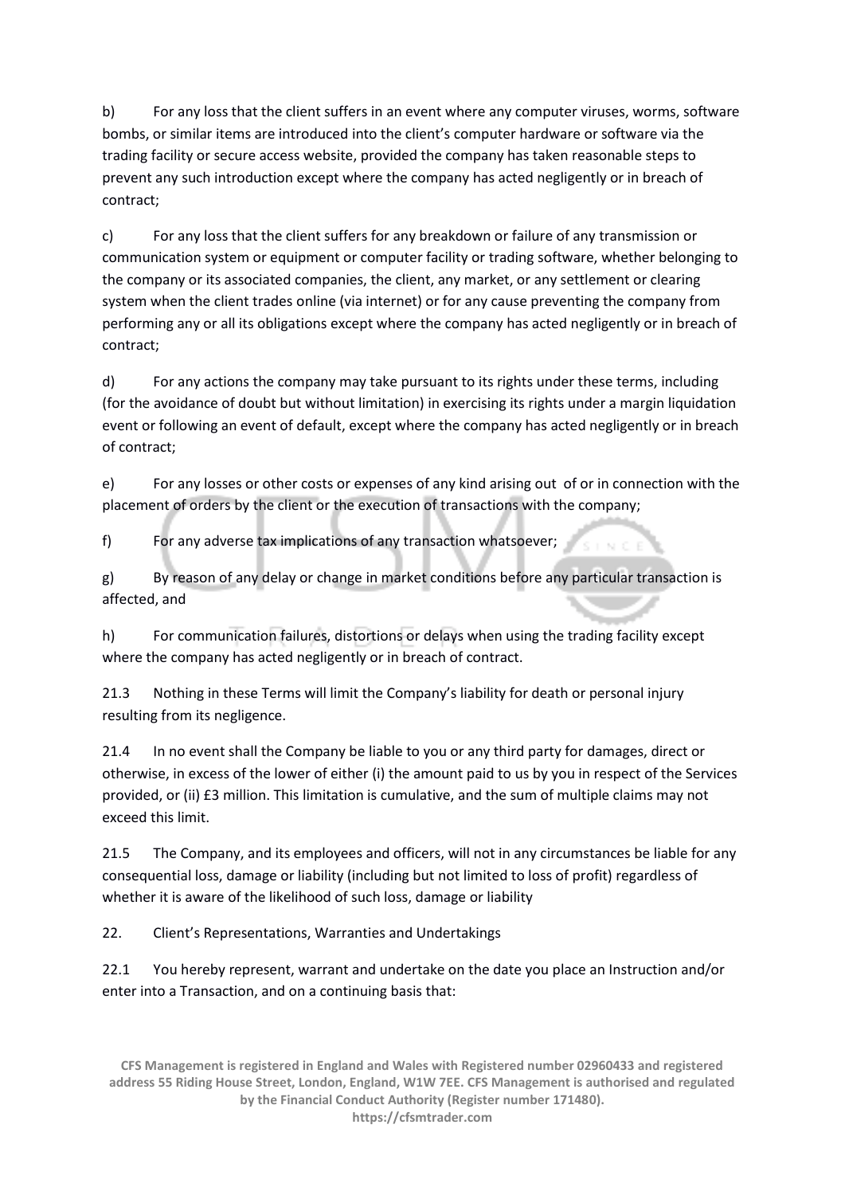b) For any loss that the client suffers in an event where any computer viruses, worms, software bombs, or similar items are introduced into the client's computer hardware or software via the trading facility or secure access website, provided the company has taken reasonable steps to prevent any such introduction except where the company has acted negligently or in breach of contract;

c) For any loss that the client suffers for any breakdown or failure of any transmission or communication system or equipment or computer facility or trading software, whether belonging to the company or its associated companies, the client, any market, or any settlement or clearing system when the client trades online (via internet) or for any cause preventing the company from performing any or all its obligations except where the company has acted negligently or in breach of contract;

d) For any actions the company may take pursuant to its rights under these terms, including (for the avoidance of doubt but without limitation) in exercising its rights under a margin liquidation event or following an event of default, except where the company has acted negligently or in breach of contract;

e) For any losses or other costs or expenses of any kind arising out of or in connection with the placement of orders by the client or the execution of transactions with the company;

f) For any adverse tax implications of any transaction whatsoever;

g) By reason of any delay or change in market conditions before any particular transaction is affected, and

h) For communication failures, distortions or delays when using the trading facility except where the company has acted negligently or in breach of contract.

21.3 Nothing in these Terms will limit the Company's liability for death or personal injury resulting from its negligence.

21.4 In no event shall the Company be liable to you or any third party for damages, direct or otherwise, in excess of the lower of either (i) the amount paid to us by you in respect of the Services provided, or (ii) £3 million. This limitation is cumulative, and the sum of multiple claims may not exceed this limit.

21.5 The Company, and its employees and officers, will not in any circumstances be liable for any consequential loss, damage or liability (including but not limited to loss of profit) regardless of whether it is aware of the likelihood of such loss, damage or liability

## 22. Client's Representations, Warranties and Undertakings

22.1 You hereby represent, warrant and undertake on the date you place an Instruction and/or enter into a Transaction, and on a continuing basis that: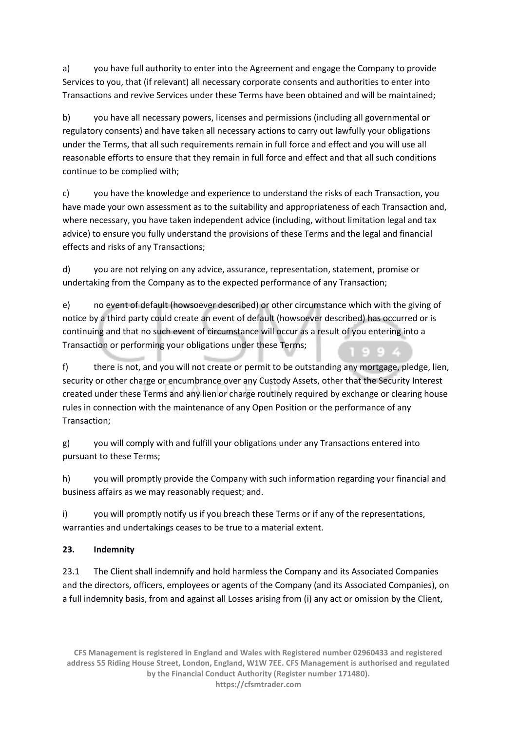a) you have full authority to enter into the Agreement and engage the Company to provide Services to you, that (if relevant) all necessary corporate consents and authorities to enter into Transactions and revive Services under these Terms have been obtained and will be maintained;

b) you have all necessary powers, licenses and permissions (including all governmental or regulatory consents) and have taken all necessary actions to carry out lawfully your obligations under the Terms, that all such requirements remain in full force and effect and you will use all reasonable efforts to ensure that they remain in full force and effect and that all such conditions continue to be complied with;

c) you have the knowledge and experience to understand the risks of each Transaction, you have made your own assessment as to the suitability and appropriateness of each Transaction and, where necessary, you have taken independent advice (including, without limitation legal and tax advice) to ensure you fully understand the provisions of these Terms and the legal and financial effects and risks of any Transactions;

d) you are not relying on any advice, assurance, representation, statement, promise or undertaking from the Company as to the expected performance of any Transaction;

e) no event of default (howsoever described) or other circumstance which with the giving of notice by a third party could create an event of default (howsoever described) has occurred or is continuing and that no such event of circumstance will occur as a result of you entering into a Transaction or performing your obligations under these Terms;

f) there is not, and you will not create or permit to be outstanding any mortgage, pledge, lien, security or other charge or encumbrance over any Custody Assets, other that the Security Interest created under these Terms and any lien or charge routinely required by exchange or clearing house rules in connection with the maintenance of any Open Position or the performance of any Transaction;

g) you will comply with and fulfill your obligations under any Transactions entered into pursuant to these Terms;

h) you will promptly provide the Company with such information regarding your financial and business affairs as we may reasonably request; and.

i) you will promptly notify us if you breach these Terms or if any of the representations, warranties and undertakings ceases to be true to a material extent.

## 23. Indemnity

23.1 The Client shall indemnify and hold harmless the Company and its Associated Companies and the directors, officers, employees or agents of the Company (and its Associated Companies), on a full indemnity basis, from and against all Losses arising from (i) any act or omission by the Client,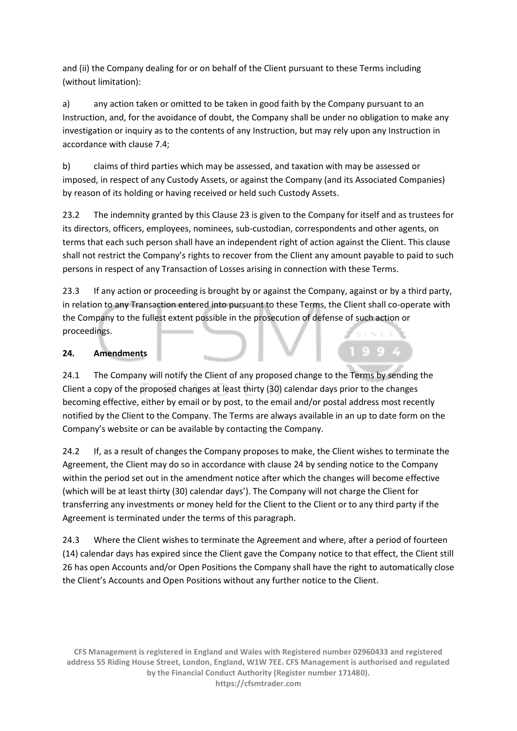and (ii) the Company dealing for or on behalf of the Client pursuant to these Terms including (without limitation):

a) any action taken or omitted to be taken in good faith by the Company pursuant to an Instruction, and, for the avoidance of doubt, the Company shall be under no obligation to make any investigation or inquiry as to the contents of any Instruction, but may rely upon any Instruction in accordance with clause 7.4;

b) claims of third parties which may be assessed, and taxation with may be assessed or imposed, in respect of any Custody Assets, or against the Company (and its Associated Companies) by reason of its holding or having received or held such Custody Assets.

23.2 The indemnity granted by this Clause 23 is given to the Company for itself and as trustees for its directors, officers, employees, nominees, sub-custodian, correspondents and other agents, on terms that each such person shall have an independent right of action against the Client. This clause shall not restrict the Company's rights to recover from the Client any amount payable to paid to such persons in respect of any Transaction of Losses arising in connection with these Terms.

23.3 If any action or proceeding is brought by or against the Company, against or by a third party, in relation to any Transaction entered into pursuant to these Terms, the Client shall co-operate with the Company to the fullest extent possible in the prosecution of defense of such action or proceedings.

**24. Amendments**

24.1 The Company will notify the Client of any proposed change to the Terms by sending the Client a copy of the proposed changes at least thirty (30) calendar days prior to the changes becoming effective, either by email or by post, to the email and/or postal address most recently notified by the Client to the Company. The Terms are always available in an up to date form on the Company's website or can be available by contacting the Company.

24.2 If, as a result of changes the Company proposes to make, the Client wishes to terminate the Agreement, the Client may do so in accordance with clause 24 by sending notice to the Company within the period set out in the amendment notice after which the changes will become effective (which will be at least thirty (30) calendar days'). The Company will not charge the Client for transferring any investments or money held for the Client to the Client or to any third party if the Agreement is terminated under the terms of this paragraph.

24.3 Where the Client wishes to terminate the Agreement and where, after a period of fourteen (14) calendar days has expired since the Client gave the Company notice to that effect, the Client still 26 has open Accounts and/or Open Positions the Company shall have the right to automatically close the Client's Accounts and Open Positions without any further notice to the Client.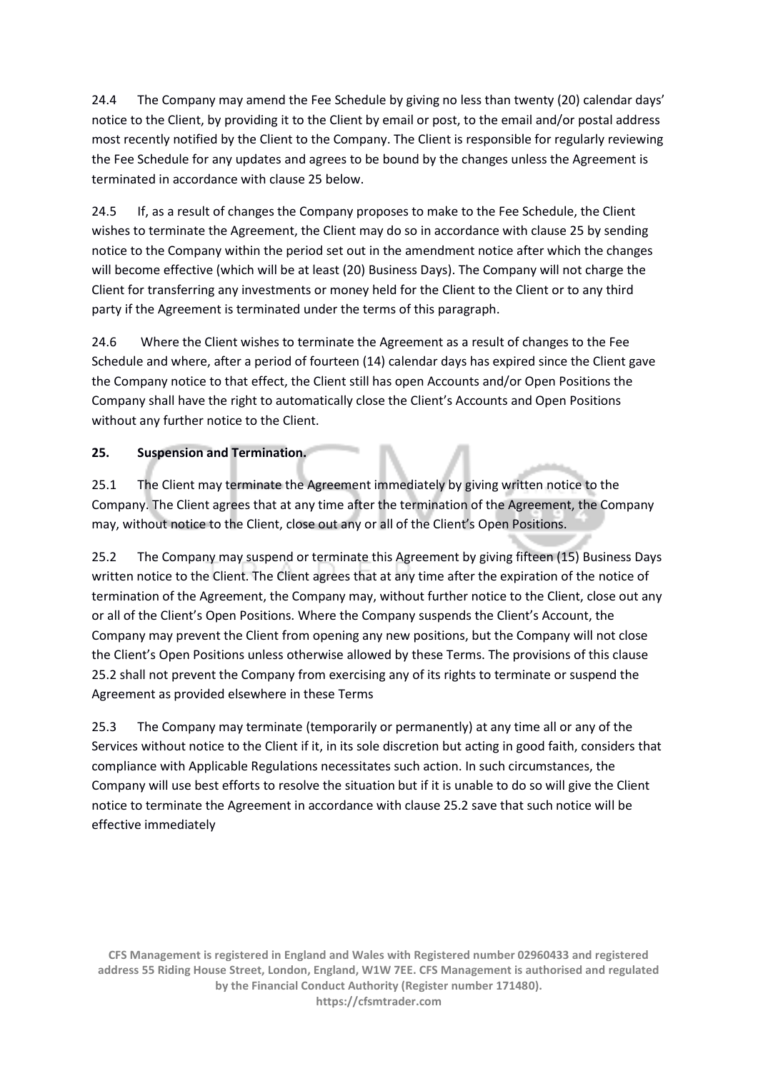24.4 The Company may amend the Fee Schedule by giving no less than twenty (20) calendar days' notice to the Client, by providing it to the Client by email or post, to the email and/or postal address most recently notified by the Client to the Company. The Client is responsible for regularly reviewing the Fee Schedule for any updates and agrees to be bound by the changes unless the Agreement is terminated in accordance with clause 25 below.

24.5 If, as a result of changes the Company proposes to make to the Fee Schedule, the Client wishes to terminate the Agreement, the Client may do so in accordance with clause 25 by sending notice to the Company within the period set out in the amendment notice after which the changes will become effective (which will be at least (20) Business Days). The Company will not charge the Client for transferring any investments or money held for the Client to the Client or to any third party if the Agreement is terminated under the terms of this paragraph.

24.6 Where the Client wishes to terminate the Agreement as a result of changes to the Fee Schedule and where, after a period of fourteen (14) calendar days has expired since the Client gave the Company notice to that effect, the Client still has open Accounts and/or Open Positions the Company shall have the right to automatically close the Client's Accounts and Open Positions without any further notice to the Client.

**25. Suspension and Termination.**

25.1 The Client may terminate the Agreement immediately by giving written notice to the Company. The Client agrees that at any time after the termination of the Agreement, the Company may, without notice to the Client, close out any or all of the Client's Open Positions.

25.2 The Company may suspend or terminate this Agreement by giving fifteen (15) Business Days written notice to the Client. The Client agrees that at any time after the expiration of the notice of termination of the Agreement, the Company may, without further notice to the Client, close out any or all of the Client's Open Positions. Where the Company suspends the Client's Account, the Company may prevent the Client from opening any new positions, but the Company will not close the Client's Open Positions unless otherwise allowed by these Terms. The provisions of this clause 25.2 shall not prevent the Company from exercising any of its rights to terminate or suspend the Agreement as provided elsewhere in these Terms

25.3 The Company may terminate (temporarily or permanently) at any time all or any of the Services without notice to the Client if it, in its sole discretion but acting in good faith, considers that compliance with Applicable Regulations necessitates such action. In such circumstances, the Company will use best efforts to resolve the situation but if it is unable to do so will give the Client notice to terminate the Agreement in accordance with clause 25.2 save that such notice will be effective immediately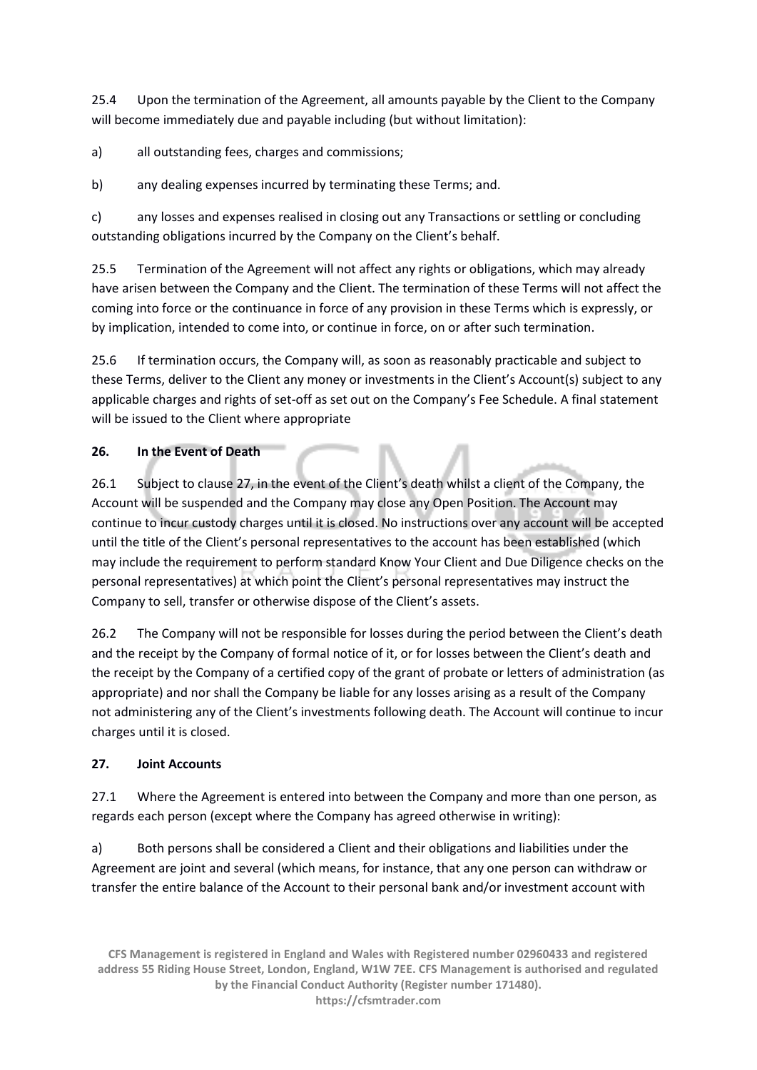25.4 Upon the termination of the Agreement, all amounts payable by the Client to the Company will become immediately due and payable including (but without limitation):

a) all outstanding fees, charges and commissions;

b) any dealing expenses incurred by terminating these Terms; and.

c) any losses and expenses realised in closing out any Transactions or settling or concluding outstanding obligations incurred by the Company on the Client's behalf.

25.5 Termination of the Agreement will not affect any rights or obligations, which may already have arisen between the Company and the Client. The termination of these Terms will not affect the coming into force or the continuance in force of any provision in these Terms which is expressly, or by implication, intended to come into, or continue in force, on or after such termination.

25.6 If termination occurs, the Company will, as soon as reasonably practicable and subject to these Terms, deliver to the Client any money or investments in the Client's Account(s) subject to any applicable charges and rights of set-off as set out on the Company's Fee Schedule. A final statement will be issued to the Client where appropriate

**26. In the Event of Death**

26.1 Subject to clause 27, in the event of the Client's death whilst a client of the Company, the Account will be suspended and the Company may close any Open Position. The Account may continue to incur custody charges until it is closed. No instructions over any account will be accepted until the title of the Client's personal representatives to the account has been established (which may include the requirement to perform standard Know Your Client and Due Diligence checks on the personal representatives) at which point the Client's personal representatives may instruct the Company to sell, transfer or otherwise dispose of the Client's assets.

26.2 The Company will not be responsible for losses during the period between the Client's death and the receipt by the Company of formal notice of it, or for losses between the Client's death and the receipt by the Company of a certified copy of the grant of probate or letters of administration (as appropriate) and nor shall the Company be liable for any losses arising as a result of the Company not administering any of the Client's investments following death. The Account will continue to incur charges until it is closed.

**27. Joint Accounts**

27.1 Where the Agreement is entered into between the Company and more than one person, as regards each person (except where the Company has agreed otherwise in writing):

a) Both persons shall be considered a Client and their obligations and liabilities under the Agreement are joint and several (which means, for instance, that any one person can withdraw or transfer the entire balance of the Account to their personal bank and/or investment account with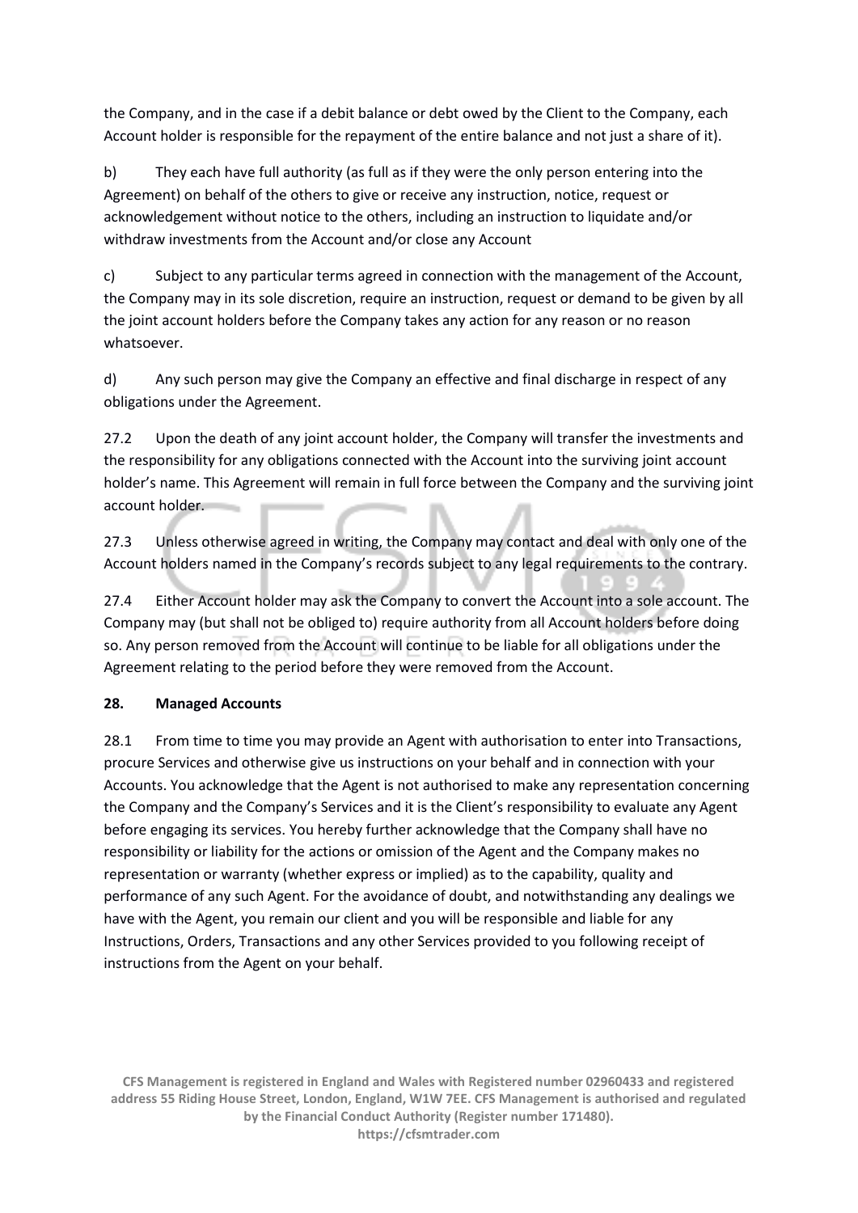the Company, and in the case if a debit balance or debt owed by the Client to the Company, each Account holder is responsible for the repayment of the entire balance and not just a share of it).

b) They each have full authority (as full as if they were the only person entering into the Agreement) on behalf of the others to give or receive any instruction, notice, request or acknowledgement without notice to the others, including an instruction to liquidate and/or withdraw investments from the Account and/or close any Account

c) Subject to any particular terms agreed in connection with the management of the Account, the Company may in its sole discretion, require an instruction, request or demand to be given by all the joint account holders before the Company takes any action for any reason or no reason whatsoever.

d) Any such person may give the Company an effective and final discharge in respect of any obligations under the Agreement.

27.2 Upon the death of any joint account holder, the Company will transfer the investments and the responsibility for any obligations connected with the Account into the surviving joint account holder's name. This Agreement will remain in full force between the Company and the surviving joint account holder.

27.3 Unless otherwise agreed in writing, the Company may contact and deal with only one of the Account holders named in the Company's records subject to any legal requirements to the contrary.

27.4 Either Account holder may ask the Company to convert the Account into a sole account. The Company may (but shall not be obliged to) require authority from all Account holders before doing so. Any person removed from the Account will continue to be liable for all obligations under the Agreement relating to the period before they were removed from the Account.

## 28. Managed Accounts

28.1 From time to time you may provide an Agent with authorisation to enter into Transactions, procure Services and otherwise give us instructions on your behalf and in connection with your Accounts. You acknowledge that the Agent is not authorised to make any representation concerning the Company and the Company's Services and it is the Client's responsibility to evaluate any Agent before engaging its services. You hereby further acknowledge that the Company shall have no responsibility or liability for the actions or omission of the Agent and the Company makes no representation or warranty (whether express or implied) as to the capability, quality and performance of any such Agent. For the avoidance of doubt, and notwithstanding any dealings we have with the Agent, you remain our client and you will be responsible and liable for any Instructions, Orders, Transactions and any other Services provided to you following receipt of instructions from the Agent on your behalf.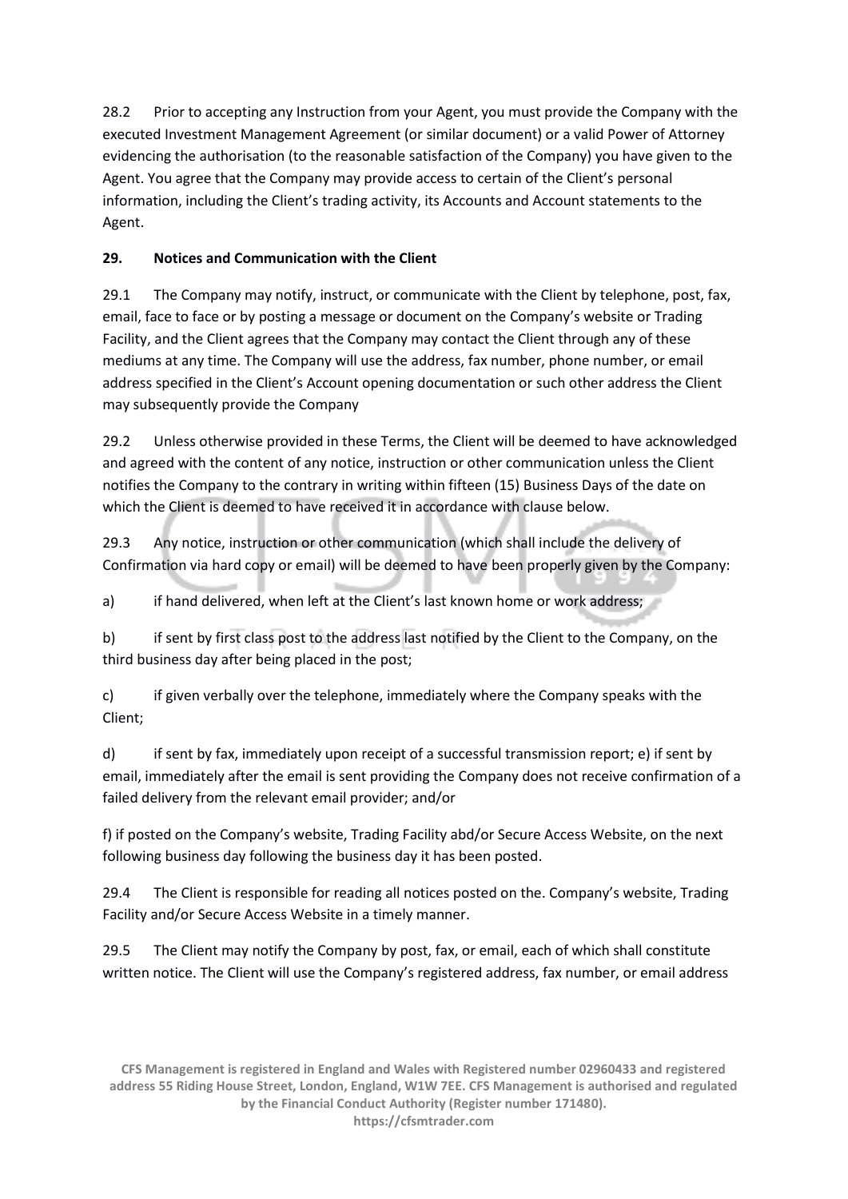28.2 Prior to accepting any Instruction from your Agent, you must provide the Company with the executed Investment Management Agreement (or similar document) or a valid Power of Attorney evidencing the authorisation (to the reasonable satisfaction of the Company) you have given to the Agent. You agree that the Company may provide access to certain of the Client's personal information, including the Client's trading activity, its Accounts and Account statements to the Agent.

**29. Notices and Communication with the Client**

29.1 The Company may notify, instruct, or communicate with the Client by telephone, post, fax, email, face to face or by posting a message or document on the Company's website or Trading Facility, and the Client agrees that the Company may contact the Client through any of these mediums at any time. The Company will use the address, fax number, phone number, or email address specified in the Client's Account opening documentation or such other address the Client may subsequently provide the Company

29.2 Unless otherwise provided in these Terms, the Client will be deemed to have acknowledged and agreed with the content of any notice, instruction or other communication unless the Client notifies the Company to the contrary in writing within fifteen (15) Business Days of the date on which the Client is deemed to have received it in accordance with clause below.

29.3 Any notice, instruction or other communication (which shall include the delivery of Confirmation via hard copy or email) will be deemed to have been properly given by the Company:

a) if hand delivered, when left at the Client's last known home or work address;

b) if sent by first class post to the address last notified by the Client to the Company, on the third business day after being placed in the post;

c) if given verbally over the telephone, immediately where the Company speaks with the Client;

d) if sent by fax, immediately upon receipt of a successful transmission report; e) if sent by email, immediately after the email is sent providing the Company does not receive confirmation of a failed delivery from the relevant email provider; and/or

f) if posted on the Company's website, Trading Facility abd/or Secure Access Website, on the next following business day following the business day it has been posted.

29.4 The Client is responsible for reading all notices posted on the. Company's website, Trading Facility and/or Secure Access Website in a timely manner.

29.5 The Client may notify the Company by post, fax, or email, each of which shall constitute written notice. The Client will use the Company's registered address, fax number, or email address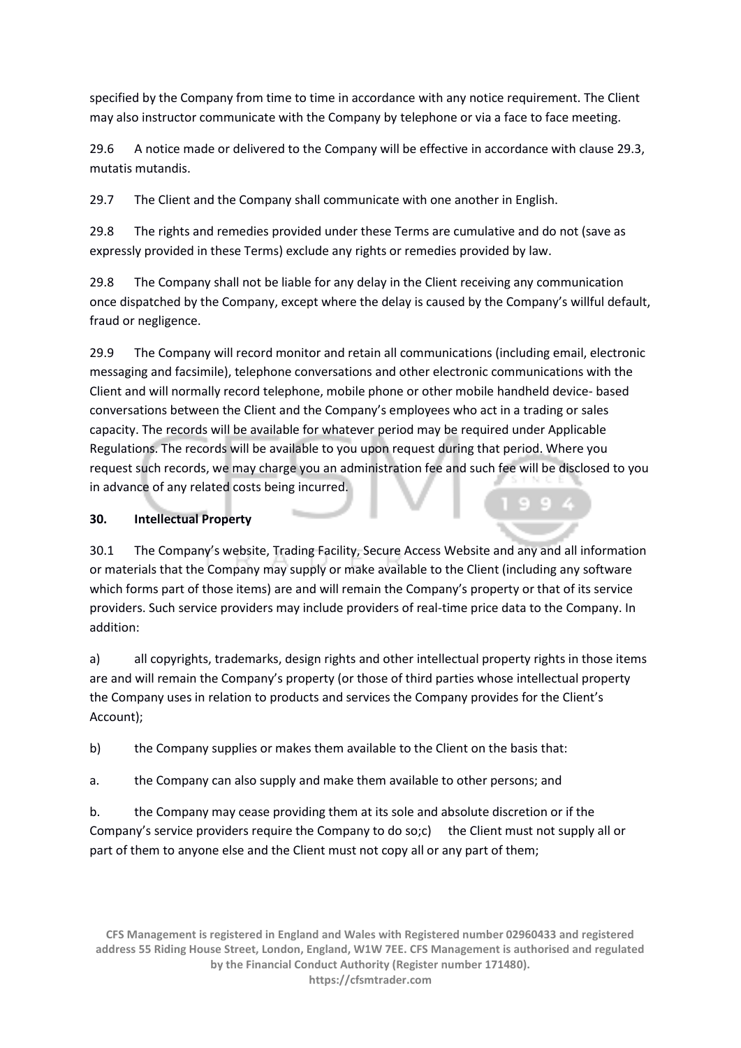specified by the Company from time to time in accordance with any notice requirement. The Client may also instructor communicate with the Company by telephone or via a face to face meeting.

29.6 A notice made or delivered to the Company will be effective in accordance with clause 29.3, mutatis mutandis.

29.7 The Client and the Company shall communicate with one another in English.

29.8 The rights and remedies provided under these Terms are cumulative and do not (save as expressly provided in these Terms) exclude any rights or remedies provided by law.

29.8 The Company shall not be liable for any delay in the Client receiving any communication once dispatched by the Company, except where the delay is caused by the Company's willful default, fraud or negligence.

29.9 The Company will record monitor and retain all communications (including email, electronic messaging and facsimile), telephone conversations and other electronic communications with the Client and will normally record telephone, mobile phone or other mobile handheld device- based conversations between the Client and the Company's employees who act in a trading or sales capacity. The records will be available for whatever period may be required under Applicable Regulations. The records will be available to you upon request during that period. Where you request such records, we may charge you an administration fee and such fee will be disclosed to you in advance of any related costs being incurred.

**30. Intellectual Property**

30.1 The Company's website, Trading Facility, Secure Access Website and any and all information or materials that the Company may supply or make available to the Client (including any software which forms part of those items) are and will remain the Company's property or that of its service providers. Such service providers may include providers of real-time price data to the Company. In addition:

a) all copyrights, trademarks, design rights and other intellectual property rights in those items are and will remain the Company's property (or those of third parties whose intellectual property the Company uses in relation to products and services the Company provides for the Client's Account);

b) the Company supplies or makes them available to the Client on the basis that:

a. the Company can also supply and make them available to other persons; and

b. the Company may cease providing them at its sole and absolute discretion or if the Company's service providers require the Company to do so;c) the Client must not supply all or part of them to anyone else and the Client must not copy all or any part of them;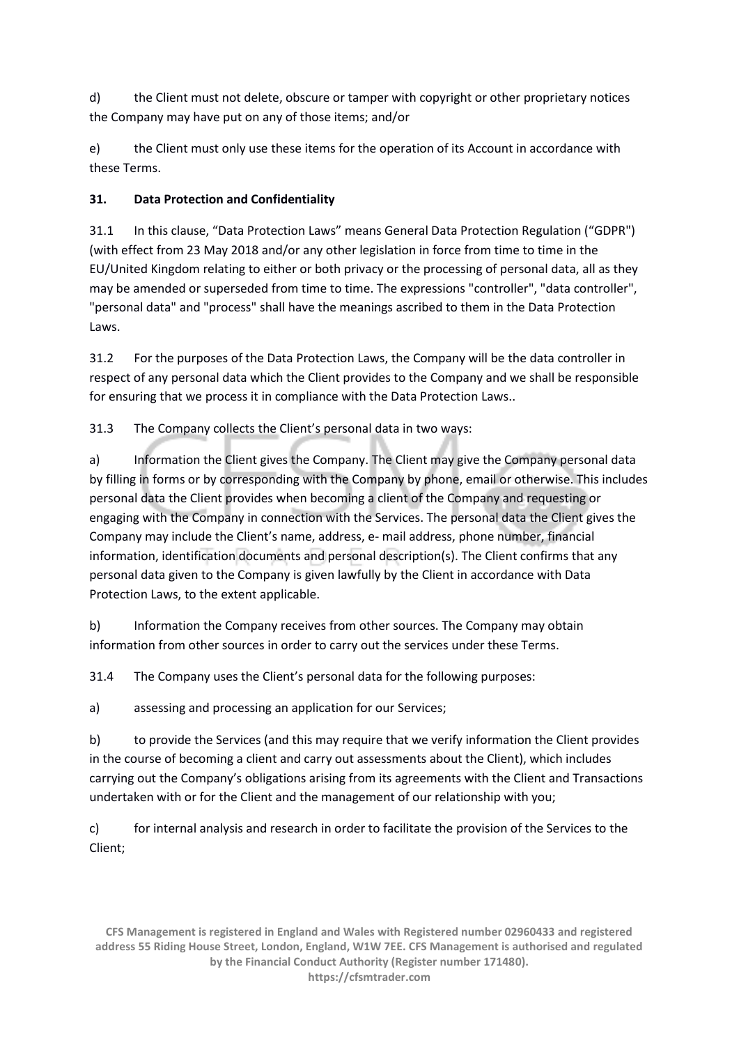d) the Client must not delete, obscure or tamper with copyright or other proprietary notices the Company may have put on any of those items; and/or

e) the Client must only use these items for the operation of its Account in accordance with these Terms.

**31. Data Protection and Confidentiality**

31.1 In this clause, “Data Protection Laws” means General Data Protection Regulation (“GDPR") (with effect from 23 May 2018 and/or any other legislation in force from time to time in the EU/United Kingdom relating to either or both privacy or the processing of personal data, all as they may be amended or superseded from time to time. The expressions "controller", "data controller", "personal data" and "process" shall have the meanings ascribed to them in the Data Protection Laws.

31.2 For the purposes of the Data Protection Laws, the Company will be the data controller in respect of any personal data which the Client provides to the Company and we shall be responsible for ensuring that we process it in compliance with the Data Protection Laws..

31.3 The Company collects the Client’s personal data in two ways:

a) Information the Client gives the Company. The Client may give the Company personal data by filling in forms or by corresponding with the Company by phone, email or otherwise. This includes personal data the Client provides when becoming a client of the Company and requesting or engaging with the Company in connection with the Services. The personal data the Client gives the Company may include the Client’s name, address, e- mail address, phone number, financial information, identification documents and personal description(s). The Client confirms that any personal data given to the Company is given lawfully by the Client in accordance with Data Protection Laws, to the extent applicable.

b) Information the Company receives from other sources. The Company may obtain information from other sources in order to carry out the services under these Terms.

31.4 The Company uses the Client’s personal data for the following purposes:

a) assessing and processing an application for our Services;

b) to provide the Services (and this may require that we verify information the Client provides in the course of becoming a client and carry out assessments about the Client), which includes carrying out the Company’s obligations arising from its agreements with the Client and Transactions undertaken with or for the Client and the management of our relationship with you;

c) for internal analysis and research in order to facilitate the provision of the Services to the Client;

**CFS Management is registered in England and Wales with Registered number 02960433 and registered address 55 Riding House Street, London, England, W1W 7EE. CFS Management is authorised and regulated by the Financial Conduct Authority (Register number 171480).**
**https://cfsmtrader.com**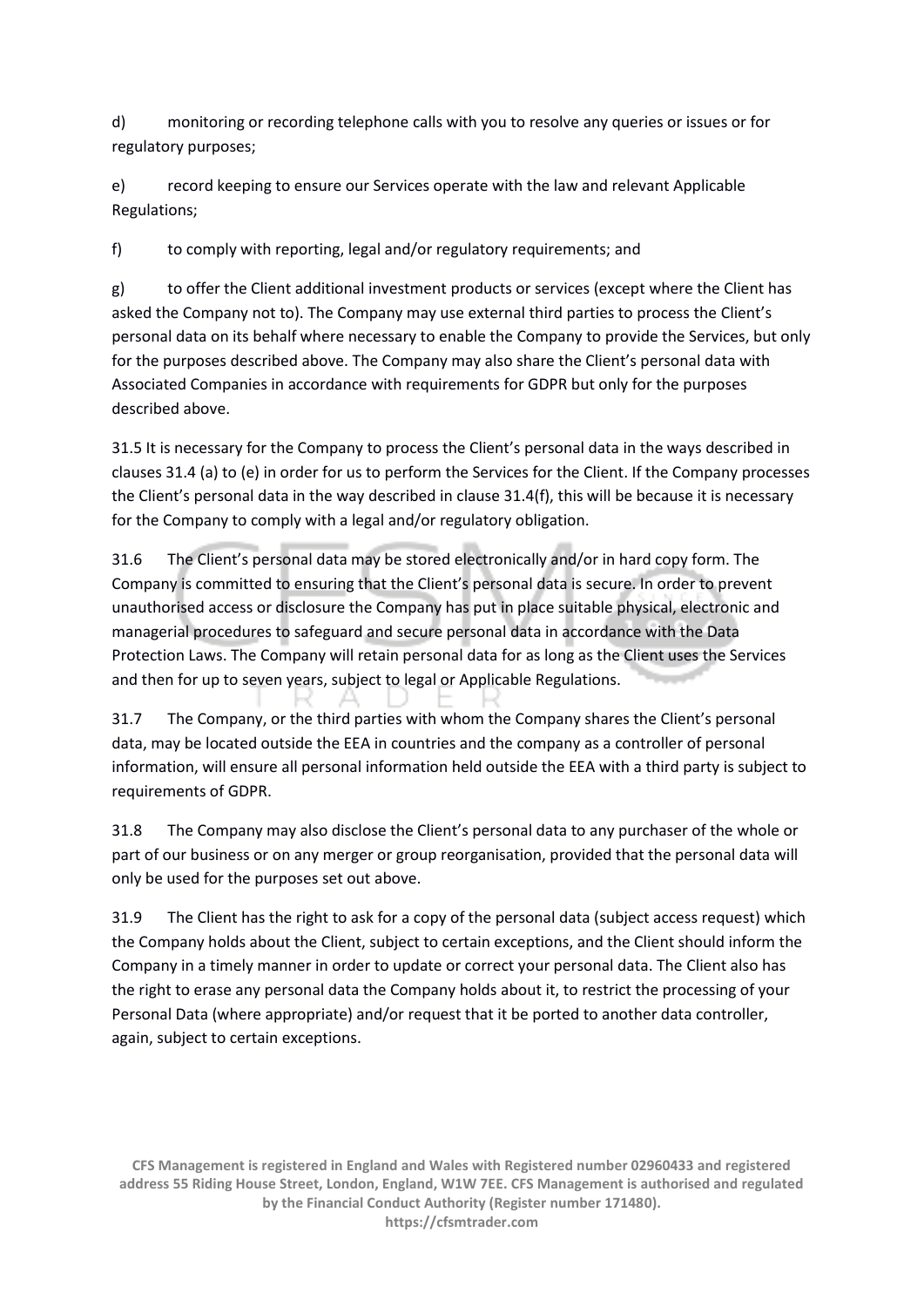d) monitoring or recording telephone calls with you to resolve any queries or issues or for regulatory purposes;

e) record keeping to ensure our Services operate with the law and relevant Applicable Regulations;

f) to comply with reporting, legal and/or regulatory requirements; and

g) to offer the Client additional investment products or services (except where the Client has asked the Company not to). The Company may use external third parties to process the Client's personal data on its behalf where necessary to enable the Company to provide the Services, but only for the purposes described above. The Company may also share the Client's personal data with Associated Companies in accordance with requirements for GDPR but only for the purposes described above.

31.5 It is necessary for the Company to process the Client's personal data in the ways described in clauses 31.4 (a) to (e) in order for us to perform the Services for the Client. If the Company processes the Client's personal data in the way described in clause 31.4(f), this will be because it is necessary for the Company to comply with a legal and/or regulatory obligation.

31.6 The Client's personal data may be stored electronically and/or in hard copy form. The Company is committed to ensuring that the Client's personal data is secure. In order to prevent unauthorised access or disclosure the Company has put in place suitable physical, electronic and managerial procedures to safeguard and secure personal data in accordance with the Data Protection Laws. The Company will retain personal data for as long as the Client uses the Services and then for up to seven years, subject to legal or Applicable Regulations.

31.7 The Company, or the third parties with whom the Company shares the Client's personal data, may be located outside the EEA in countries and the company as a controller of personal information, will ensure all personal information held outside the EEA with a third party is subject to requirements of GDPR.

31.8 The Company may also disclose the Client's personal data to any purchaser of the whole or part of our business or on any merger or group reorganisation, provided that the personal data will only be used for the purposes set out above.

31.9 The Client has the right to ask for a copy of the personal data (subject access request) which the Company holds about the Client, subject to certain exceptions, and the Client should inform the Company in a timely manner in order to update or correct your personal data. The Client also has the right to erase any personal data the Company holds about it, to restrict the processing of your Personal Data (where appropriate) and/or request that it be ported to another data controller, again, subject to certain exceptions.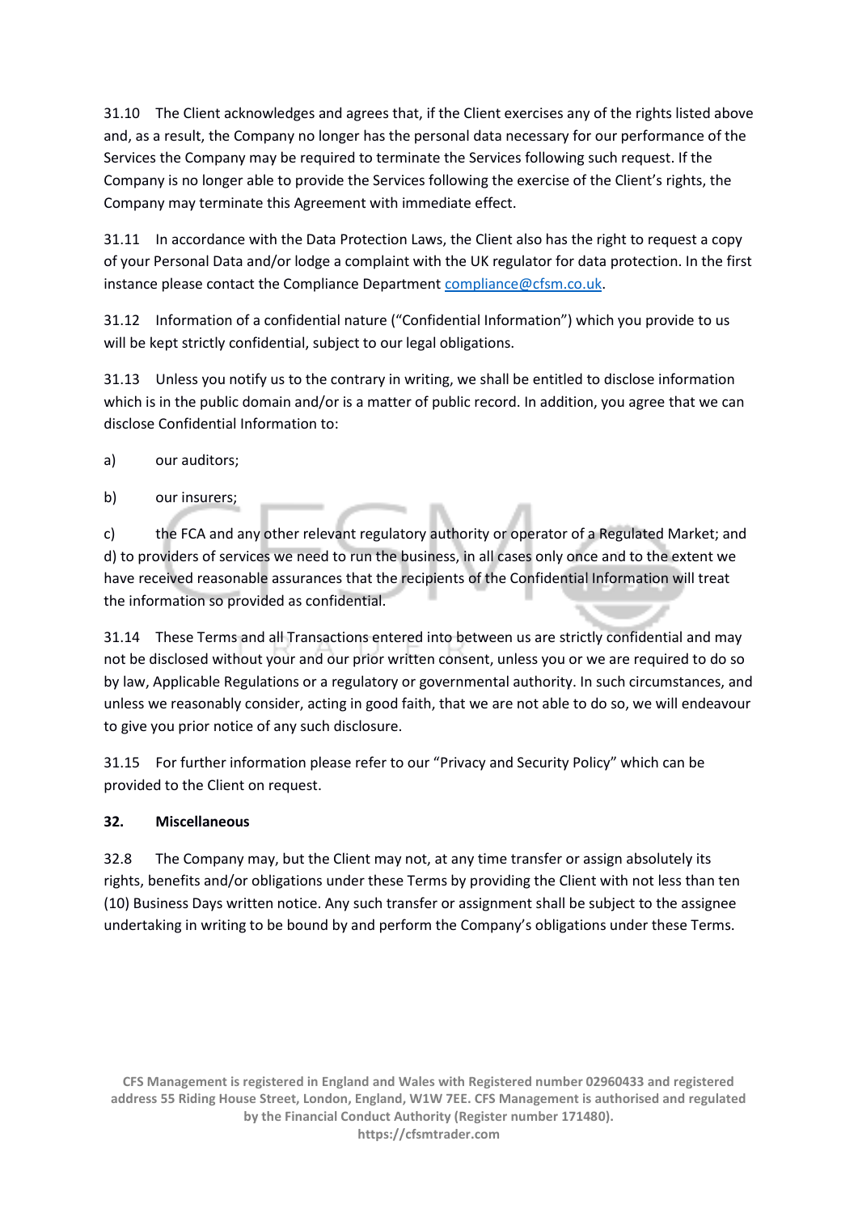31.10 The Client acknowledges and agrees that, if the Client exercises any of the rights listed above and, as a result, the Company no longer has the personal data necessary for our performance of the Services the Company may be required to terminate the Services following such request. If the Company is no longer able to provide the Services following the exercise of the Client's rights, the Company may terminate this Agreement with immediate effect.

31.11 In accordance with the Data Protection Laws, the Client also has the right to request a copy of your Personal Data and/or lodge a complaint with the UK regulator for data protection. In the first instance please contact the Compliance Department compliance@cfsm.co.uk.

31.12 Information of a confidential nature ("Confidential Information") which you provide to us will be kept strictly confidential, subject to our legal obligations.

31.13 Unless you notify us to the contrary in writing, we shall be entitled to disclose information which is in the public domain and/or is a matter of public record. In addition, you agree that we can disclose Confidential Information to:

a) our auditors;

b) our insurers;

c) the FCA and any other relevant regulatory authority or operator of a Regulated Market; and d) to providers of services we need to run the business, in all cases only once and to the extent we have received reasonable assurances that the recipients of the Confidential Information will treat the information so provided as confidential.

31.14 These Terms and all Transactions entered into between us are strictly confidential and may not be disclosed without your and our prior written consent, unless you or we are required to do so by law, Applicable Regulations or a regulatory or governmental authority. In such circumstances, and unless we reasonably consider, acting in good faith, that we are not able to do so, we will endeavour to give you prior notice of any such disclosure.

31.15 For further information please refer to our "Privacy and Security Policy" which can be provided to the Client on request.

**32. Miscellaneous**

32.8 The Company may, but the Client may not, at any time transfer or assign absolutely its rights, benefits and/or obligations under these Terms by providing the Client with not less than ten (10) Business Days written notice. Any such transfer or assignment shall be subject to the assignee undertaking in writing to be bound by and perform the Company's obligations under these Terms.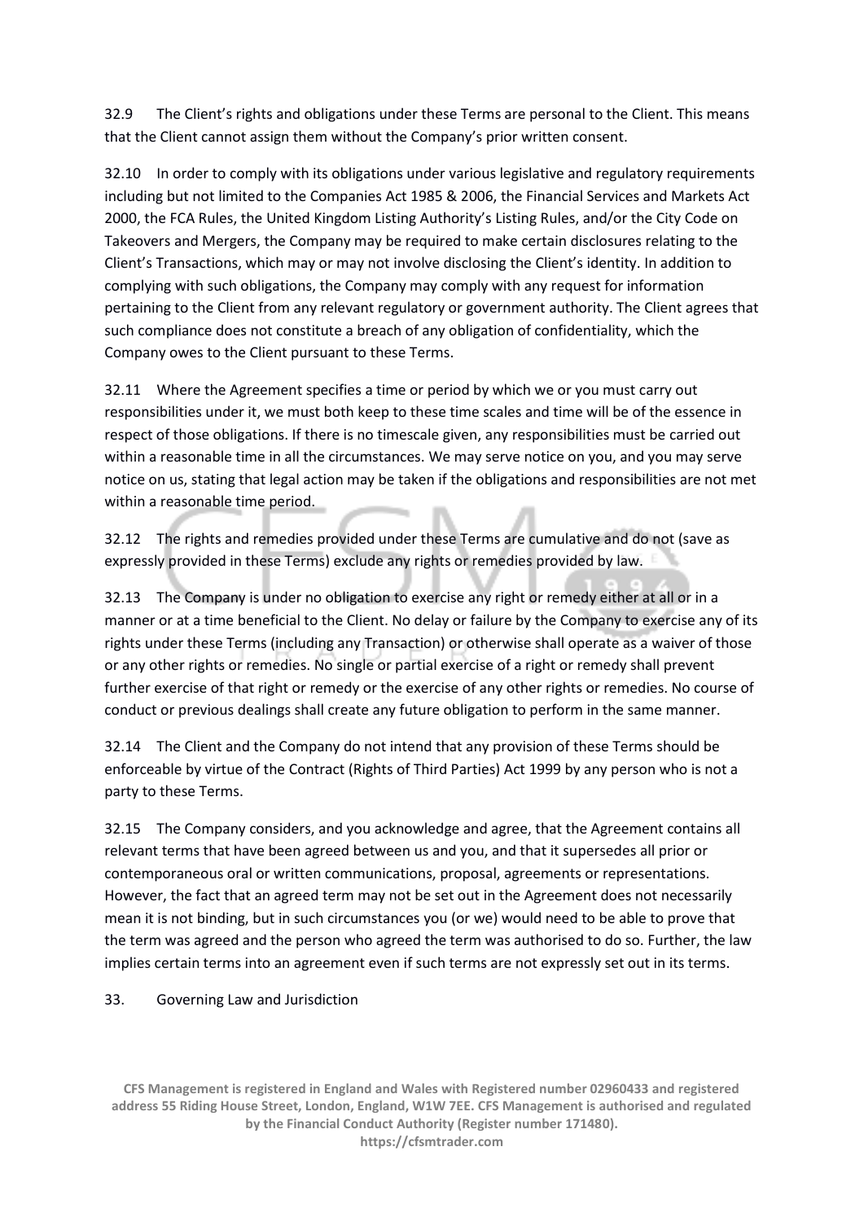32.9 The Client's rights and obligations under these Terms are personal to the Client. This means that the Client cannot assign them without the Company's prior written consent.

32.10 In order to comply with its obligations under various legislative and regulatory requirements including but not limited to the Companies Act 1985 & 2006, the Financial Services and Markets Act 2000, the FCA Rules, the United Kingdom Listing Authority's Listing Rules, and/or the City Code on Takeovers and Mergers, the Company may be required to make certain disclosures relating to the Client's Transactions, which may or may not involve disclosing the Client's identity. In addition to complying with such obligations, the Company may comply with any request for information pertaining to the Client from any relevant regulatory or government authority. The Client agrees that such compliance does not constitute a breach of any obligation of confidentiality, which the Company owes to the Client pursuant to these Terms.

32.11 Where the Agreement specifies a time or period by which we or you must carry out responsibilities under it, we must both keep to these time scales and time will be of the essence in respect of those obligations. If there is no timescale given, any responsibilities must be carried out within a reasonable time in all the circumstances. We may serve notice on you, and you may serve notice on us, stating that legal action may be taken if the obligations and responsibilities are not met within a reasonable time period.

32.12 The rights and remedies provided under these Terms are cumulative and do not (save as expressly provided in these Terms) exclude any rights or remedies provided by law.

32.13 The Company is under no obligation to exercise any right or remedy either at all or in a manner or at a time beneficial to the Client. No delay or failure by the Company to exercise any of its rights under these Terms (including any Transaction) or otherwise shall operate as a waiver of those or any other rights or remedies. No single or partial exercise of a right or remedy shall prevent further exercise of that right or remedy or the exercise of any other rights or remedies. No course of conduct or previous dealings shall create any future obligation to perform in the same manner.

32.14 The Client and the Company do not intend that any provision of these Terms should be enforceable by virtue of the Contract (Rights of Third Parties) Act 1999 by any person who is not a party to these Terms.

32.15 The Company considers, and you acknowledge and agree, that the Agreement contains all relevant terms that have been agreed between us and you, and that it supersedes all prior or contemporaneous oral or written communications, proposal, agreements or representations. However, the fact that an agreed term may not be set out in the Agreement does not necessarily mean it is not binding, but in such circumstances you (or we) would need to be able to prove that the term was agreed and the person who agreed the term was authorised to do so. Further, the law implies certain terms into an agreement even if such terms are not expressly set out in its terms.

33. Governing Law and Jurisdiction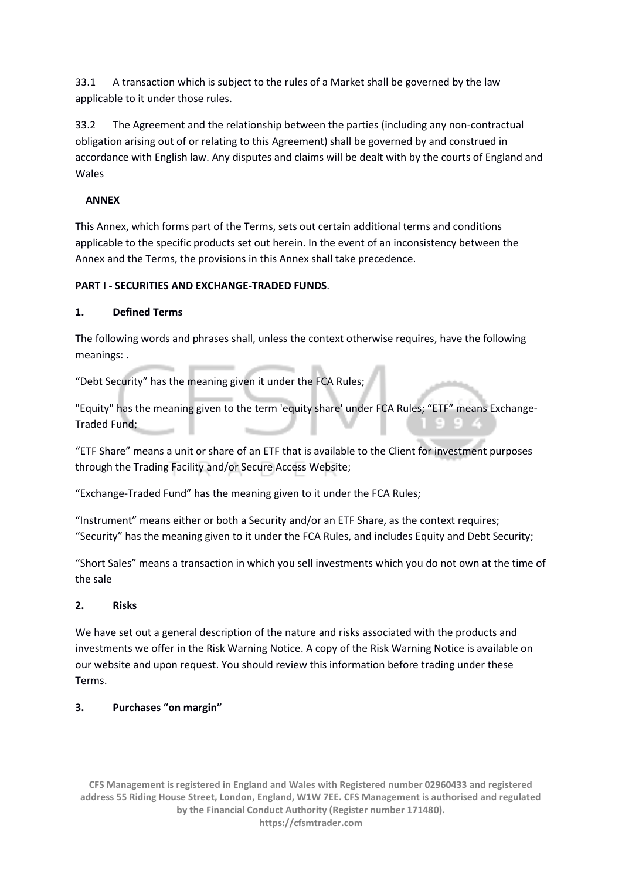33.1 A transaction which is subject to the rules of a Market shall be governed by the law applicable to it under those rules.

33.2 The Agreement and the relationship between the parties (including any non-contractual obligation arising out of or relating to this Agreement) shall be governed by and construed in accordance with English law. Any disputes and claims will be dealt with by the courts of England and Wales

**ANNEX**

This Annex, which forms part of the Terms, sets out certain additional terms and conditions applicable to the specific products set out herein. In the event of an inconsistency between the Annex and the Terms, the provisions in this Annex shall take precedence.

**PART I - SECURITIES AND EXCHANGE-TRADED FUNDS**.

**1. Defined Terms**

The following words and phrases shall, unless the context otherwise requires, have the following meanings: .

"Debt Security" has the meaning given it under the FCA Rules;

"Equity" has the meaning given to the term 'equity share' under FCA Rules; "ETF" means Exchange-Traded Fund;

"ETF Share" means a unit or share of an ETF that is available to the Client for investment purposes through the Trading Facility and/or Secure Access Website;

"Exchange-Traded Fund" has the meaning given to it under the FCA Rules;

"Instrument" means either or both a Security and/or an ETF Share, as the context requires; "Security" has the meaning given to it under the FCA Rules, and includes Equity and Debt Security;

"Short Sales" means a transaction in which you sell investments which you do not own at the time of the sale

**2. Risks**

We have set out a general description of the nature and risks associated with the products and investments we offer in the Risk Warning Notice. A copy of the Risk Warning Notice is available on our website and upon request. You should review this information before trading under these Terms.

**3. Purchases "on margin"**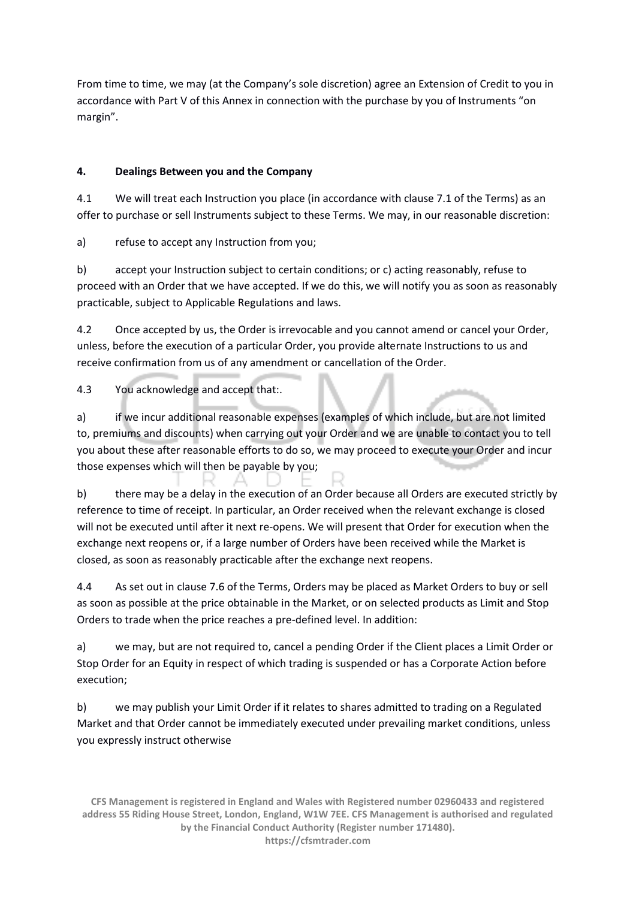From time to time, we may (at the Company's sole discretion) agree an Extension of Credit to you in accordance with Part V of this Annex in connection with the purchase by you of Instruments "on margin".

**4. Dealings Between you and the Company**

4.1 We will treat each Instruction you place (in accordance with clause 7.1 of the Terms) as an offer to purchase or sell Instruments subject to these Terms. We may, in our reasonable discretion:

a) refuse to accept any Instruction from you;

b) accept your Instruction subject to certain conditions; or c) acting reasonably, refuse to proceed with an Order that we have accepted. If we do this, we will notify you as soon as reasonably practicable, subject to Applicable Regulations and laws.

4.2 Once accepted by us, the Order is irrevocable and you cannot amend or cancel your Order, unless, before the execution of a particular Order, you provide alternate Instructions to us and receive confirmation from us of any amendment or cancellation of the Order.

4.3 You acknowledge and accept that:.

a) if we incur additional reasonable expenses (examples of which include, but are not limited to, premiums and discounts) when carrying out your Order and we are unable to contact you to tell you about these after reasonable efforts to do so, we may proceed to execute your Order and incur those expenses which will then be payable by you;

b) there may be a delay in the execution of an Order because all Orders are executed strictly by reference to time of receipt. In particular, an Order received when the relevant exchange is closed will not be executed until after it next re-opens. We will present that Order for execution when the exchange next reopens or, if a large number of Orders have been received while the Market is closed, as soon as reasonably practicable after the exchange next reopens.

4.4 As set out in clause 7.6 of the Terms, Orders may be placed as Market Orders to buy or sell as soon as possible at the price obtainable in the Market, or on selected products as Limit and Stop Orders to trade when the price reaches a pre-defined level. In addition:

a) we may, but are not required to, cancel a pending Order if the Client places a Limit Order or Stop Order for an Equity in respect of which trading is suspended or has a Corporate Action before execution;

b) we may publish your Limit Order if it relates to shares admitted to trading on a Regulated Market and that Order cannot be immediately executed under prevailing market conditions, unless you expressly instruct otherwise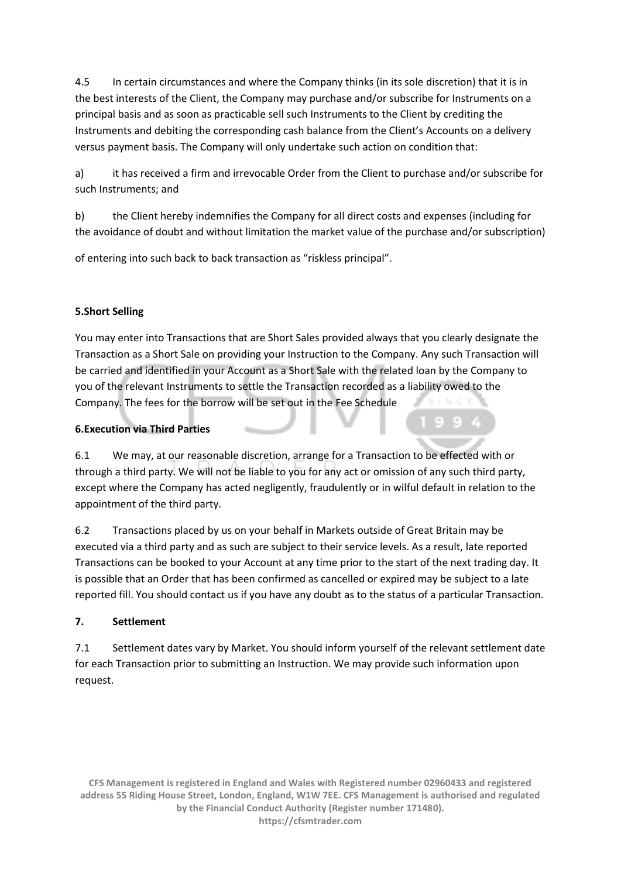4.5 In certain circumstances and where the Company thinks (in its sole discretion) that it is in the best interests of the Client, the Company may purchase and/or subscribe for Instruments on a principal basis and as soon as practicable sell such Instruments to the Client by crediting the Instruments and debiting the corresponding cash balance from the Client's Accounts on a delivery versus payment basis. The Company will only undertake such action on condition that:

a) it has received a firm and irrevocable Order from the Client to purchase and/or subscribe for such Instruments; and

b) the Client hereby indemnifies the Company for all direct costs and expenses (including for the avoidance of doubt and without limitation the market value of the purchase and/or subscription)

of entering into such back to back transaction as "riskless principal".

**5.Short Selling**

You may enter into Transactions that are Short Sales provided always that you clearly designate the Transaction as a Short Sale on providing your Instruction to the Company. Any such Transaction will be carried and identified in your Account as a Short Sale with the related loan by the Company to you of the relevant Instruments to settle the Transaction recorded as a liability owed to the Company. The fees for the borrow will be set out in the Fee Schedule

**6.Execution via Third Parties**

6.1 We may, at our reasonable discretion, arrange for a Transaction to be effected with or through a third party. We will not be liable to you for any act or omission of any such third party, except where the Company has acted negligently, fraudulently or in wilful default in relation to the appointment of the third party.

6.2 Transactions placed by us on your behalf in Markets outside of Great Britain may be executed via a third party and as such are subject to their service levels. As a result, late reported Transactions can be booked to your Account at any time prior to the start of the next trading day. It is possible that an Order that has been confirmed as cancelled or expired may be subject to a late reported fill. You should contact us if you have any doubt as to the status of a particular Transaction.

**7. Settlement**

7.1 Settlement dates vary by Market. You should inform yourself of the relevant settlement date for each Transaction prior to submitting an Instruction. We may provide such information upon request.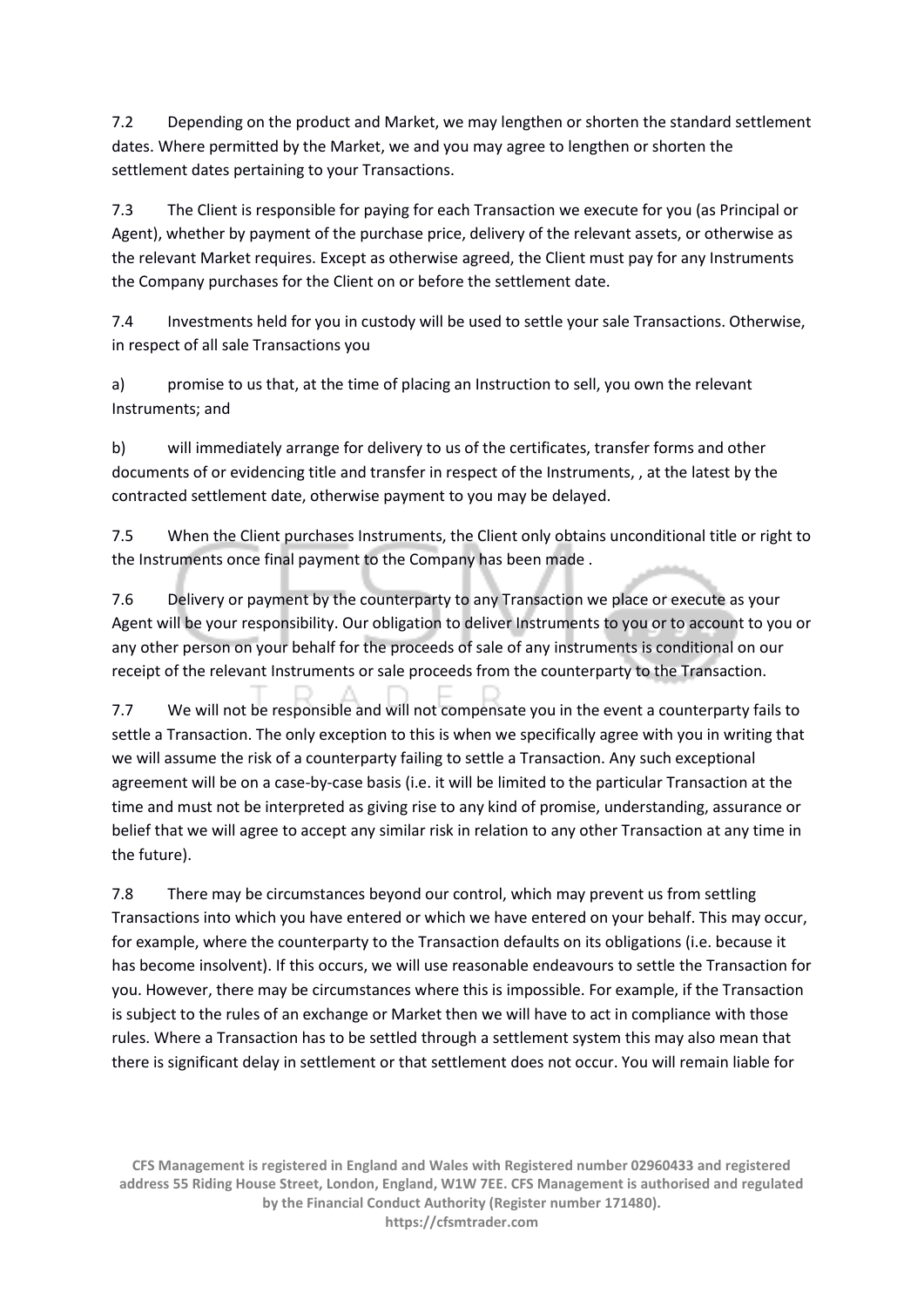7.2 Depending on the product and Market, we may lengthen or shorten the standard settlement dates. Where permitted by the Market, we and you may agree to lengthen or shorten the settlement dates pertaining to your Transactions.

7.3 The Client is responsible for paying for each Transaction we execute for you (as Principal or Agent), whether by payment of the purchase price, delivery of the relevant assets, or otherwise as the relevant Market requires. Except as otherwise agreed, the Client must pay for any Instruments the Company purchases for the Client on or before the settlement date.

7.4 Investments held for you in custody will be used to settle your sale Transactions. Otherwise, in respect of all sale Transactions you

a) promise to us that, at the time of placing an Instruction to sell, you own the relevant Instruments; and

b) will immediately arrange for delivery to us of the certificates, transfer forms and other documents of or evidencing title and transfer in respect of the Instruments, , at the latest by the contracted settlement date, otherwise payment to you may be delayed.

7.5 When the Client purchases Instruments, the Client only obtains unconditional title or right to the Instruments once final payment to the Company has been made .

7.6 Delivery or payment by the counterparty to any Transaction we place or execute as your Agent will be your responsibility. Our obligation to deliver Instruments to you or to account to you or any other person on your behalf for the proceeds of sale of any instruments is conditional on our receipt of the relevant Instruments or sale proceeds from the counterparty to the Transaction.

7.7 We will not be responsible and will not compensate you in the event a counterparty fails to settle a Transaction. The only exception to this is when we specifically agree with you in writing that we will assume the risk of a counterparty failing to settle a Transaction. Any such exceptional agreement will be on a case-by-case basis (i.e. it will be limited to the particular Transaction at the time and must not be interpreted as giving rise to any kind of promise, understanding, assurance or belief that we will agree to accept any similar risk in relation to any other Transaction at any time in the future).

7.8 There may be circumstances beyond our control, which may prevent us from settling Transactions into which you have entered or which we have entered on your behalf. This may occur, for example, where the counterparty to the Transaction defaults on its obligations (i.e. because it has become insolvent). If this occurs, we will use reasonable endeavours to settle the Transaction for you. However, there may be circumstances where this is impossible. For example, if the Transaction is subject to the rules of an exchange or Market then we will have to act in compliance with those rules. Where a Transaction has to be settled through a settlement system this may also mean that there is significant delay in settlement or that settlement does not occur. You will remain liable for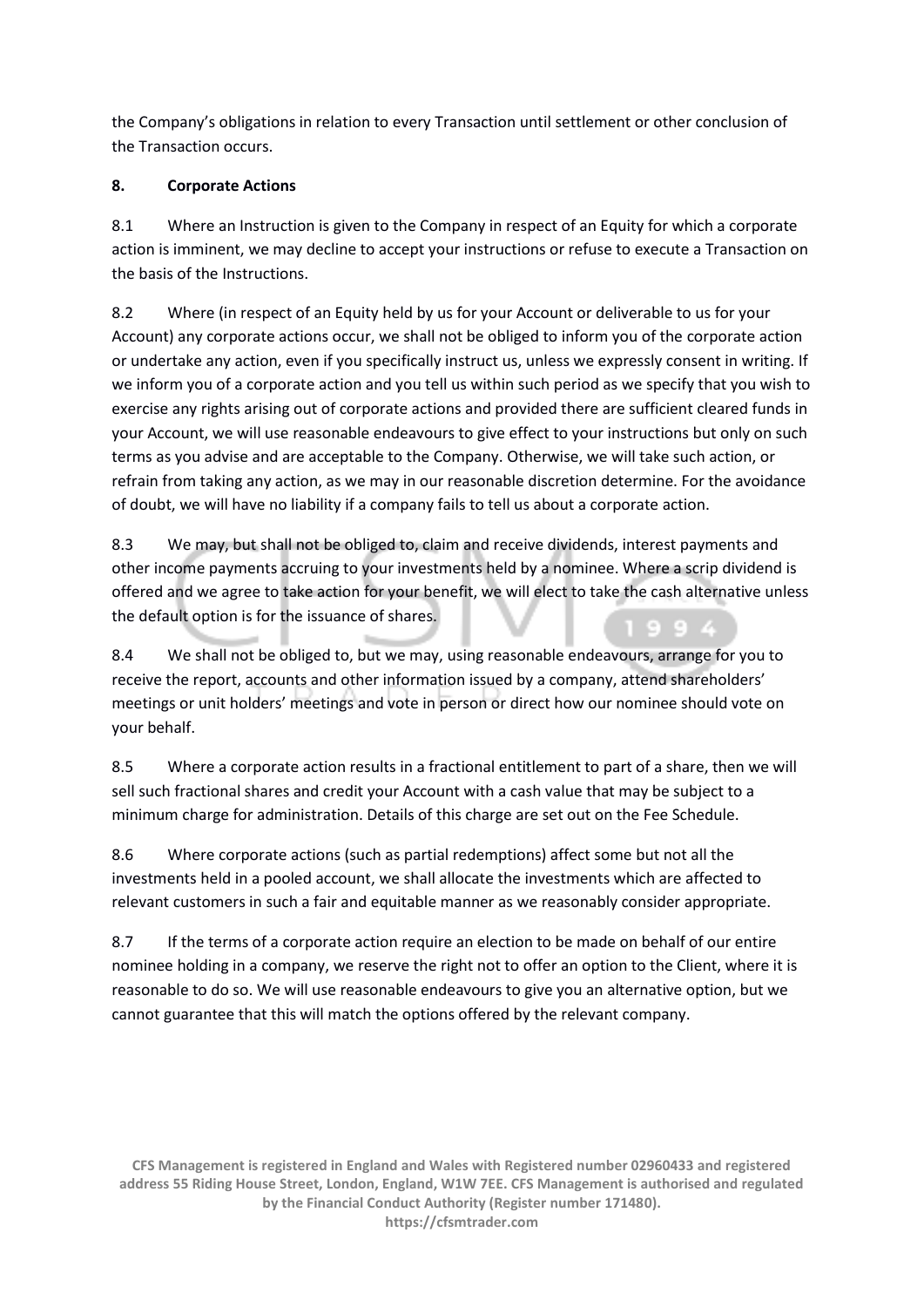the Company's obligations in relation to every Transaction until settlement or other conclusion of the Transaction occurs.

**8. Corporate Actions**

8.1 Where an Instruction is given to the Company in respect of an Equity for which a corporate action is imminent, we may decline to accept your instructions or refuse to execute a Transaction on the basis of the Instructions.

8.2 Where (in respect of an Equity held by us for your Account or deliverable to us for your Account) any corporate actions occur, we shall not be obliged to inform you of the corporate action or undertake any action, even if you specifically instruct us, unless we expressly consent in writing. If we inform you of a corporate action and you tell us within such period as we specify that you wish to exercise any rights arising out of corporate actions and provided there are sufficient cleared funds in your Account, we will use reasonable endeavours to give effect to your instructions but only on such terms as you advise and are acceptable to the Company. Otherwise, we will take such action, or refrain from taking any action, as we may in our reasonable discretion determine. For the avoidance of doubt, we will have no liability if a company fails to tell us about a corporate action.

8.3 We may, but shall not be obliged to, claim and receive dividends, interest payments and other income payments accruing to your investments held by a nominee. Where a scrip dividend is offered and we agree to take action for your benefit, we will elect to take the cash alternative unless the default option is for the issuance of shares.

8.4 We shall not be obliged to, but we may, using reasonable endeavours, arrange for you to receive the report, accounts and other information issued by a company, attend shareholders' meetings or unit holders' meetings and vote in person or direct how our nominee should vote on your behalf.

8.5 Where a corporate action results in a fractional entitlement to part of a share, then we will sell such fractional shares and credit your Account with a cash value that may be subject to a minimum charge for administration. Details of this charge are set out on the Fee Schedule.

8.6 Where corporate actions (such as partial redemptions) affect some but not all the investments held in a pooled account, we shall allocate the investments which are affected to relevant customers in such a fair and equitable manner as we reasonably consider appropriate.

8.7 If the terms of a corporate action require an election to be made on behalf of our entire nominee holding in a company, we reserve the right not to offer an option to the Client, where it is reasonable to do so. We will use reasonable endeavours to give you an alternative option, but we cannot guarantee that this will match the options offered by the relevant company.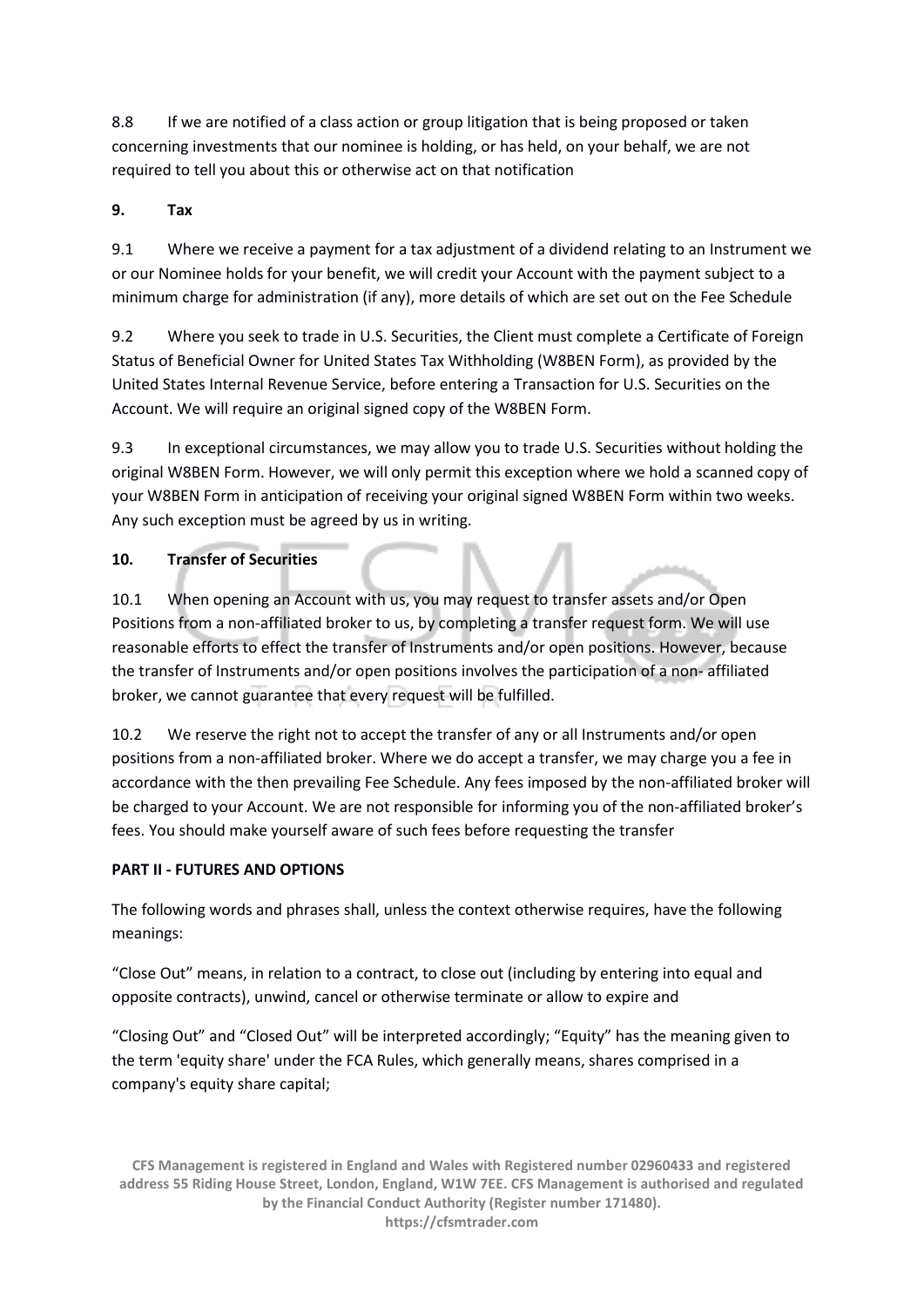8.8 If we are notified of a class action or group litigation that is being proposed or taken concerning investments that our nominee is holding, or has held, on your behalf, we are not required to tell you about this or otherwise act on that notification

## 9. Tax

9.1 Where we receive a payment for a tax adjustment of a dividend relating to an Instrument we or our Nominee holds for your benefit, we will credit your Account with the payment subject to a minimum charge for administration (if any), more details of which are set out on the Fee Schedule

9.2 Where you seek to trade in U.S. Securities, the Client must complete a Certificate of Foreign Status of Beneficial Owner for United States Tax Withholding (W8BEN Form), as provided by the United States Internal Revenue Service, before entering a Transaction for U.S. Securities on the Account. We will require an original signed copy of the W8BEN Form.

9.3 In exceptional circumstances, we may allow you to trade U.S. Securities without holding the original W8BEN Form. However, we will only permit this exception where we hold a scanned copy of your W8BEN Form in anticipation of receiving your original signed W8BEN Form within two weeks. Any such exception must be agreed by us in writing.

## 10. Transfer of Securities

10.1 When opening an Account with us, you may request to transfer assets and/or Open Positions from a non-affiliated broker to us, by completing a transfer request form. We will use reasonable efforts to effect the transfer of Instruments and/or open positions. However, because the transfer of Instruments and/or open positions involves the participation of a non- affiliated broker, we cannot guarantee that every request will be fulfilled.

10.2 We reserve the right not to accept the transfer of any or all Instruments and/or open positions from a non-affiliated broker. Where we do accept a transfer, we may charge you a fee in accordance with the then prevailing Fee Schedule. Any fees imposed by the non-affiliated broker will be charged to your Account. We are not responsible for informing you of the non-affiliated broker's fees. You should make yourself aware of such fees before requesting the transfer

## PART II - FUTURES AND OPTIONS

The following words and phrases shall, unless the context otherwise requires, have the following meanings:

"Close Out" means, in relation to a contract, to close out (including by entering into equal and opposite contracts), unwind, cancel or otherwise terminate or allow to expire and

"Closing Out" and "Closed Out" will be interpreted accordingly; "Equity" has the meaning given to the term 'equity share' under the FCA Rules, which generally means, shares comprised in a company's equity share capital;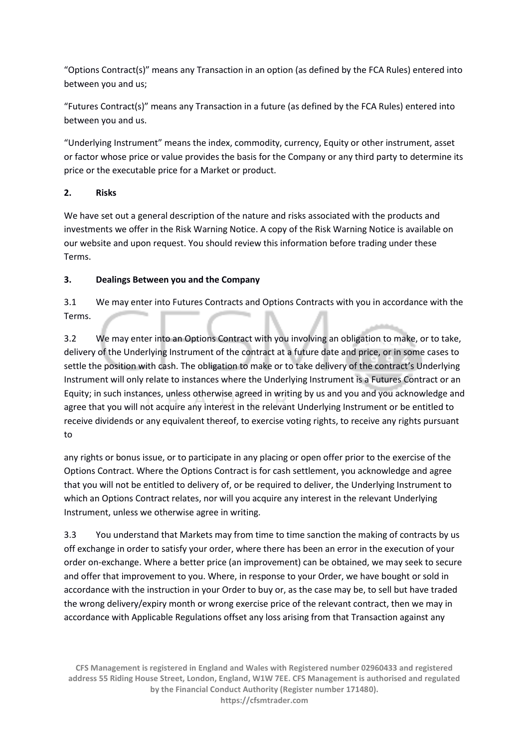"Options Contract(s)" means any Transaction in an option (as defined by the FCA Rules) entered into between you and us;

"Futures Contract(s)" means any Transaction in a future (as defined by the FCA Rules) entered into between you and us.

"Underlying Instrument" means the index, commodity, currency, Equity or other instrument, asset or factor whose price or value provides the basis for the Company or any third party to determine its price or the executable price for a Market or product.

## 2. Risks

We have set out a general description of the nature and risks associated with the products and investments we offer in the Risk Warning Notice. A copy of the Risk Warning Notice is available on our website and upon request. You should review this information before trading under these Terms.

## 3. Dealings Between you and the Company

3.1 We may enter into Futures Contracts and Options Contracts with you in accordance with the Terms.

3.2 We may enter into an Options Contract with you involving an obligation to make, or to take, delivery of the Underlying Instrument of the contract at a future date and price, or in some cases to settle the position with cash. The obligation to make or to take delivery of the contract's Underlying Instrument will only relate to instances where the Underlying Instrument is a Futures Contract or an Equity; in such instances, unless otherwise agreed in writing by us and you and you acknowledge and agree that you will not acquire any interest in the relevant Underlying Instrument or be entitled to receive dividends or any equivalent thereof, to exercise voting rights, to receive any rights pursuant to any rights or bonus issue, or to participate in any placing or open offer prior to the exercise of the Options Contract. Where the Options Contract is for cash settlement, you acknowledge and agree that you will not be entitled to delivery of, or be required to deliver, the Underlying Instrument to which an Options Contract relates, nor will you acquire any interest in the relevant Underlying Instrument, unless we otherwise agree in writing.

3.3 You understand that Markets may from time to time sanction the making of contracts by us off exchange in order to satisfy your order, where there has been an error in the execution of your order on-exchange. Where a better price (an improvement) can be obtained, we may seek to secure and offer that improvement to you. Where, in response to your Order, we have bought or sold in accordance with the instruction in your Order to buy or, as the case may be, to sell but have traded the wrong delivery/expiry month or wrong exercise price of the relevant contract, then we may in accordance with Applicable Regulations offset any loss arising from that Transaction against any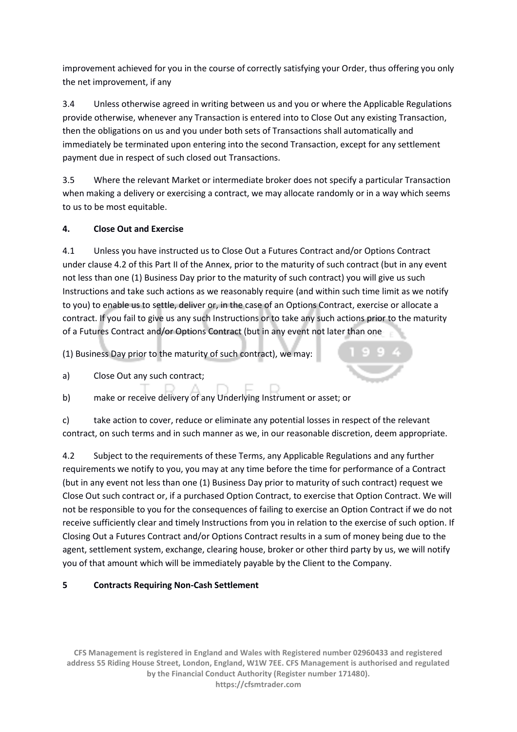improvement achieved for you in the course of correctly satisfying your Order, thus offering you only the net improvement, if any

3.4 Unless otherwise agreed in writing between us and you or where the Applicable Regulations provide otherwise, whenever any Transaction is entered into to Close Out any existing Transaction, then the obligations on us and you under both sets of Transactions shall automatically and immediately be terminated upon entering into the second Transaction, except for any settlement payment due in respect of such closed out Transactions.

3.5 Where the relevant Market or intermediate broker does not specify a particular Transaction when making a delivery or exercising a contract, we may allocate randomly or in a way which seems to us to be most equitable.

**4. Close Out and Exercise**

4.1 Unless you have instructed us to Close Out a Futures Contract and/or Options Contract under clause 4.2 of this Part II of the Annex, prior to the maturity of such contract (but in any event not less than one (1) Business Day prior to the maturity of such contract) you will give us such Instructions and take such actions as we reasonably require (and within such time limit as we notify to you) to enable us to settle, deliver or, in the case of an Options Contract, exercise or allocate a contract. If you fail to give us any such Instructions or to take any such actions prior to the maturity of a Futures Contract and/or Options Contract (but in any event not later than one

(1) Business Day prior to the maturity of such contract), we may:

a) Close Out any such contract;

b) make or receive delivery of any Underlying Instrument or asset; or

c) take action to cover, reduce or eliminate any potential losses in respect of the relevant contract, on such terms and in such manner as we, in our reasonable discretion, deem appropriate.

4.2 Subject to the requirements of these Terms, any Applicable Regulations and any further requirements we notify to you, you may at any time before the time for performance of a Contract (but in any event not less than one (1) Business Day prior to maturity of such contract) request we Close Out such contract or, if a purchased Option Contract, to exercise that Option Contract. We will not be responsible to you for the consequences of failing to exercise an Option Contract if we do not receive sufficiently clear and timely Instructions from you in relation to the exercise of such option. If Closing Out a Futures Contract and/or Options Contract results in a sum of money being due to the agent, settlement system, exchange, clearing house, broker or other third party by us, we will notify you of that amount which will be immediately payable by the Client to the Company.

**5 Contracts Requiring Non-Cash Settlement**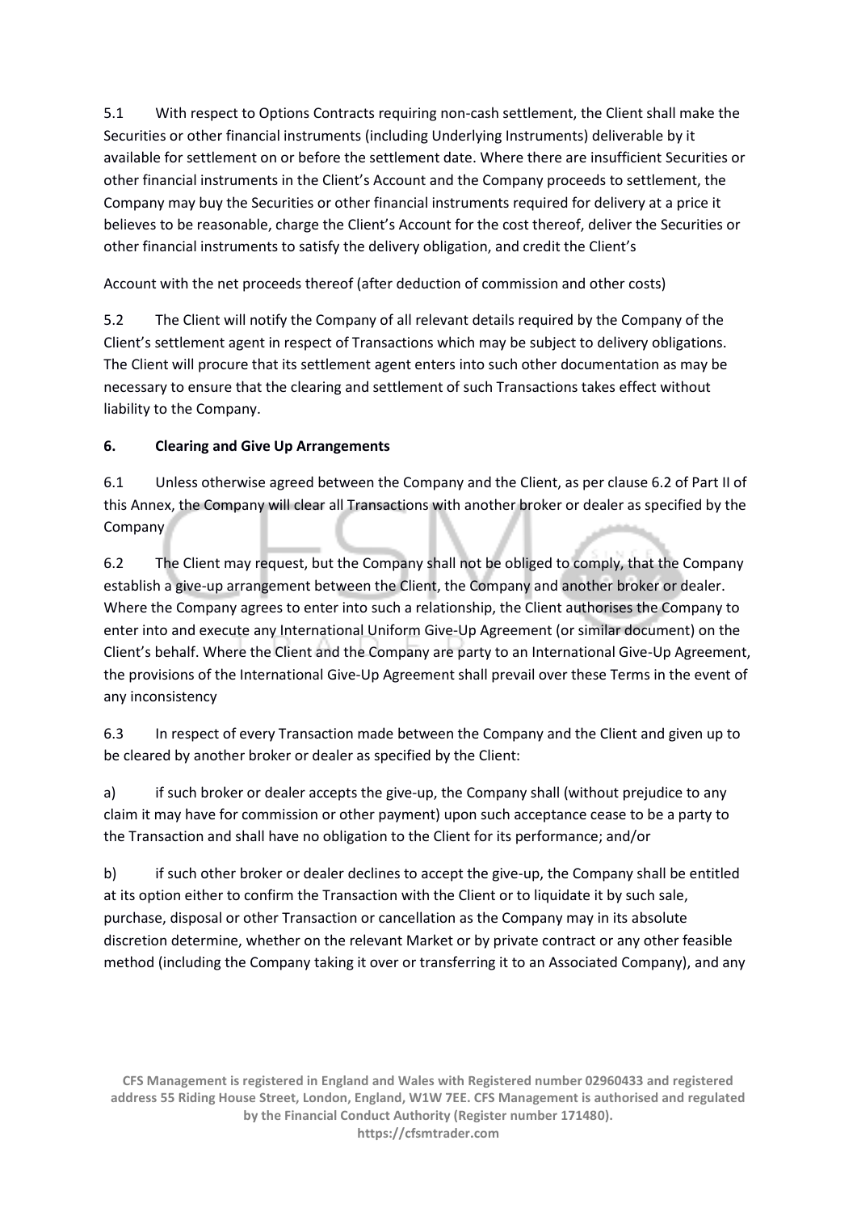5.1 With respect to Options Contracts requiring non-cash settlement, the Client shall make the Securities or other financial instruments (including Underlying Instruments) deliverable by it available for settlement on or before the settlement date. Where there are insufficient Securities or other financial instruments in the Client's Account and the Company proceeds to settlement, the Company may buy the Securities or other financial instruments required for delivery at a price it believes to be reasonable, charge the Client's Account for the cost thereof, deliver the Securities or other financial instruments to satisfy the delivery obligation, and credit the Client's

Account with the net proceeds thereof (after deduction of commission and other costs)

5.2 The Client will notify the Company of all relevant details required by the Company of the Client's settlement agent in respect of Transactions which may be subject to delivery obligations. The Client will procure that its settlement agent enters into such other documentation as may be necessary to ensure that the clearing and settlement of such Transactions takes effect without liability to the Company.

**6. Clearing and Give Up Arrangements**

6.1 Unless otherwise agreed between the Company and the Client, as per clause 6.2 of Part II of this Annex, the Company will clear all Transactions with another broker or dealer as specified by the Company

6.2 The Client may request, but the Company shall not be obliged to comply, that the Company establish a give-up arrangement between the Client, the Company and another broker or dealer. Where the Company agrees to enter into such a relationship, the Client authorises the Company to enter into and execute any International Uniform Give-Up Agreement (or similar document) on the Client's behalf. Where the Client and the Company are party to an International Give-Up Agreement, the provisions of the International Give-Up Agreement shall prevail over these Terms in the event of any inconsistency

6.3 In respect of every Transaction made between the Company and the Client and given up to be cleared by another broker or dealer as specified by the Client:

a) if such broker or dealer accepts the give-up, the Company shall (without prejudice to any claim it may have for commission or other payment) upon such acceptance cease to be a party to the Transaction and shall have no obligation to the Client for its performance; and/or

b) if such other broker or dealer declines to accept the give-up, the Company shall be entitled at its option either to confirm the Transaction with the Client or to liquidate it by such sale, purchase, disposal or other Transaction or cancellation as the Company may in its absolute discretion determine, whether on the relevant Market or by private contract or any other feasible method (including the Company taking it over or transferring it to an Associated Company), and any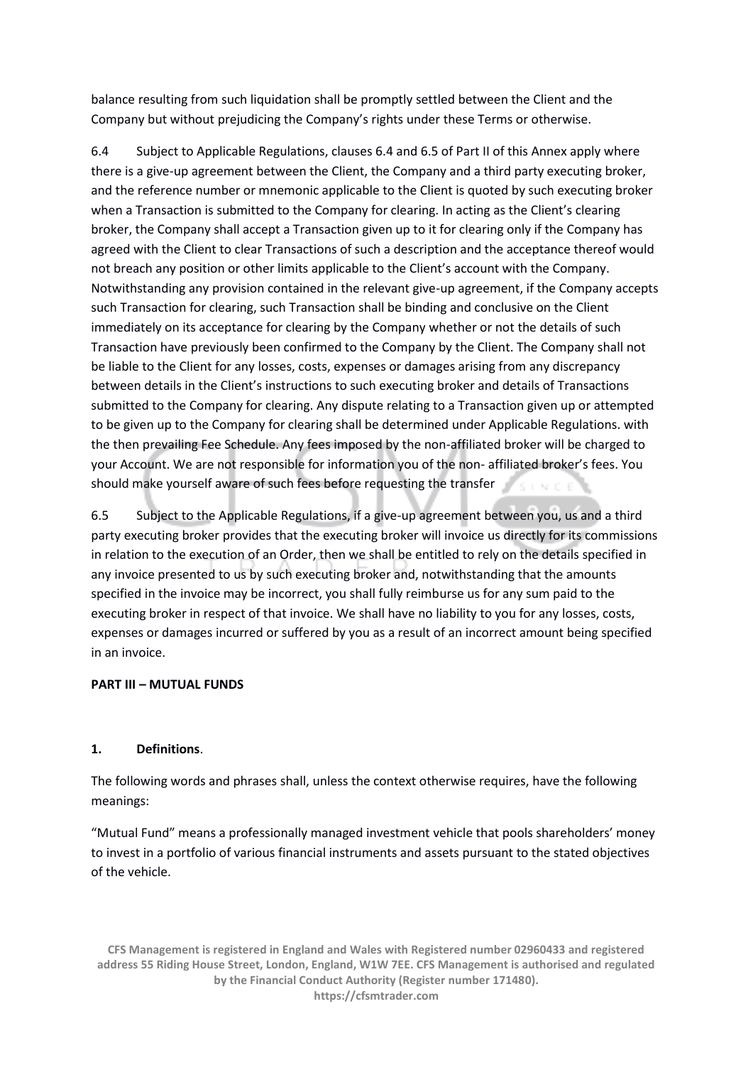balance resulting from such liquidation shall be promptly settled between the Client and the Company but without prejudicing the Company's rights under these Terms or otherwise.

6.4 Subject to Applicable Regulations, clauses 6.4 and 6.5 of Part II of this Annex apply where there is a give-up agreement between the Client, the Company and a third party executing broker, and the reference number or mnemonic applicable to the Client is quoted by such executing broker when a Transaction is submitted to the Company for clearing. In acting as the Client's clearing broker, the Company shall accept a Transaction given up to it for clearing only if the Company has agreed with the Client to clear Transactions of such a description and the acceptance thereof would not breach any position or other limits applicable to the Client's account with the Company. Notwithstanding any provision contained in the relevant give-up agreement, if the Company accepts such Transaction for clearing, such Transaction shall be binding and conclusive on the Client immediately on its acceptance for clearing by the Company whether or not the details of such Transaction have previously been confirmed to the Company by the Client. The Company shall not be liable to the Client for any losses, costs, expenses or damages arising from any discrepancy between details in the Client's instructions to such executing broker and details of Transactions submitted to the Company for clearing. Any dispute relating to a Transaction given up or attempted to be given up to the Company for clearing shall be determined under Applicable Regulations. with the then prevailing Fee Schedule. Any fees imposed by the non-affiliated broker will be charged to your Account. We are not responsible for information you of the non- affiliated broker's fees. You should make yourself aware of such fees before requesting the transfer

6.5 Subject to the Applicable Regulations, if a give-up agreement between you, us and a third party executing broker provides that the executing broker will invoice us directly for its commissions in relation to the execution of an Order, then we shall be entitled to rely on the details specified in any invoice presented to us by such executing broker and, notwithstanding that the amounts specified in the invoice may be incorrect, you shall fully reimburse us for any sum paid to the executing broker in respect of that invoice. We shall have no liability to you for any losses, costs, expenses or damages incurred or suffered by you as a result of an incorrect amount being specified in an invoice.

**PART III – MUTUAL FUNDS**

**1. Definitions**.

The following words and phrases shall, unless the context otherwise requires, have the following meanings:

"Mutual Fund" means a professionally managed investment vehicle that pools shareholders' money to invest in a portfolio of various financial instruments and assets pursuant to the stated objectives of the vehicle.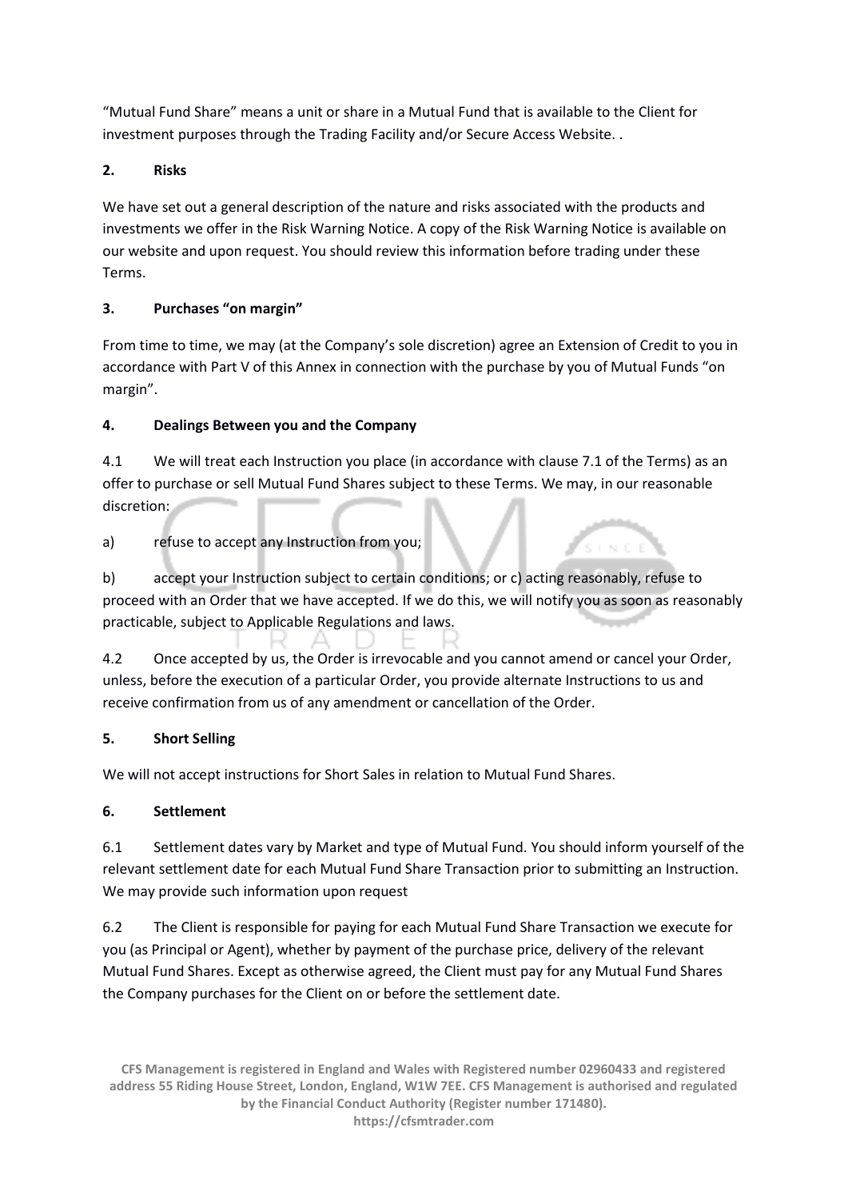"Mutual Fund Share" means a unit or share in a Mutual Fund that is available to the Client for investment purposes through the Trading Facility and/or Secure Access Website. .

## 2. Risks

We have set out a general description of the nature and risks associated with the products and investments we offer in the Risk Warning Notice. A copy of the Risk Warning Notice is available on our website and upon request. You should review this information before trading under these Terms.

## 3. Purchases "on margin"

From time to time, we may (at the Company's sole discretion) agree an Extension of Credit to you in accordance with Part V of this Annex in connection with the purchase by you of Mutual Funds "on margin".

## 4. Dealings Between you and the Company

4.1 We will treat each Instruction you place (in accordance with clause 7.1 of the Terms) as an offer to purchase or sell Mutual Fund Shares subject to these Terms. We may, in our reasonable discretion:

a) refuse to accept any Instruction from you;

b) accept your Instruction subject to certain conditions; or c) acting reasonably, refuse to proceed with an Order that we have accepted. If we do this, we will notify you as soon as reasonably practicable, subject to Applicable Regulations and laws.

4.2 Once accepted by us, the Order is irrevocable and you cannot amend or cancel your Order, unless, before the execution of a particular Order, you provide alternate Instructions to us and receive confirmation from us of any amendment or cancellation of the Order.

## 5. Short Selling

We will not accept instructions for Short Sales in relation to Mutual Fund Shares.

## 6. Settlement

6.1 Settlement dates vary by Market and type of Mutual Fund. You should inform yourself of the relevant settlement date for each Mutual Fund Share Transaction prior to submitting an Instruction. We may provide such information upon request

6.2 The Client is responsible for paying for each Mutual Fund Share Transaction we execute for you (as Principal or Agent), whether by payment of the purchase price, delivery of the relevant Mutual Fund Shares. Except as otherwise agreed, the Client must pay for any Mutual Fund Shares the Company purchases for the Client on or before the settlement date.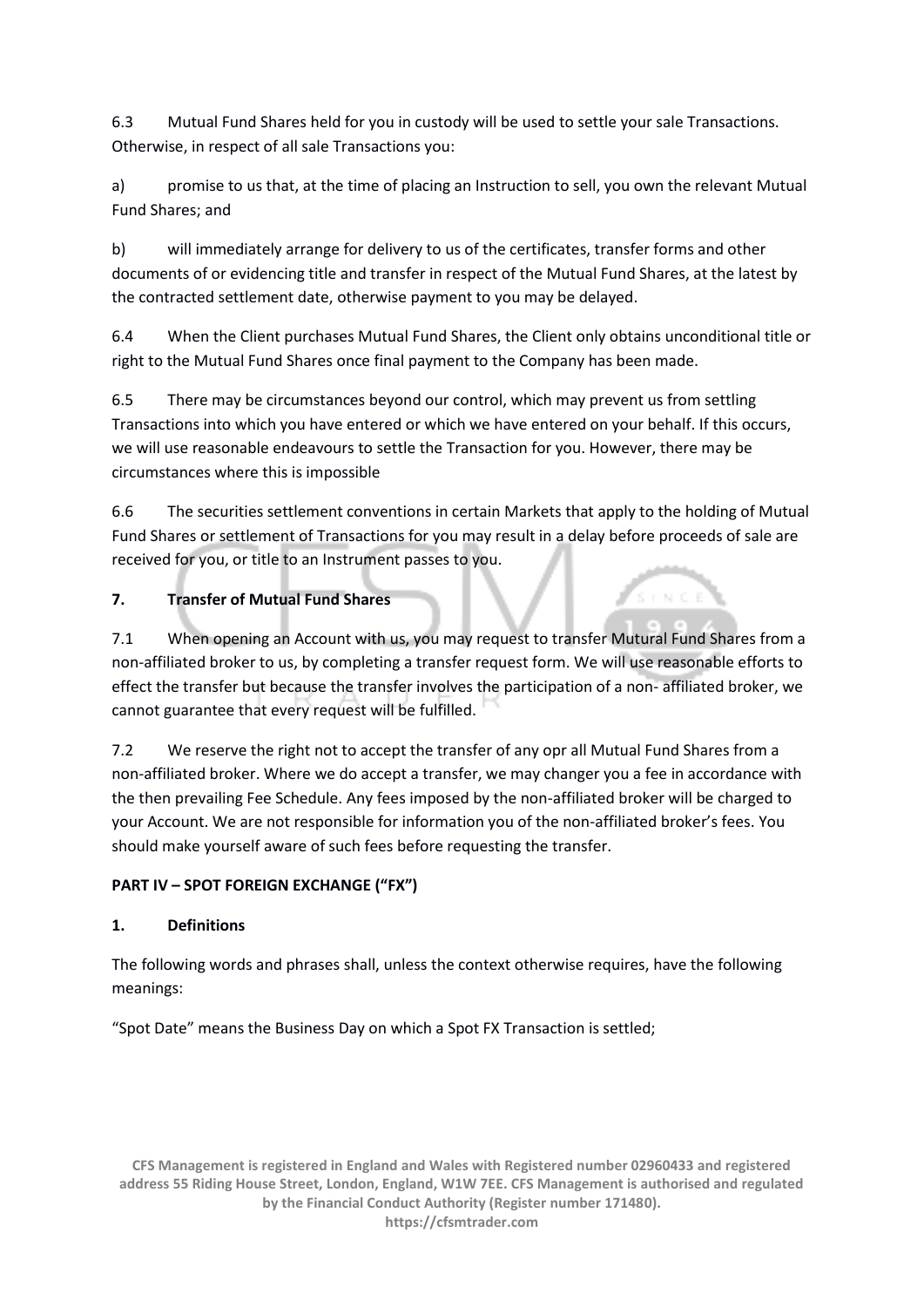6.3 Mutual Fund Shares held for you in custody will be used to settle your sale Transactions. Otherwise, in respect of all sale Transactions you:

a) promise to us that, at the time of placing an Instruction to sell, you own the relevant Mutual Fund Shares; and

b) will immediately arrange for delivery to us of the certificates, transfer forms and other documents of or evidencing title and transfer in respect of the Mutual Fund Shares, at the latest by the contracted settlement date, otherwise payment to you may be delayed.

6.4 When the Client purchases Mutual Fund Shares, the Client only obtains unconditional title or right to the Mutual Fund Shares once final payment to the Company has been made.

6.5 There may be circumstances beyond our control, which may prevent us from settling Transactions into which you have entered or which we have entered on your behalf. If this occurs, we will use reasonable endeavours to settle the Transaction for you. However, there may be circumstances where this is impossible

6.6 The securities settlement conventions in certain Markets that apply to the holding of Mutual Fund Shares or settlement of Transactions for you may result in a delay before proceeds of sale are received for you, or title to an Instrument passes to you.

**7. Transfer of Mutual Fund Shares**

7.1 When opening an Account with us, you may request to transfer Mutural Fund Shares from a non-affiliated broker to us, by completing a transfer request form. We will use reasonable efforts to effect the transfer but because the transfer involves the participation of a non- affiliated broker, we cannot guarantee that every request will be fulfilled.

7.2 We reserve the right not to accept the transfer of any opr all Mutual Fund Shares from a non-affiliated broker. Where we do accept a transfer, we may changer you a fee in accordance with the then prevailing Fee Schedule. Any fees imposed by the non-affiliated broker will be charged to your Account. We are not responsible for information you of the non-affiliated broker's fees. You should make yourself aware of such fees before requesting the transfer.

**PART IV – SPOT FOREIGN EXCHANGE ("FX")**

**1. Definitions**

The following words and phrases shall, unless the context otherwise requires, have the following meanings:

"Spot Date" means the Business Day on which a Spot FX Transaction is settled;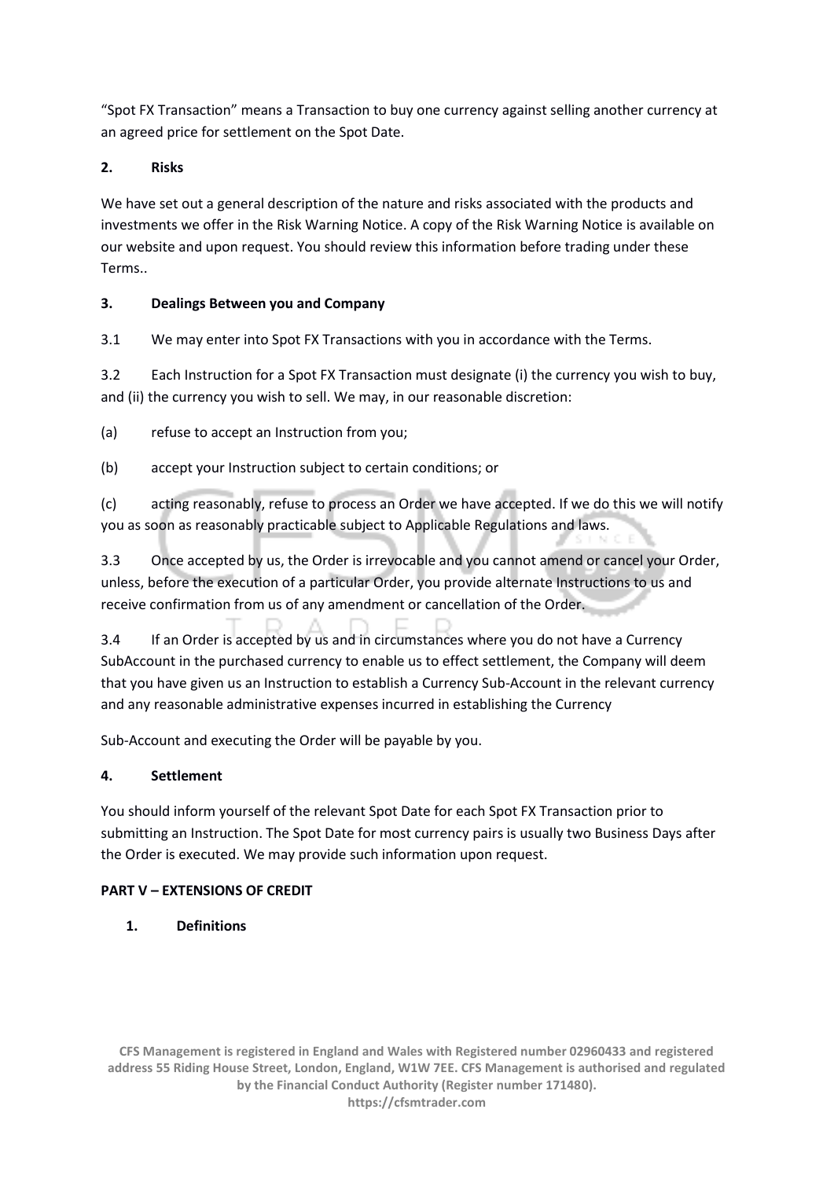"Spot FX Transaction" means a Transaction to buy one currency against selling another currency at an agreed price for settlement on the Spot Date.

**2. Risks**

We have set out a general description of the nature and risks associated with the products and investments we offer in the Risk Warning Notice. A copy of the Risk Warning Notice is available on our website and upon request. You should review this information before trading under these Terms..

**3. Dealings Between you and Company**

3.1 We may enter into Spot FX Transactions with you in accordance with the Terms.

3.2 Each Instruction for a Spot FX Transaction must designate (i) the currency you wish to buy, and (ii) the currency you wish to sell. We may, in our reasonable discretion:

(a) refuse to accept an Instruction from you;

(b) accept your Instruction subject to certain conditions; or

(c) acting reasonably, refuse to process an Order we have accepted. If we do this we will notify you as soon as reasonably practicable subject to Applicable Regulations and laws.

3.3 Once accepted by us, the Order is irrevocable and you cannot amend or cancel your Order, unless, before the execution of a particular Order, you provide alternate Instructions to us and receive confirmation from us of any amendment or cancellation of the Order.

3.4 If an Order is accepted by us and in circumstances where you do not have a Currency SubAccount in the purchased currency to enable us to effect settlement, the Company will deem that you have given us an Instruction to establish a Currency Sub-Account in the relevant currency and any reasonable administrative expenses incurred in establishing the Currency

Sub-Account and executing the Order will be payable by you.

**4. Settlement**

You should inform yourself of the relevant Spot Date for each Spot FX Transaction prior to submitting an Instruction. The Spot Date for most currency pairs is usually two Business Days after the Order is executed. We may provide such information upon request.

**PART V – EXTENSIONS OF CREDIT**

**1. Definitions**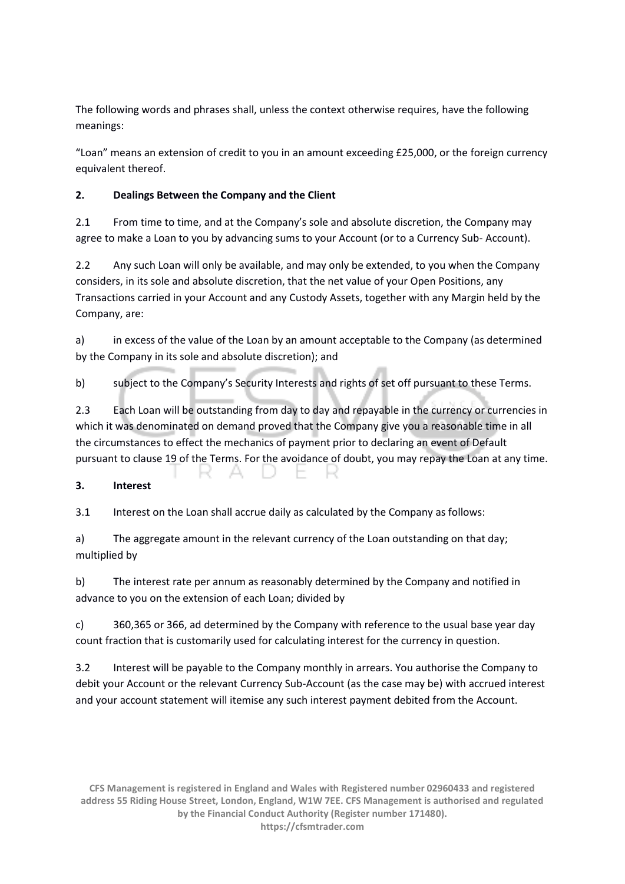The following words and phrases shall, unless the context otherwise requires, have the following meanings:

“Loan” means an extension of credit to you in an amount exceeding £25,000, or the foreign currency equivalent thereof.

**2. Dealings Between the Company and the Client**

2.1 From time to time, and at the Company’s sole and absolute discretion, the Company may agree to make a Loan to you by advancing sums to your Account (or to a Currency Sub- Account).

2.2 Any such Loan will only be available, and may only be extended, to you when the Company considers, in its sole and absolute discretion, that the net value of your Open Positions, any Transactions carried in your Account and any Custody Assets, together with any Margin held by the Company, are:

a) in excess of the value of the Loan by an amount acceptable to the Company (as determined by the Company in its sole and absolute discretion); and

b) subject to the Company’s Security Interests and rights of set off pursuant to these Terms.

2.3 Each Loan will be outstanding from day to day and repayable in the currency or currencies in which it was denominated on demand proved that the Company give you a reasonable time in all the circumstances to effect the mechanics of payment prior to declaring an event of Default pursuant to clause 19 of the Terms. For the avoidance of doubt, you may repay the Loan at any time.

**3. Interest**

3.1 Interest on the Loan shall accrue daily as calculated by the Company as follows:

a) The aggregate amount in the relevant currency of the Loan outstanding on that day; multiplied by

b) The interest rate per annum as reasonably determined by the Company and notified in advance to you on the extension of each Loan; divided by

c) 360,365 or 366, ad determined by the Company with reference to the usual base year day count fraction that is customarily used for calculating interest for the currency in question.

3.2 Interest will be payable to the Company monthly in arrears. You authorise the Company to debit your Account or the relevant Currency Sub-Account (as the case may be) with accrued interest and your account statement will itemise any such interest payment debited from the Account.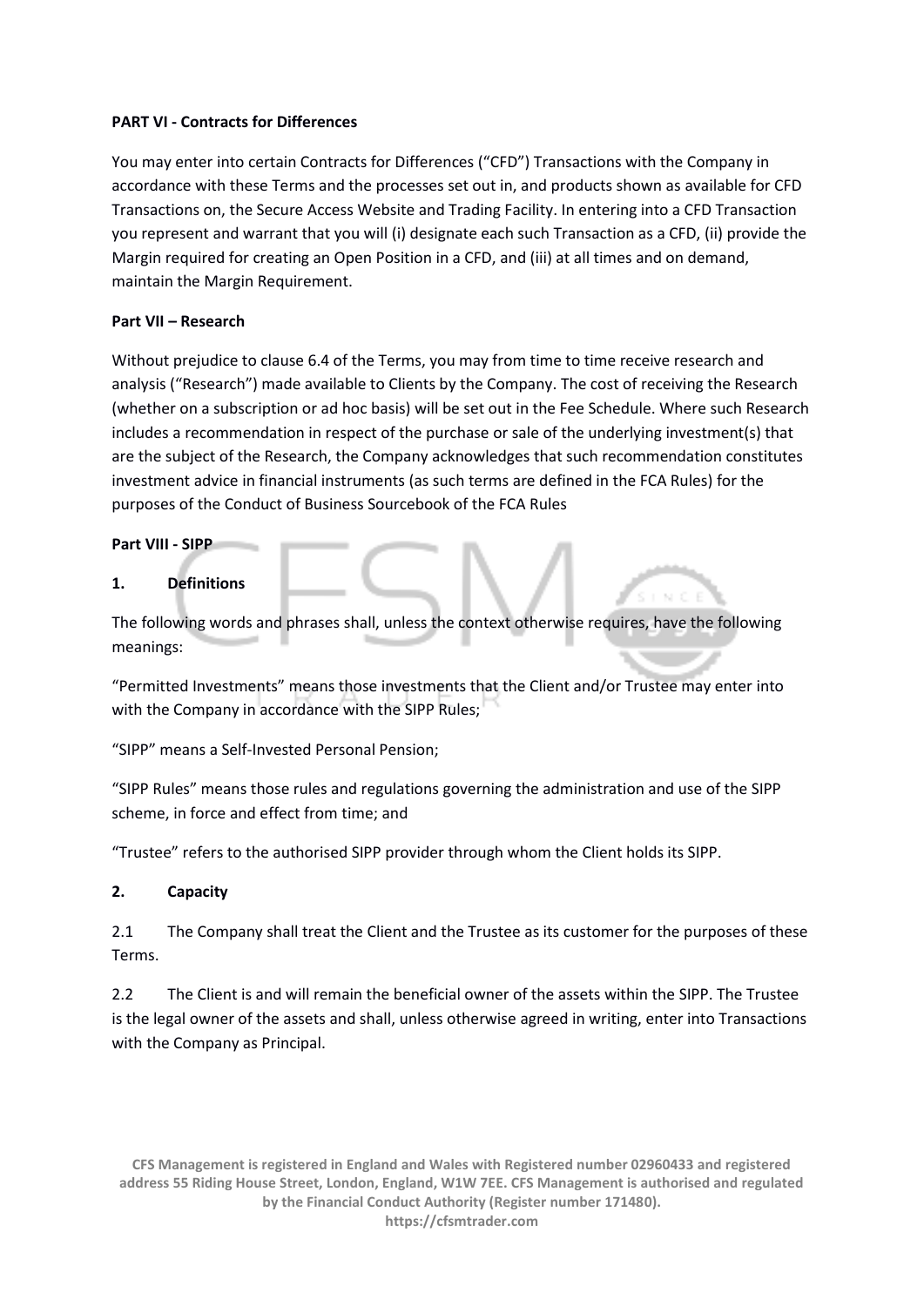**PART VI - Contracts for Differences**

You may enter into certain Contracts for Differences ("CFD") Transactions with the Company in accordance with these Terms and the processes set out in, and products shown as available for CFD Transactions on, the Secure Access Website and Trading Facility. In entering into a CFD Transaction you represent and warrant that you will (i) designate each such Transaction as a CFD, (ii) provide the Margin required for creating an Open Position in a CFD, and (iii) at all times and on demand, maintain the Margin Requirement.

**Part VII – Research**

Without prejudice to clause 6.4 of the Terms, you may from time to time receive research and analysis ("Research") made available to Clients by the Company. The cost of receiving the Research (whether on a subscription or ad hoc basis) will be set out in the Fee Schedule. Where such Research includes a recommendation in respect of the purchase or sale of the underlying investment(s) that are the subject of the Research, the Company acknowledges that such recommendation constitutes investment advice in financial instruments (as such terms are defined in the FCA Rules) for the purposes of the Conduct of Business Sourcebook of the FCA Rules

**Part VIII - SIPP**

**1. Definitions**

The following words and phrases shall, unless the context otherwise requires, have the following meanings:

"Permitted Investments" means those investments that the Client and/or Trustee may enter into with the Company in accordance with the SIPP Rules;

"SIPP" means a Self-Invested Personal Pension;

"SIPP Rules" means those rules and regulations governing the administration and use of the SIPP scheme, in force and effect from time; and

"Trustee" refers to the authorised SIPP provider through whom the Client holds its SIPP.

**2. Capacity**

2.1 The Company shall treat the Client and the Trustee as its customer for the purposes of these Terms.

2.2 The Client is and will remain the beneficial owner of the assets within the SIPP. The Trustee is the legal owner of the assets and shall, unless otherwise agreed in writing, enter into Transactions with the Company as Principal.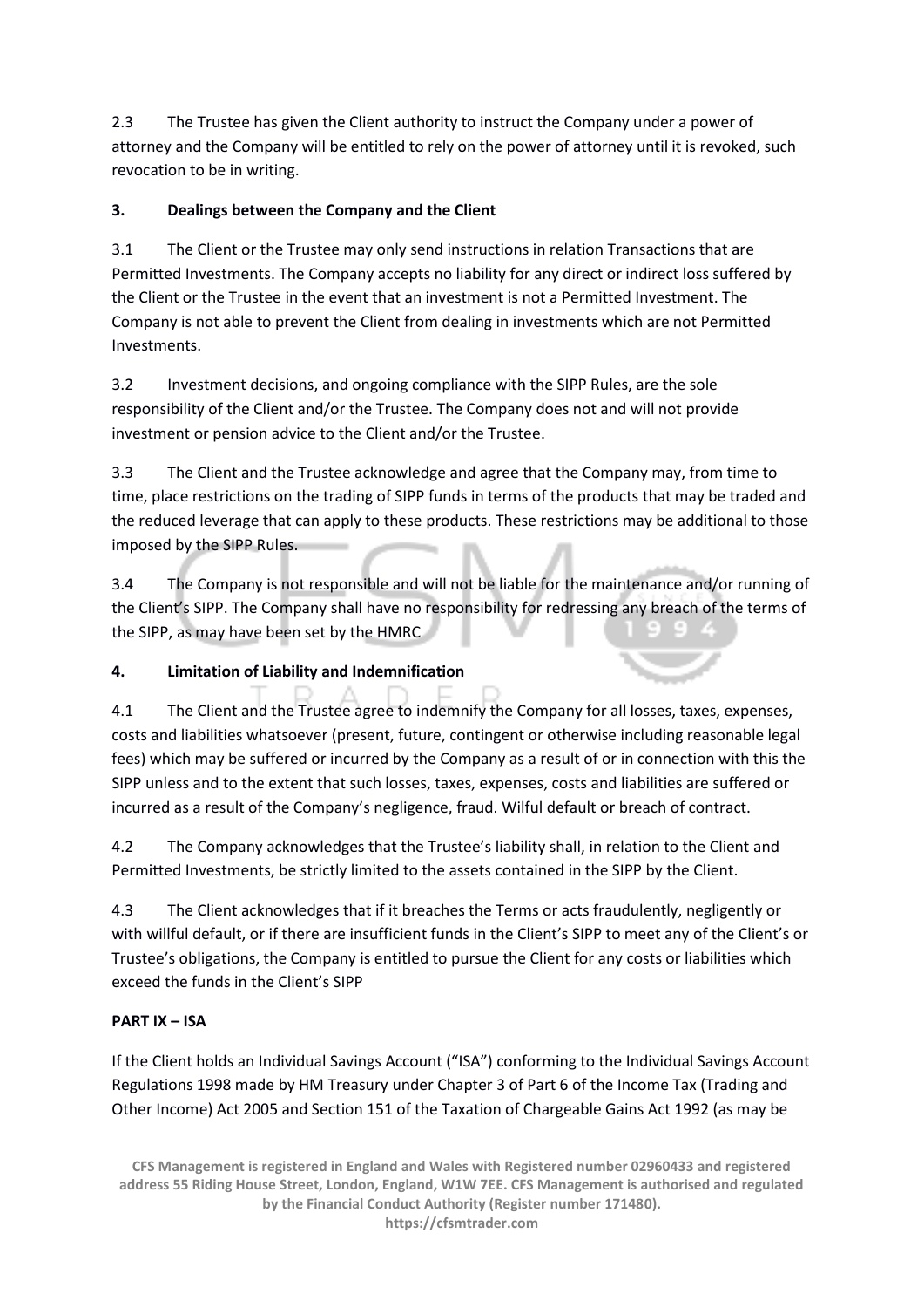2.3 The Trustee has given the Client authority to instruct the Company under a power of attorney and the Company will be entitled to rely on the power of attorney until it is revoked, such revocation to be in writing.

**3. Dealings between the Company and the Client**

3.1 The Client or the Trustee may only send instructions in relation Transactions that are Permitted Investments. The Company accepts no liability for any direct or indirect loss suffered by the Client or the Trustee in the event that an investment is not a Permitted Investment. The Company is not able to prevent the Client from dealing in investments which are not Permitted Investments.

3.2 Investment decisions, and ongoing compliance with the SIPP Rules, are the sole responsibility of the Client and/or the Trustee. The Company does not and will not provide investment or pension advice to the Client and/or the Trustee.

3.3 The Client and the Trustee acknowledge and agree that the Company may, from time to time, place restrictions on the trading of SIPP funds in terms of the products that may be traded and the reduced leverage that can apply to these products. These restrictions may be additional to those imposed by the SIPP Rules.

3.4 The Company is not responsible and will not be liable for the maintenance and/or running of the Client's SIPP. The Company shall have no responsibility for redressing any breach of the terms of the SIPP, as may have been set by the HMRC

**4. Limitation of Liability and Indemnification**

4.1 The Client and the Trustee agree to indemnify the Company for all losses, taxes, expenses, costs and liabilities whatsoever (present, future, contingent or otherwise including reasonable legal fees) which may be suffered or incurred by the Company as a result of or in connection with this the SIPP unless and to the extent that such losses, taxes, expenses, costs and liabilities are suffered or incurred as a result of the Company's negligence, fraud. Wilful default or breach of contract.

4.2 The Company acknowledges that the Trustee's liability shall, in relation to the Client and Permitted Investments, be strictly limited to the assets contained in the SIPP by the Client.

4.3 The Client acknowledges that if it breaches the Terms or acts fraudulently, negligently or with willful default, or if there are insufficient funds in the Client's SIPP to meet any of the Client's or Trustee's obligations, the Company is entitled to pursue the Client for any costs or liabilities which exceed the funds in the Client's SIPP

**PART IX – ISA**

If the Client holds an Individual Savings Account ("ISA") conforming to the Individual Savings Account Regulations 1998 made by HM Treasury under Chapter 3 of Part 6 of the Income Tax (Trading and Other Income) Act 2005 and Section 151 of the Taxation of Chargeable Gains Act 1992 (as may be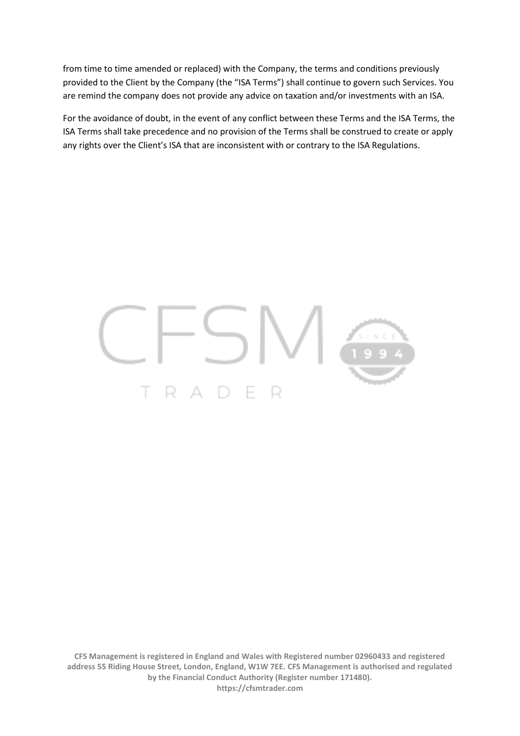from time to time amended or replaced) with the Company, the terms and conditions previously provided to the Client by the Company (the "ISA Terms") shall continue to govern such Services. You are remind the company does not provide any advice on taxation and/or investments with an ISA.

For the avoidance of doubt, in the event of any conflict between these Terms and the ISA Terms, the ISA Terms shall take precedence and no provision of the Terms shall be construed to create or apply any rights over the Client's ISA that are inconsistent with or contrary to the ISA Regulations.